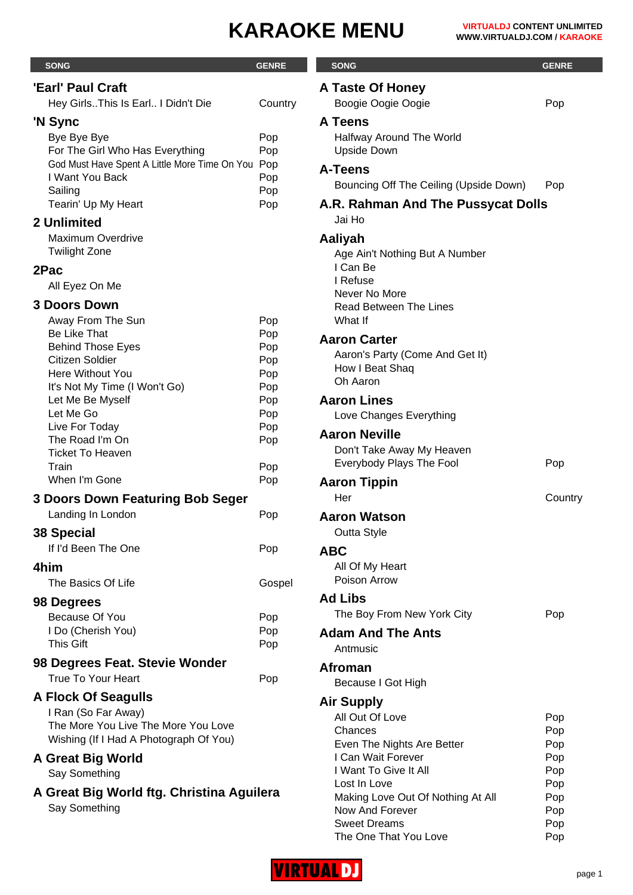# KARAOKE MENU

**VIRTUALDJ CONTENT UNLIMITED**
**WWW.VIRTUALDJ.COM / KARAOKE**

| SONG | GENRE |
|---|---|
| **'Earl' Paul Craft** | |
| Hey Girls..This Is Earl.. I Didn't Die | Country |
| **'N Sync** | |
| Bye Bye Bye | Pop |
| For The Girl Who Has Everything | Pop |
| God Must Have Spent A Little More Time On You | Pop |
| I Want You Back | Pop |
| Sailing | Pop |
| Tearin' Up My Heart | Pop |
| **2 Unlimited** | |
| Maximum Overdrive | |
| Twilight Zone | |
| **2Pac** | |
| All Eyez On Me | |
| **3 Doors Down** | |
| Away From The Sun | Pop |
| Be Like That | Pop |
| Behind Those Eyes | Pop |
| Citizen Soldier | Pop |
| Here Without You | Pop |
| It's Not My Time (I Won't Go) | Pop |
| Let Me Be Myself | Pop |
| Let Me Go | Pop |
| Live For Today | Pop |
| The Road I'm On | Pop |
| Ticket To Heaven | |
| Train | Pop |
| When I'm Gone | Pop |
| **3 Doors Down Featuring Bob Seger** | |
| Landing In London | Pop |
| **38 Special** | |
| If I'd Been The One | Pop |
| **4him** | |
| The Basics Of Life | Gospel |
| **98 Degrees** | |
| Because Of You | Pop |
| I Do (Cherish You) | Pop |
| This Gift | Pop |
| **98 Degrees Feat. Stevie Wonder** | |
| True To Your Heart | Pop |
| **A Flock Of Seagulls** | |
| I Ran (So Far Away) | |
| The More You Live The More You Love | |
| Wishing (If I Had A Photograph Of You) | |
| **A Great Big World** | |
| Say Something | |
| **A Great Big World ftg. Christina Aguilera** | |
| Say Something | |
| **A Taste Of Honey** | |
| Boogie Oogie Oogie | Pop |
| **A Teens** | |
| Halfway Around The World | |
| Upside Down | |
| **A-Teens** | |
| Bouncing Off The Ceiling (Upside Down) | Pop |
| **A.R. Rahman And The Pussycat Dolls** | |
| Jai Ho | |
| **Aaliyah** | |
| Age Ain't Nothing But A Number | |
| I Can Be | |
| I Refuse | |
| Never No More | |
| Read Between The Lines | |
| What If | |
| **Aaron Carter** | |
| Aaron's Party (Come And Get It) | |
| How I Beat Shaq | |
| Oh Aaron | |
| **Aaron Lines** | |
| Love Changes Everything | |
| **Aaron Neville** | |
| Don't Take Away My Heaven | |
| Everybody Plays The Fool | Pop |
| **Aaron Tippin** | |
| Her | Country |
| **Aaron Watson** | |
| Outta Style | |
| **ABC** | |
| All Of My Heart | |
| Poison Arrow | |
| **Ad Libs** | |
| The Boy From New York City | Pop |
| **Adam And The Ants** | |
| Antmusic | |
| **Afroman** | |
| Because I Got High | |
| **Air Supply** | |
| All Out Of Love | Pop |
| Chances | Pop |
| Even The Nights Are Better | Pop |
| I Can Wait Forever | Pop |
| I Want To Give It All | Pop |
| Lost In Love | Pop |
| Making Love Out Of Nothing At All | Pop |
| Now And Forever | Pop |
| Sweet Dreams | Pop |
| The One That You Love | Pop |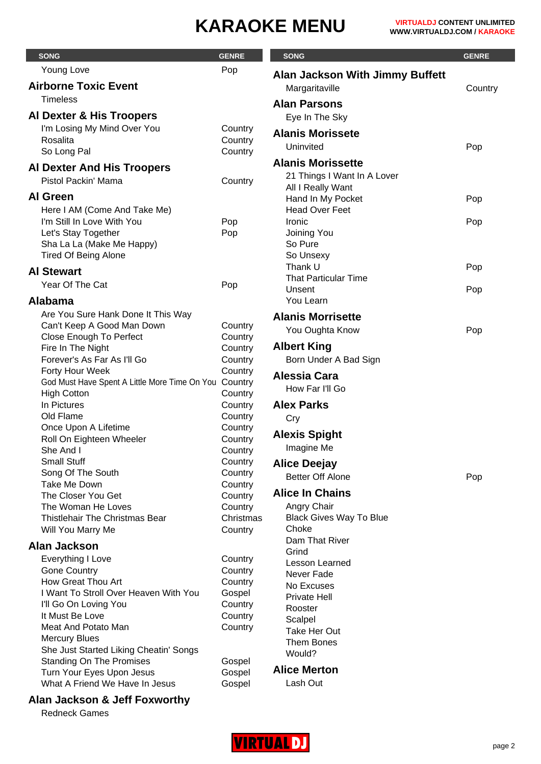# KARAOKE MENU

| SONG | GENRE |
|---|---|
| Young Love | Pop |
| **Airborne Toxic Event** | |
| Timeless | |
| **Al Dexter & His Troopers** | |
| I'm Losing My Mind Over You | Country |
| Rosalita | Country |
| So Long Pal | Country |
| **Al Dexter And His Troopers** | |
| Pistol Packin' Mama | Country |
| **Al Green** | |
| Here I AM (Come And Take Me) | |
| I'm Still In Love With You | Pop |
| Let's Stay Together | Pop |
| Sha La La (Make Me Happy) | |
| Tired Of Being Alone | |
| **Al Stewart** | |
| Year Of The Cat | Pop |
| **Alabama** | |
| Are You Sure Hank Done It This Way | |
| Can't Keep A Good Man Down | Country |
| Close Enough To Perfect | Country |
| Fire In The Night | Country |
| Forever's As Far As I'll Go | Country |
| Forty Hour Week | Country |
| God Must Have Spent A Little More Time On You | Country |
| High Cotton | Country |
| In Pictures | Country |
| Old Flame | Country |
| Once Upon A Lifetime | Country |
| Roll On Eighteen Wheeler | Country |
| She And I | Country |
| Small Stuff | Country |
| Song Of The South | Country |
| Take Me Down | Country |
| The Closer You Get | Country |
| The Woman He Loves | Country |
| Thistlehair The Christmas Bear | Christmas |
| Will You Marry Me | Country |
| **Alan Jackson** | |
| Everything I Love | Country |
| Gone Country | Country |
| How Great Thou Art | Country |
| I Want To Stroll Over Heaven With You | Gospel |
| I'll Go On Loving You | Country |
| It Must Be Love | Country |
| Meat And Potato Man | Country |
| Mercury Blues | |
| She Just Started Liking Cheatin' Songs | |
| Standing On The Promises | Gospel |
| Turn Your Eyes Upon Jesus | Gospel |
| What A Friend We Have In Jesus | Gospel |
| **Alan Jackson & Jeff Foxworthy** | |
| Redneck Games | |
| **Alan Jackson With Jimmy Buffett** | |
| Margaritaville | Country |
| **Alan Parsons** | |
| Eye In The Sky | |
| **Alanis Morissete** | |
| Uninvited | Pop |
| **Alanis Morissette** | |
| 21 Things I Want In A Lover | |
| All I Really Want | |
| Hand In My Pocket | Pop |
| Head Over Feet | |
| Ironic | Pop |
| Joining You | |
| So Pure | |
| So Unsexy | |
| Thank U | Pop |
| That Particular Time | |
| Unsent | Pop |
| You Learn | |
| **Alanis Morrisette** | |
| You Oughta Know | Pop |
| **Albert King** | |
| Born Under A Bad Sign | |
| **Alessia Cara** | |
| How Far I'll Go | |
| **Alex Parks** | |
| Cry | |
| **Alexis Spight** | |
| Imagine Me | |
| **Alice Deejay** | |
| Better Off Alone | Pop |
| **Alice In Chains** | |
| Angry Chair | |
| Black Gives Way To Blue | |
| Choke | |
| Dam That River | |
| Grind | |
| Lesson Learned | |
| Never Fade | |
| No Excuses | |
| Private Hell | |
| Rooster | |
| Scalpel | |
| Take Her Out | |
| Them Bones | |
| Would? | |
| **Alice Merton** | |
| Lash Out | |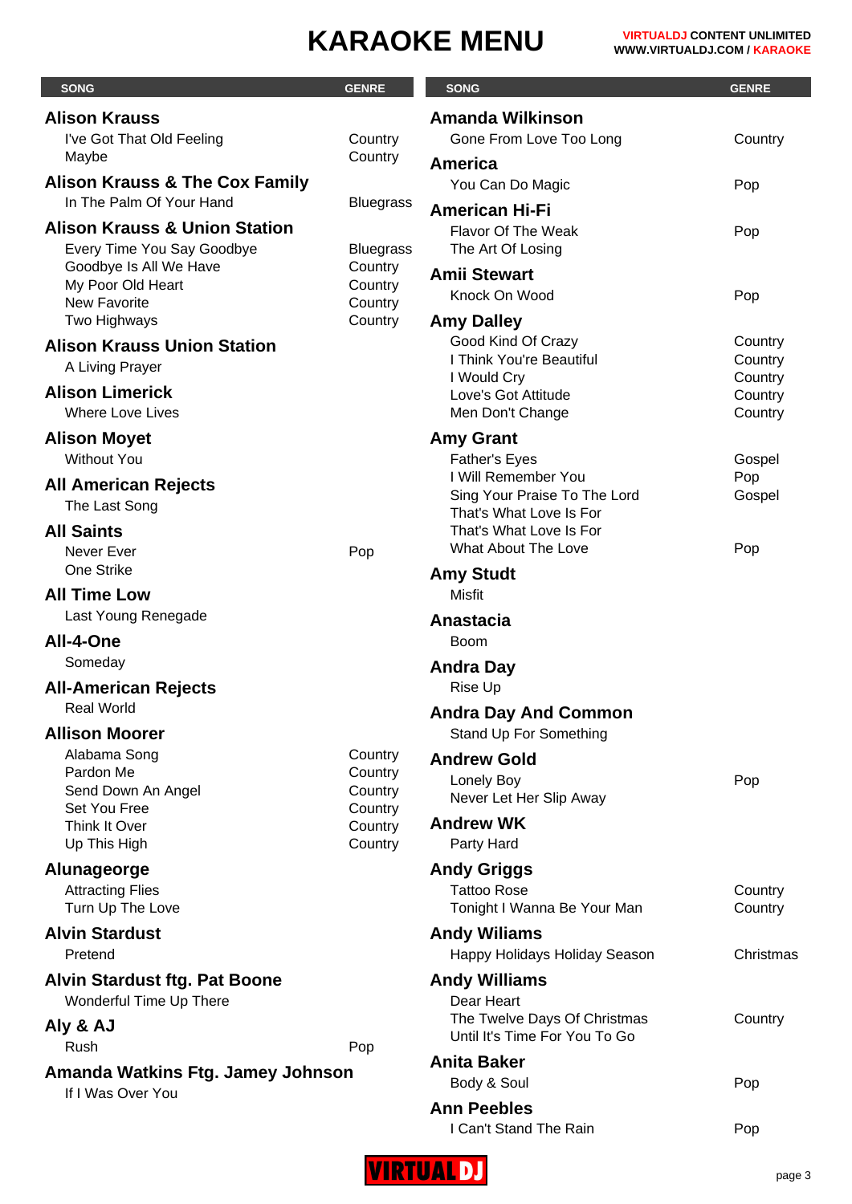# KARAOKE MENU

| SONG | GENRE |
|---|---|
| **Alison Krauss** | |
| I've Got That Old Feeling | Country |
| Maybe | Country |
| **Alison Krauss & The Cox Family** | |
| In The Palm Of Your Hand | Bluegrass |
| **Alison Krauss & Union Station** | |
| Every Time You Say Goodbye | Bluegrass |
| Goodbye Is All We Have | Country |
| My Poor Old Heart | Country |
| New Favorite | Country |
| Two Highways | Country |
| **Alison Krauss Union Station** | |
| A Living Prayer | |
| **Alison Limerick** | |
| Where Love Lives | |
| **Alison Moyet** | |
| Without You | |
| **All American Rejects** | |
| The Last Song | |
| **All Saints** | |
| Never Ever | Pop |
| One Strike | |
| **All Time Low** | |
| Last Young Renegade | |
| **All-4-One** | |
| Someday | |
| **All-American Rejects** | |
| Real World | |
| **Allison Moorer** | |
| Alabama Song | Country |
| Pardon Me | Country |
| Send Down An Angel | Country |
| Set You Free | Country |
| Think It Over | Country |
| Up This High | Country |
| **Alunageorge** | |
| Attracting Flies | |
| Turn Up The Love | |
| **Alvin Stardust** | |
| Pretend | |
| **Alvin Stardust ftg. Pat Boone** | |
| Wonderful Time Up There | |
| **Aly & AJ** | |
| Rush | Pop |
| **Amanda Watkins Ftg. Jamey Johnson** | |
| If I Was Over You | |
| **Amanda Wilkinson** | |
| Gone From Love Too Long | Country |
| **America** | |
| You Can Do Magic | Pop |
| **American Hi-Fi** | |
| Flavor Of The Weak | Pop |
| The Art Of Losing | |
| **Amii Stewart** | |
| Knock On Wood | Pop |
| **Amy Dalley** | |
| Good Kind Of Crazy | Country |
| I Think You're Beautiful | Country |
| I Would Cry | Country |
| Love's Got Attitude | Country |
| Men Don't Change | Country |
| **Amy Grant** | |
| Father's Eyes | Gospel |
| I Will Remember You | Pop |
| Sing Your Praise To The Lord | Gospel |
| That's What Love Is For | |
| That's What Love Is For | |
| What About The Love | Pop |
| **Amy Studt** | |
| Misfit | |
| **Anastacia** | |
| Boom | |
| **Andra Day** | |
| Rise Up | |
| **Andra Day And Common** | |
| Stand Up For Something | |
| **Andrew Gold** | |
| Lonely Boy | Pop |
| Never Let Her Slip Away | |
| **Andrew WK** | |
| Party Hard | |
| **Andy Griggs** | |
| Tattoo Rose | Country |
| Tonight I Wanna Be Your Man | Country |
| **Andy Wiliams** | |
| Happy Holidays Holiday Season | Christmas |
| **Andy Williams** | |
| Dear Heart | |
| The Twelve Days Of Christmas | Country |
| Until It's Time For You To Go | |
| **Anita Baker** | |
| Body & Soul | Pop |
| **Ann Peebles** | |
| I Can't Stand The Rain | Pop |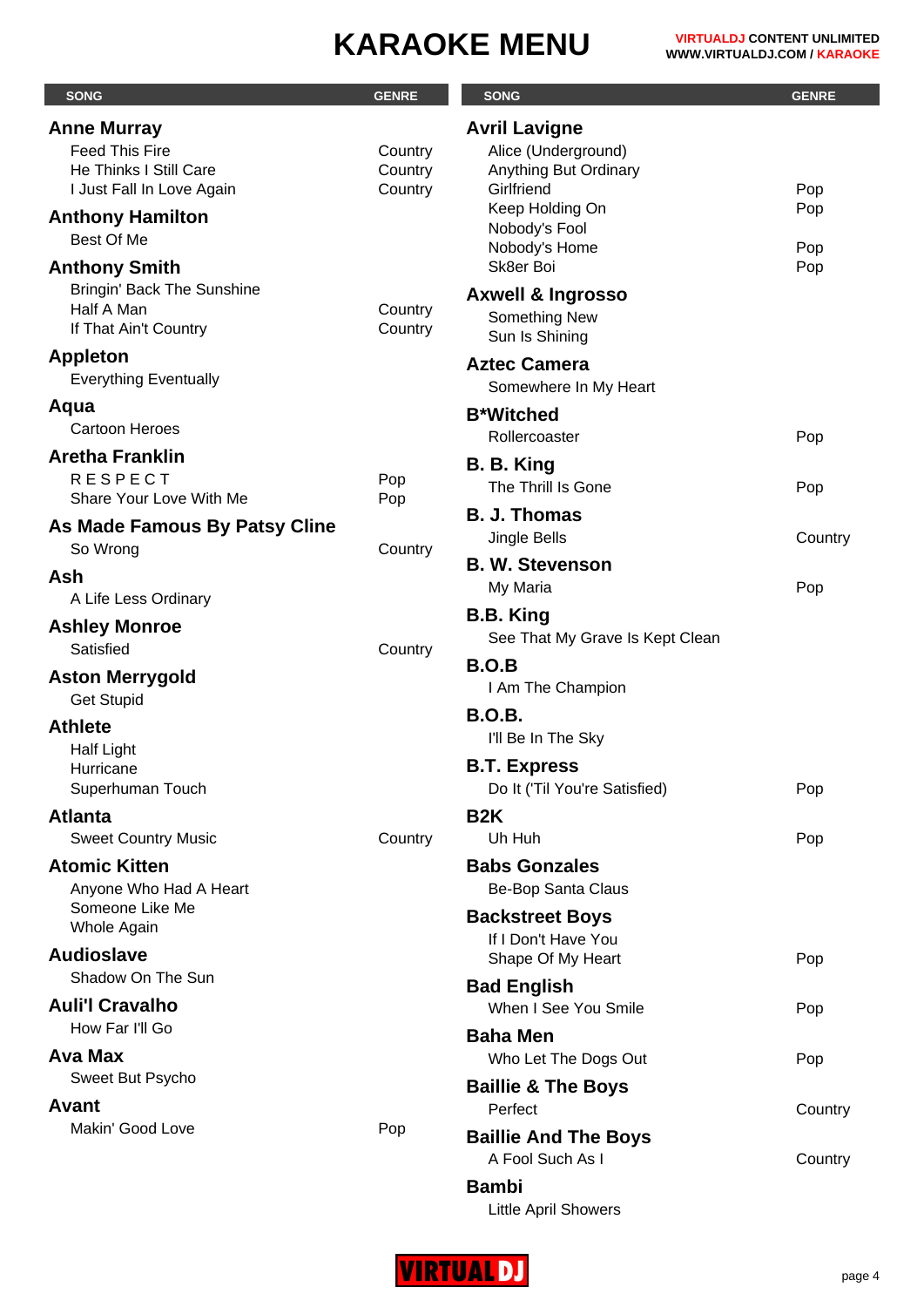# KARAOKE MENU

VIRTUALDJ CONTENT UNLIMITED
WWW.VIRTUALDJ.COM / KARAOKE

| SONG | GENRE |
|---|---|
| **Anne Murray** | |
| Feed This Fire | Country |
| He Thinks I Still Care | Country |
| I Just Fall In Love Again | Country |
| **Anthony Hamilton** | |
| Best Of Me | |
| **Anthony Smith** | |
| Bringin' Back The Sunshine | |
| Half A Man | Country |
| If That Ain't Country | Country |
| **Appleton** | |
| Everything Eventually | |
| **Aqua** | |
| Cartoon Heroes | |
| **Aretha Franklin** | |
| R E S P E C T | Pop |
| Share Your Love With Me | Pop |
| **As Made Famous By Patsy Cline** | |
| So Wrong | Country |
| **Ash** | |
| A Life Less Ordinary | |
| **Ashley Monroe** | |
| Satisfied | Country |
| **Aston Merrygold** | |
| Get Stupid | |
| **Athlete** | |
| Half Light | |
| Hurricane | |
| Superhuman Touch | |
| **Atlanta** | |
| Sweet Country Music | Country |
| **Atomic Kitten** | |
| Anyone Who Had A Heart | |
| Someone Like Me | |
| Whole Again | |
| **Audioslave** | |
| Shadow On The Sun | |
| **Auli'I Cravalho** | |
| How Far I'll Go | |
| **Ava Max** | |
| Sweet But Psycho | |
| **Avant** | |
| Makin' Good Love | Pop |
| **Avril Lavigne** | |
| Alice (Underground) | |
| Anything But Ordinary | |
| Girlfriend | Pop |
| Keep Holding On | Pop |
| Nobody's Fool | |
| Nobody's Home | Pop |
| Sk8er Boi | Pop |
| **Axwell & Ingrosso** | |
| Something New | |
| Sun Is Shining | |
| **Aztec Camera** | |
| Somewhere In My Heart | |
| **B*Witched** | |
| Rollercoaster | Pop |
| **B. B. King** | |
| The Thrill Is Gone | Pop |
| **B. J. Thomas** | |
| Jingle Bells | Country |
| **B. W. Stevenson** | |
| My Maria | Pop |
| **B.B. King** | |
| See That My Grave Is Kept Clean | |
| **B.O.B** | |
| I Am The Champion | |
| **B.O.B.** | |
| I'll Be In The Sky | |
| **B.T. Express** | |
| Do It ('Til You're Satisfied) | Pop |
| **B2K** | |
| Uh Huh | Pop |
| **Babs Gonzales** | |
| Be-Bop Santa Claus | |
| **Backstreet Boys** | |
| If I Don't Have You | |
| Shape Of My Heart | Pop |
| **Bad English** | |
| When I See You Smile | Pop |
| **Baha Men** | |
| Who Let The Dogs Out | Pop |
| **Baillie & The Boys** | |
| Perfect | Country |
| **Baillie And The Boys** | |
| A Fool Such As I | Country |
| **Bambi** | |
| Little April Showers | |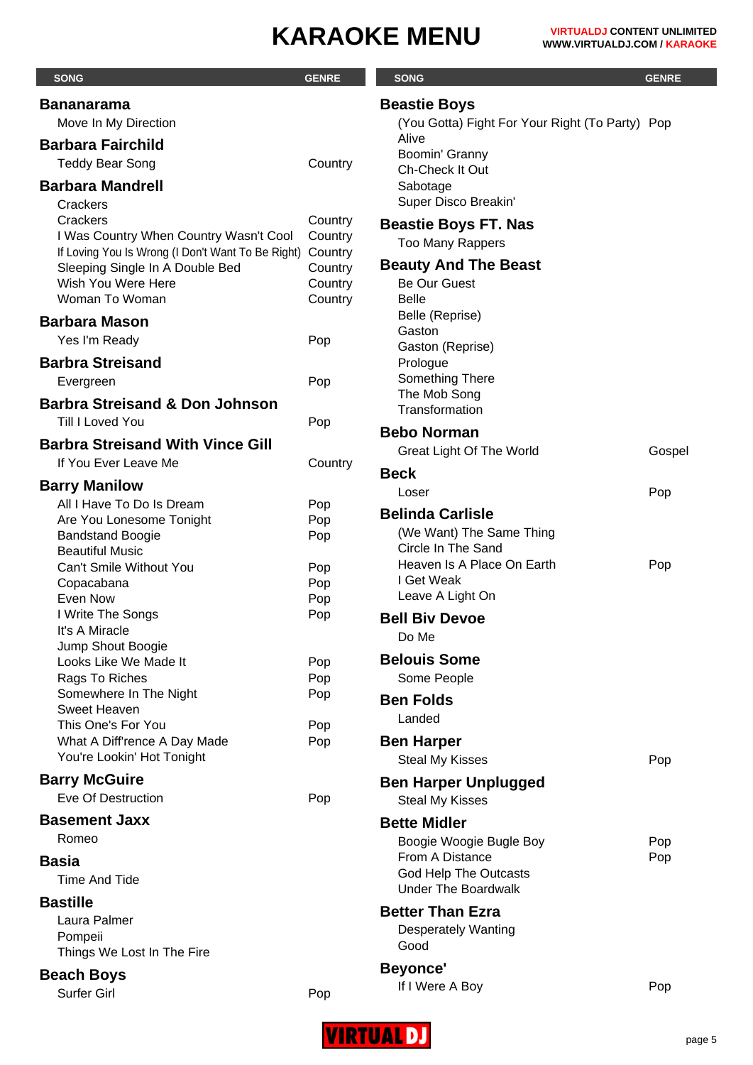# KARAOKE MENU

| SONG | GENRE |
|---|---|
| **Bananarama** | |
| Move In My Direction | |
| **Barbara Fairchild** | |
| Teddy Bear Song | Country |
| **Barbara Mandrell** | |
| Crackers | |
| Crackers | Country |
| I Was Country When Country Wasn't Cool | Country |
| If Loving You Is Wrong (I Don't Want To Be Right) | Country |
| Sleeping Single In A Double Bed | Country |
| Wish You Were Here | Country |
| Woman To Woman | Country |
| **Barbara Mason** | |
| Yes I'm Ready | Pop |
| **Barbra Streisand** | |
| Evergreen | Pop |
| **Barbra Streisand & Don Johnson** | |
| Till I Loved You | Pop |
| **Barbra Streisand With Vince Gill** | |
| If You Ever Leave Me | Country |
| **Barry Manilow** | |
| All I Have To Do Is Dream | Pop |
| Are You Lonesome Tonight | Pop |
| Bandstand Boogie | Pop |
| Beautiful Music | |
| Can't Smile Without You | Pop |
| Copacabana | Pop |
| Even Now | Pop |
| I Write The Songs | Pop |
| It's A Miracle | |
| Jump Shout Boogie | |
| Looks Like We Made It | Pop |
| Rags To Riches | Pop |
| Somewhere In The Night | Pop |
| Sweet Heaven | |
| This One's For You | Pop |
| What A Diff'rence A Day Made | Pop |
| You're Lookin' Hot Tonight | |
| **Barry McGuire** | |
| Eve Of Destruction | Pop |
| **Basement Jaxx** | |
| Romeo | |
| **Basia** | |
| Time And Tide | |
| **Bastille** | |
| Laura Palmer | |
| Pompeii | |
| Things We Lost In The Fire | |
| **Beach Boys** | |
| Surfer Girl | Pop |
| **Beastie Boys** | |
| (You Gotta) Fight For Your Right (To Party) | Pop |
| Alive | |
| Boomin' Granny | |
| Ch-Check It Out | |
| Sabotage | |
| Super Disco Breakin' | |
| **Beastie Boys FT. Nas** | |
| Too Many Rappers | |
| **Beauty And The Beast** | |
| Be Our Guest | |
| Belle | |
| Belle (Reprise) | |
| Gaston | |
| Gaston (Reprise) | |
| Prologue | |
| Something There | |
| The Mob Song | |
| Transformation | |
| **Bebo Norman** | |
| Great Light Of The World | Gospel |
| **Beck** | |
| Loser | Pop |
| **Belinda Carlisle** | |
| (We Want) The Same Thing | |
| Circle In The Sand | |
| Heaven Is A Place On Earth | Pop |
| I Get Weak | |
| Leave A Light On | |
| **Bell Biv Devoe** | |
| Do Me | |
| **Belouis Some** | |
| Some People | |
| **Ben Folds** | |
| Landed | |
| **Ben Harper** | |
| Steal My Kisses | Pop |
| **Ben Harper Unplugged** | |
| Steal My Kisses | |
| **Bette Midler** | |
| Boogie Woogie Bugle Boy | Pop |
| From A Distance | Pop |
| God Help The Outcasts | |
| Under The Boardwalk | |
| **Better Than Ezra** | |
| Desperately Wanting | |
| Good | |
| **Beyonce'** | |
| If I Were A Boy | Pop |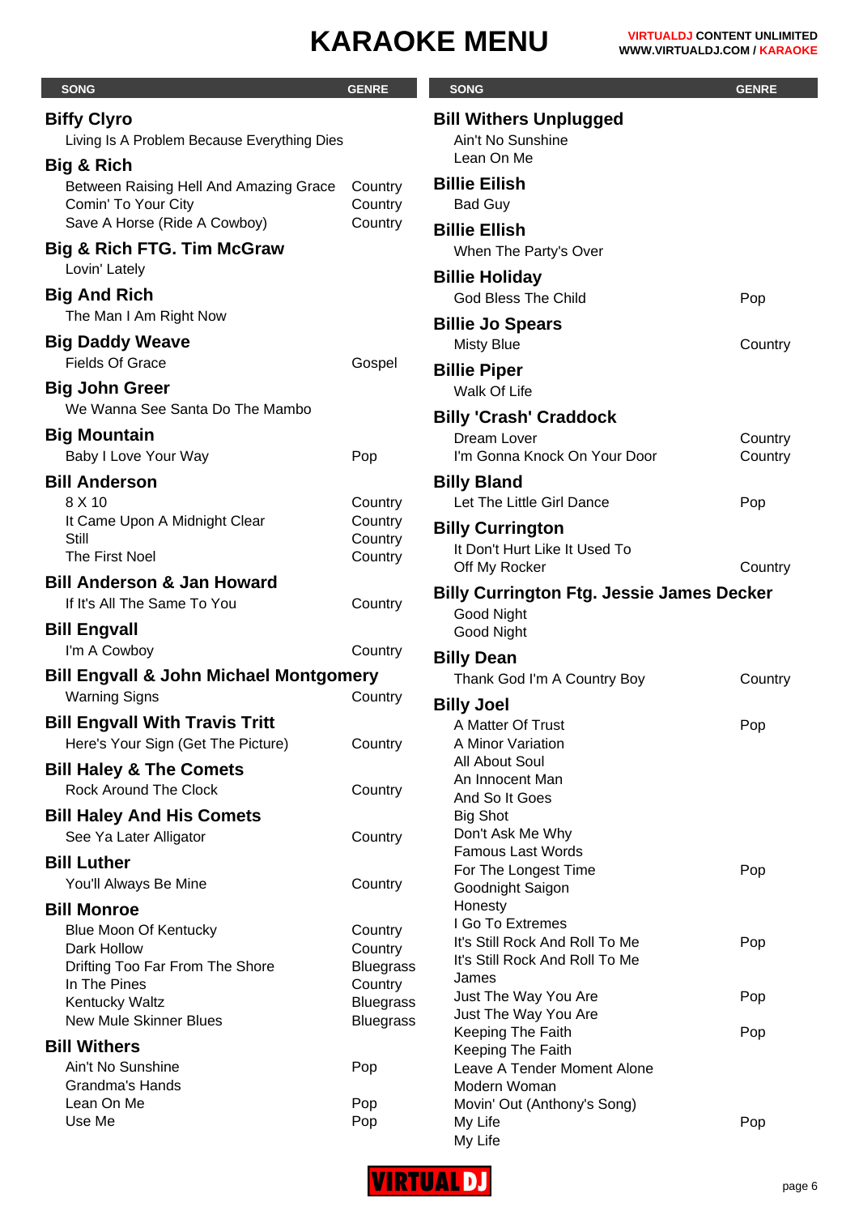# KARAOKE MENU

| SONG | GENRE |
|---|---|
| **Biffy Clyro** | |
| Living Is A Problem Because Everything Dies | |
| **Big & Rich** | |
| Between Raising Hell And Amazing Grace | Country |
| Comin' To Your City | Country |
| Save A Horse (Ride A Cowboy) | Country |
| **Big & Rich FTG. Tim McGraw** | |
| Lovin' Lately | |
| **Big And Rich** | |
| The Man I Am Right Now | |
| **Big Daddy Weave** | |
| Fields Of Grace | Gospel |
| **Big John Greer** | |
| We Wanna See Santa Do The Mambo | |
| **Big Mountain** | |
| Baby I Love Your Way | Pop |
| **Bill Anderson** | |
| 8 X 10 | Country |
| It Came Upon A Midnight Clear | Country |
| Still | Country |
| The First Noel | Country |
| **Bill Anderson & Jan Howard** | |
| If It's All The Same To You | Country |
| **Bill Engvall** | |
| I'm A Cowboy | Country |
| **Bill Engvall & John Michael Montgomery** | |
| Warning Signs | Country |
| **Bill Engvall With Travis Tritt** | |
| Here's Your Sign (Get The Picture) | Country |
| **Bill Haley & The Comets** | |
| Rock Around The Clock | Country |
| **Bill Haley And His Comets** | |
| See Ya Later Alligator | Country |
| **Bill Luther** | |
| You'll Always Be Mine | Country |
| **Bill Monroe** | |
| Blue Moon Of Kentucky | Country |
| Dark Hollow | Country |
| Drifting Too Far From The Shore | Bluegrass |
| In The Pines | Country |
| Kentucky Waltz | Bluegrass |
| New Mule Skinner Blues | Bluegrass |
| **Bill Withers** | |
| Ain't No Sunshine | Pop |
| Grandma's Hands | |
| Lean On Me | Pop |
| Use Me | Pop |
| **Bill Withers Unplugged** | |
| Ain't No Sunshine | |
| Lean On Me | |
| **Billie Eilish** | |
| Bad Guy | |
| **Billie Ellish** | |
| When The Party's Over | |
| **Billie Holiday** | |
| God Bless The Child | Pop |
| **Billie Jo Spears** | |
| Misty Blue | Country |
| **Billie Piper** | |
| Walk Of Life | |
| **Billy 'Crash' Craddock** | |
| Dream Lover | Country |
| I'm Gonna Knock On Your Door | Country |
| **Billy Bland** | |
| Let The Little Girl Dance | Pop |
| **Billy Currington** | |
| It Don't Hurt Like It Used To | |
| Off My Rocker | Country |
| **Billy Currington Ftg. Jessie James Decker** | |
| Good Night | |
| Good Night | |
| **Billy Dean** | |
| Thank God I'm A Country Boy | Country |
| **Billy Joel** | |
| A Matter Of Trust | Pop |
| A Minor Variation | |
| All About Soul | |
| An Innocent Man | |
| And So It Goes | |
| Big Shot | |
| Don't Ask Me Why | |
| Famous Last Words | |
| For The Longest Time | Pop |
| Goodnight Saigon | |
| Honesty | |
| I Go To Extremes | |
| It's Still Rock And Roll To Me | Pop |
| It's Still Rock And Roll To Me | |
| James | |
| Just The Way You Are | Pop |
| Just The Way You Are | |
| Keeping The Faith | Pop |
| Keeping The Faith | |
| Leave A Tender Moment Alone | |
| Modern Woman | |
| Movin' Out (Anthony's Song) | |
| My Life | Pop |
| My Life | |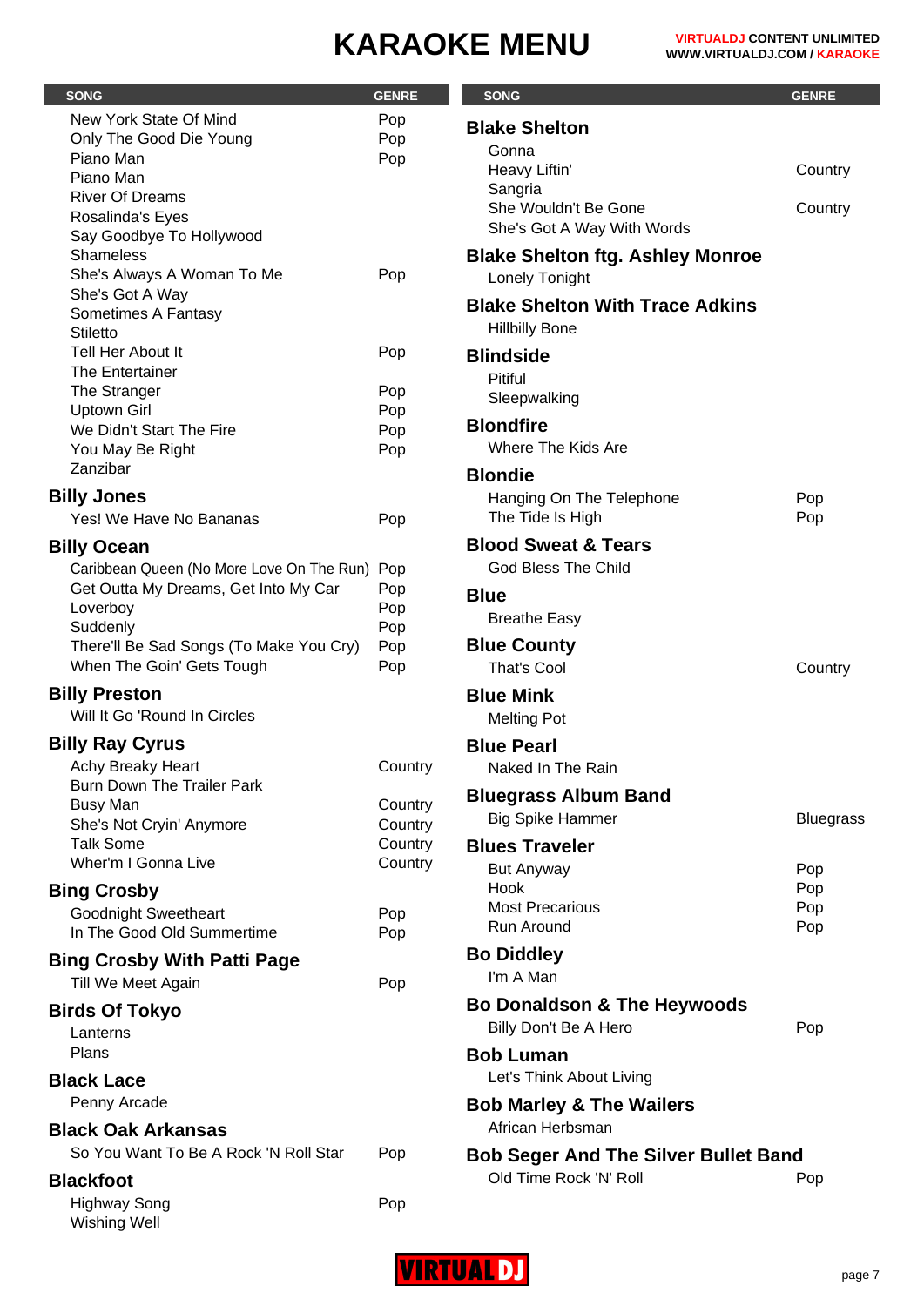# KARAOKE MENU

| SONG | GENRE |
|---|---|
| New York State Of Mind | Pop |
| Only The Good Die Young | Pop |
| Piano Man | Pop |
| Piano Man | |
| River Of Dreams | |
| Rosalinda's Eyes | |
| Say Goodbye To Hollywood | |
| Shameless | |
| She's Always A Woman To Me | Pop |
| She's Got A Way | |
| Sometimes A Fantasy | |
| Stiletto | |
| Tell Her About It | Pop |
| The Entertainer | |
| The Stranger | Pop |
| Uptown Girl | Pop |
| We Didn't Start The Fire | Pop |
| You May Be Right | Pop |
| Zanzibar | |

## Billy Jones

| SONG | GENRE |
|---|---|
| Yes! We Have No Bananas | Pop |

## Billy Ocean

| SONG | GENRE |
|---|---|
| Caribbean Queen (No More Love On The Run) | Pop |
| Get Outta My Dreams, Get Into My Car | Pop |
| Loverboy | Pop |
| Suddenly | Pop |
| There'll Be Sad Songs (To Make You Cry) | Pop |
| When The Goin' Gets Tough | Pop |

## Billy Preston

| SONG | GENRE |
|---|---|
| Will It Go 'Round In Circles | |

## Billy Ray Cyrus

| SONG | GENRE |
|---|---|
| Achy Breaky Heart | Country |
| Burn Down The Trailer Park | |
| Busy Man | Country |
| She's Not Cryin' Anymore | Country |
| Talk Some | Country |
| Wher'm I Gonna Live | Country |

## Bing Crosby

| SONG | GENRE |
|---|---|
| Goodnight Sweetheart | Pop |
| In The Good Old Summertime | Pop |

## Bing Crosby With Patti Page

| SONG | GENRE |
|---|---|
| Till We Meet Again | Pop |

## Birds Of Tokyo

| SONG | GENRE |
|---|---|
| Lanterns | |
| Plans | |

## Black Lace

| SONG | GENRE |
|---|---|
| Penny Arcade | |

## Black Oak Arkansas

| SONG | GENRE |
|---|---|
| So You Want To Be A Rock 'N Roll Star | Pop |

## Blackfoot

| SONG | GENRE |
|---|---|
| Highway Song | Pop |
| Wishing Well | |

## Blake Shelton

| SONG | GENRE |
|---|---|
| Gonna | |
| Heavy Liftin' | Country |
| Sangria | |
| She Wouldn't Be Gone | Country |
| She's Got A Way With Words | |

## Blake Shelton ftg. Ashley Monroe

| SONG | GENRE |
|---|---|
| Lonely Tonight | |

## Blake Shelton With Trace Adkins

| SONG | GENRE |
|---|---|
| Hillbilly Bone | |

## Blindside

| SONG | GENRE |
|---|---|
| Pitiful | |
| Sleepwalking | |

## Blondfire

| SONG | GENRE |
|---|---|
| Where The Kids Are | |

## Blondie

| SONG | GENRE |
|---|---|
| Hanging On The Telephone | Pop |
| The Tide Is High | Pop |

## Blood Sweat & Tears

| SONG | GENRE |
|---|---|
| God Bless The Child | |

## Blue

| SONG | GENRE |
|---|---|
| Breathe Easy | |

## Blue County

| SONG | GENRE |
|---|---|
| That's Cool | Country |

## Blue Mink

| SONG | GENRE |
|---|---|
| Melting Pot | |

## Blue Pearl

| SONG | GENRE |
|---|---|
| Naked In The Rain | |

## Bluegrass Album Band

| SONG | GENRE |
|---|---|
| Big Spike Hammer | Bluegrass |

## Blues Traveler

| SONG | GENRE |
|---|---|
| But Anyway | Pop |
| Hook | Pop |
| Most Precarious | Pop |
| Run Around | Pop |

## Bo Diddley

| SONG | GENRE |
|---|---|
| I'm A Man | |

## Bo Donaldson & The Heywoods

| SONG | GENRE |
|---|---|
| Billy Don't Be A Hero | Pop |

## Bob Luman

| SONG | GENRE |
|---|---|
| Let's Think About Living | |

## Bob Marley & The Wailers

| SONG | GENRE |
|---|---|
| African Herbsman | |

## Bob Seger And The Silver Bullet Band

| SONG | GENRE |
|---|---|
| Old Time Rock 'N' Roll | Pop |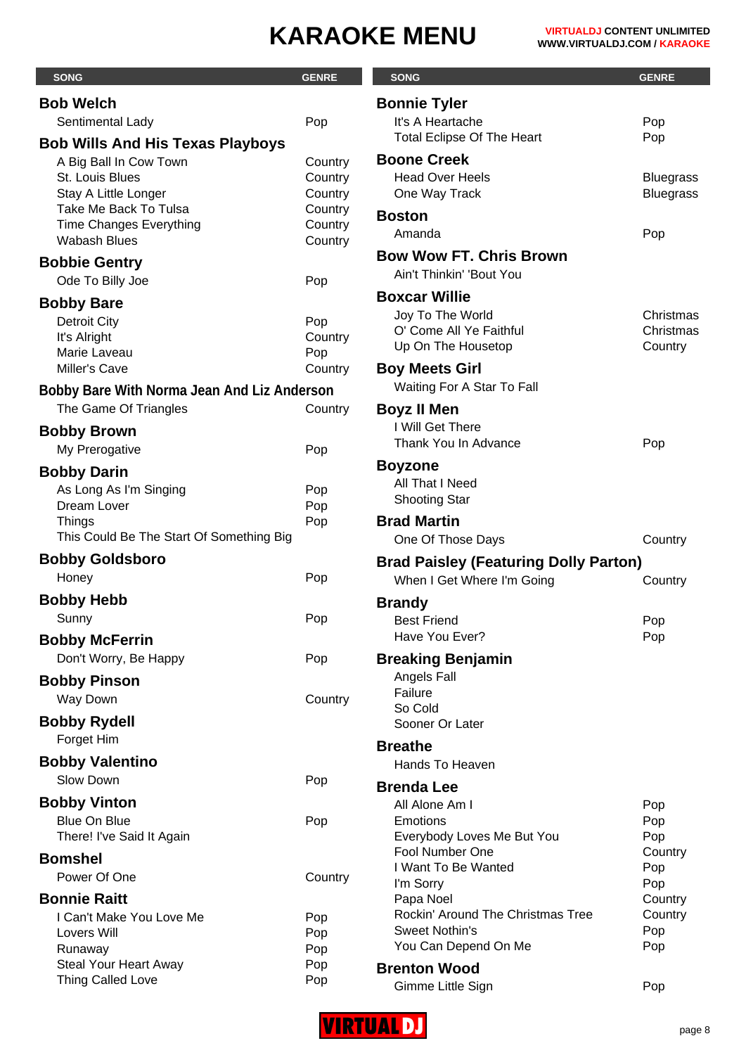# KARAOKE MENU

VIRTUALDJ CONTENT UNLIMITED
WWW.VIRTUALDJ.COM / KARAOKE

| SONG | GENRE |
|---|---|
| **Bob Welch** | |
| Sentimental Lady | Pop |
| **Bob Wills And His Texas Playboys** | |
| A Big Ball In Cow Town | Country |
| St. Louis Blues | Country |
| Stay A Little Longer | Country |
| Take Me Back To Tulsa | Country |
| Time Changes Everything | Country |
| Wabash Blues | Country |
| **Bobbie Gentry** | |
| Ode To Billy Joe | Pop |
| **Bobby Bare** | |
| Detroit City | Pop |
| It's Alright | Country |
| Marie Laveau | Pop |
| Miller's Cave | Country |
| **Bobby Bare With Norma Jean And Liz Anderson** | |
| The Game Of Triangles | Country |
| **Bobby Brown** | |
| My Prerogative | Pop |
| **Bobby Darin** | |
| As Long As I'm Singing | Pop |
| Dream Lover | Pop |
| Things | Pop |
| This Could Be The Start Of Something Big | |
| **Bobby Goldsboro** | |
| Honey | Pop |
| **Bobby Hebb** | |
| Sunny | Pop |
| **Bobby McFerrin** | |
| Don't Worry, Be Happy | Pop |
| **Bobby Pinson** | |
| Way Down | Country |
| **Bobby Rydell** | |
| Forget Him | |
| **Bobby Valentino** | |
| Slow Down | Pop |
| **Bobby Vinton** | |
| Blue On Blue | Pop |
| There! I've Said It Again | |
| **Bomshel** | |
| Power Of One | Country |
| **Bonnie Raitt** | |
| I Can't Make You Love Me | Pop |
| Lovers Will | Pop |
| Runaway | Pop |
| Steal Your Heart Away | Pop |
| Thing Called Love | Pop |
| **Bonnie Tyler** | |
| It's A Heartache | Pop |
| Total Eclipse Of The Heart | Pop |
| **Boone Creek** | |
| Head Over Heels | Bluegrass |
| One Way Track | Bluegrass |
| **Boston** | |
| Amanda | Pop |
| **Bow Wow FT. Chris Brown** | |
| Ain't Thinkin' 'Bout You | |
| **Boxcar Willie** | |
| Joy To The World | Christmas |
| O' Come All Ye Faithful | Christmas |
| Up On The Housetop | Country |
| **Boy Meets Girl** | |
| Waiting For A Star To Fall | |
| **Boyz II Men** | |
| I Will Get There | |
| Thank You In Advance | Pop |
| **Boyzone** | |
| All That I Need | |
| Shooting Star | |
| **Brad Martin** | |
| One Of Those Days | Country |
| **Brad Paisley (Featuring Dolly Parton)** | |
| When I Get Where I'm Going | Country |
| **Brandy** | |
| Best Friend | Pop |
| Have You Ever? | Pop |
| **Breaking Benjamin** | |
| Angels Fall | |
| Failure | |
| So Cold | |
| Sooner Or Later | |
| **Breathe** | |
| Hands To Heaven | |
| **Brenda Lee** | |
| All Alone Am I | Pop |
| Emotions | Pop |
| Everybody Loves Me But You | Pop |
| Fool Number One | Country |
| I Want To Be Wanted | Pop |
| I'm Sorry | Pop |
| Papa Noel | Country |
| Rockin' Around The Christmas Tree | Country |
| Sweet Nothin's | Pop |
| You Can Depend On Me | Pop |
| **Brenton Wood** | |
| Gimme Little Sign | Pop |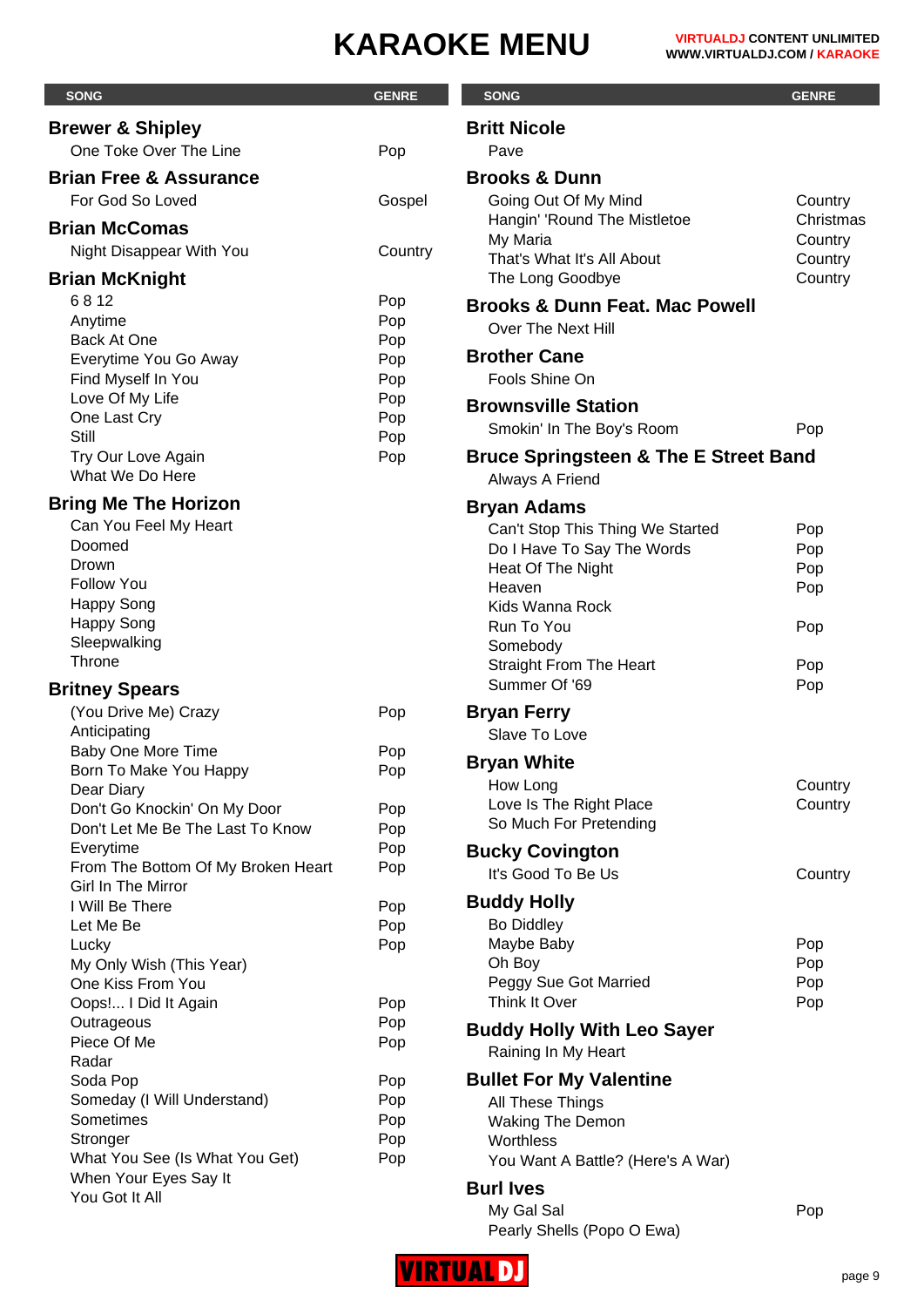# KARAOKE MENU

**VIRTUALDJ CONTENT UNLIMITED**
**WWW.VIRTUALDJ.COM / KARAOKE**

| SONG | GENRE |
|---|---|
| **Brewer & Shipley** | |
| One Toke Over The Line | Pop |
| **Brian Free & Assurance** | |
| For God So Loved | Gospel |
| **Brian McComas** | |
| Night Disappear With You | Country |
| **Brian McKnight** | |
| 6 8 12 | Pop |
| Anytime | Pop |
| Back At One | Pop |
| Everytime You Go Away | Pop |
| Find Myself In You | Pop |
| Love Of My Life | Pop |
| One Last Cry | Pop |
| Still | Pop |
| Try Our Love Again | Pop |
| What We Do Here | |
| **Bring Me The Horizon** | |
| Can You Feel My Heart | |
| Doomed | |
| Drown | |
| Follow You | |
| Happy Song | |
| Happy Song | |
| Sleepwalking | |
| Throne | |
| **Britney Spears** | |
| (You Drive Me) Crazy | Pop |
| Anticipating | |
| Baby One More Time | Pop |
| Born To Make You Happy | Pop |
| Dear Diary | |
| Don't Go Knockin' On My Door | Pop |
| Don't Let Me Be The Last To Know | Pop |
| Everytime | Pop |
| From The Bottom Of My Broken Heart | Pop |
| Girl In The Mirror | |
| I Will Be There | Pop |
| Let Me Be | Pop |
| Lucky | Pop |
| My Only Wish (This Year) | |
| One Kiss From You | |
| Oops!... I Did It Again | Pop |
| Outrageous | Pop |
| Piece Of Me | Pop |
| Radar | |
| Soda Pop | Pop |
| Someday (I Will Understand) | Pop |
| Sometimes | Pop |
| Stronger | Pop |
| What You See (Is What You Get) | Pop |
| When Your Eyes Say It | |
| You Got It All | |
| **Britt Nicole** | |
| Pave | |
| **Brooks & Dunn** | |
| Going Out Of My Mind | Country |
| Hangin' 'Round The Mistletoe | Christmas |
| My Maria | Country |
| That's What It's All About | Country |
| The Long Goodbye | Country |
| **Brooks & Dunn Feat. Mac Powell** | |
| Over The Next Hill | |
| **Brother Cane** | |
| Fools Shine On | |
| **Brownsville Station** | |
| Smokin' In The Boy's Room | Pop |
| **Bruce Springsteen & The E Street Band** | |
| Always A Friend | |
| **Bryan Adams** | |
| Can't Stop This Thing We Started | Pop |
| Do I Have To Say The Words | Pop |
| Heat Of The Night | Pop |
| Heaven | Pop |
| Kids Wanna Rock | |
| Run To You | Pop |
| Somebody | |
| Straight From The Heart | Pop |
| Summer Of '69 | Pop |
| **Bryan Ferry** | |
| Slave To Love | |
| **Bryan White** | |
| How Long | Country |
| Love Is The Right Place | Country |
| So Much For Pretending | |
| **Bucky Covington** | |
| It's Good To Be Us | Country |
| **Buddy Holly** | |
| Bo Diddley | |
| Maybe Baby | Pop |
| Oh Boy | Pop |
| Peggy Sue Got Married | Pop |
| Think It Over | Pop |
| **Buddy Holly With Leo Sayer** | |
| Raining In My Heart | |
| **Bullet For My Valentine** | |
| All These Things | |
| Waking The Demon | |
| Worthless | |
| You Want A Battle? (Here's A War) | |
| **Burl Ives** | |
| My Gal Sal | Pop |
| Pearly Shells (Popo O Ewa) | |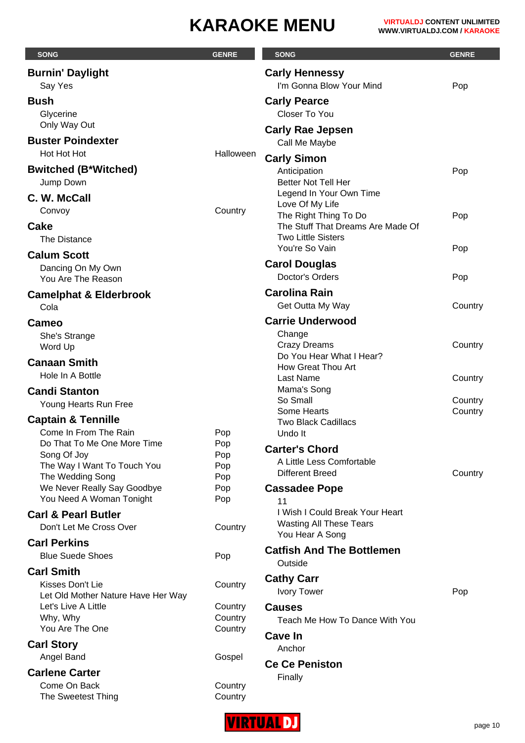# KARAOKE MENU

| SONG | GENRE |
|---|---|
| **Burnin' Daylight** | |
| Say Yes | |
| **Bush** | |
| Glycerine | |
| Only Way Out | |
| **Buster Poindexter** | |
| Hot Hot Hot | Halloween |
| **Bwitched (B*Witched)** | |
| Jump Down | |
| **C. W. McCall** | |
| Convoy | Country |
| **Cake** | |
| The Distance | |
| **Calum Scott** | |
| Dancing On My Own | |
| You Are The Reason | |
| **Camelphat & Elderbrook** | |
| Cola | |
| **Cameo** | |
| She's Strange | |
| Word Up | |
| **Canaan Smith** | |
| Hole In A Bottle | |
| **Candi Stanton** | |
| Young Hearts Run Free | |
| **Captain & Tennille** | |
| Come In From The Rain | Pop |
| Do That To Me One More Time | Pop |
| Song Of Joy | Pop |
| The Way I Want To Touch You | Pop |
| The Wedding Song | Pop |
| We Never Really Say Goodbye | Pop |
| You Need A Woman Tonight | Pop |
| **Carl & Pearl Butler** | |
| Don't Let Me Cross Over | Country |
| **Carl Perkins** | |
| Blue Suede Shoes | Pop |
| **Carl Smith** | |
| Kisses Don't Lie | Country |
| Let Old Mother Nature Have Her Way | |
| Let's Live A Little | Country |
| Why, Why | Country |
| You Are The One | Country |
| **Carl Story** | |
| Angel Band | Gospel |
| **Carlene Carter** | |
| Come On Back | Country |
| The Sweetest Thing | Country |
| **Carly Hennessy** | |
| I'm Gonna Blow Your Mind | Pop |
| **Carly Pearce** | |
| Closer To You | |
| **Carly Rae Jepsen** | |
| Call Me Maybe | |
| **Carly Simon** | |
| Anticipation | Pop |
| Better Not Tell Her | |
| Legend In Your Own Time | |
| Love Of My Life | |
| The Right Thing To Do | Pop |
| The Stuff That Dreams Are Made Of | |
| Two Little Sisters | |
| You're So Vain | Pop |
| **Carol Douglas** | |
| Doctor's Orders | Pop |
| **Carolina Rain** | |
| Get Outta My Way | Country |
| **Carrie Underwood** | |
| Change | |
| Crazy Dreams | Country |
| Do You Hear What I Hear? | |
| How Great Thou Art | |
| Last Name | Country |
| Mama's Song | |
| So Small | Country |
| Some Hearts | Country |
| Two Black Cadillacs | |
| Undo It | |
| **Carter's Chord** | |
| A Little Less Comfortable | |
| Different Breed | Country |
| **Cassadee Pope** | |
| 11 | |
| I Wish I Could Break Your Heart | |
| Wasting All These Tears | |
| You Hear A Song | |
| **Catfish And The Bottlemen** | |
| Outside | |
| **Cathy Carr** | |
| Ivory Tower | Pop |
| **Causes** | |
| Teach Me How To Dance With You | |
| **Cave In** | |
| Anchor | |
| **Ce Ce Peniston** | |
| Finally | |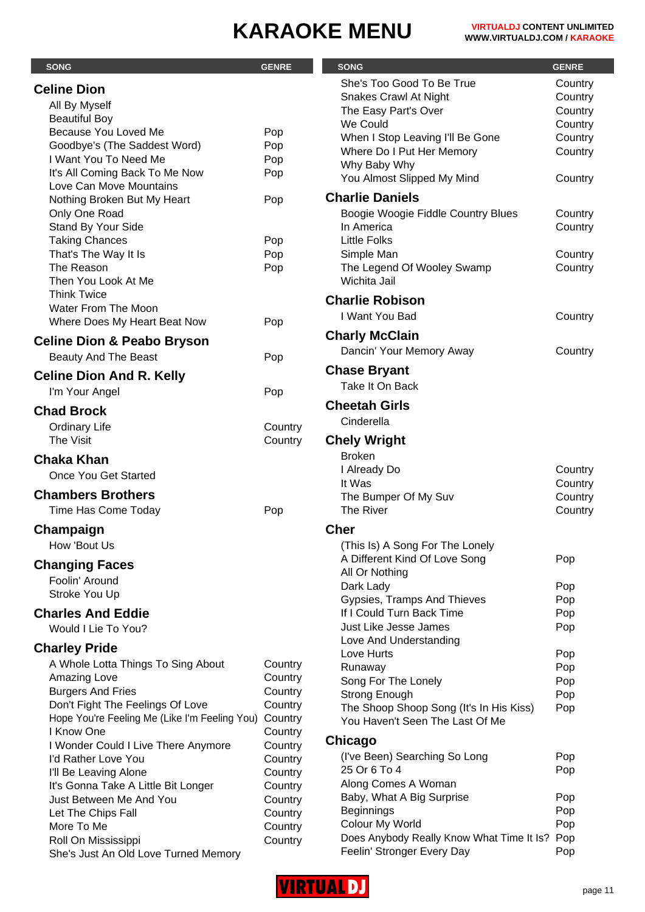# KARAOKE MENU

VIRTUALDJ CONTENT UNLIMITED
WWW.VIRTUALDJ.COM / KARAOKE

| SONG | GENRE |
|---|---|
| **Celine Dion** | |
| All By Myself | |
| Beautiful Boy | |
| Because You Loved Me | Pop |
| Goodbye's (The Saddest Word) | Pop |
| I Want You To Need Me | Pop |
| It's All Coming Back To Me Now | Pop |
| Love Can Move Mountains | |
| Nothing Broken But My Heart | Pop |
| Only One Road | |
| Stand By Your Side | |
| Taking Chances | Pop |
| That's The Way It Is | Pop |
| The Reason | Pop |
| Then You Look At Me | |
| Think Twice | |
| Water From The Moon | |
| Where Does My Heart Beat Now | Pop |
| **Celine Dion & Peabo Bryson** | |
| Beauty And The Beast | Pop |
| **Celine Dion And R. Kelly** | |
| I'm Your Angel | Pop |
| **Chad Brock** | |
| Ordinary Life | Country |
| The Visit | Country |
| **Chaka Khan** | |
| Once You Get Started | |
| **Chambers Brothers** | |
| Time Has Come Today | Pop |
| **Champaign** | |
| How 'Bout Us | |
| **Changing Faces** | |
| Foolin' Around | |
| Stroke You Up | |
| **Charles And Eddie** | |
| Would I Lie To You? | |
| **Charley Pride** | |
| A Whole Lotta Things To Sing About | Country |
| Amazing Love | Country |
| Burgers And Fries | Country |
| Don't Fight The Feelings Of Love | Country |
| Hope You're Feeling Me (Like I'm Feeling You) | Country |
| I Know One | Country |
| I Wonder Could I Live There Anymore | Country |
| I'd Rather Love You | Country |
| I'll Be Leaving Alone | Country |
| It's Gonna Take A Little Bit Longer | Country |
| Just Between Me And You | Country |
| Let The Chips Fall | Country |
| More To Me | Country |
| Roll On Mississippi | Country |
| She's Just An Old Love Turned Memory | |
| She's Too Good To Be True | Country |
| Snakes Crawl At Night | Country |
| The Easy Part's Over | Country |
| We Could | Country |
| When I Stop Leaving I'll Be Gone | Country |
| Where Do I Put Her Memory | Country |
| Why Baby Why | |
| You Almost Slipped My Mind | Country |
| **Charlie Daniels** | |
| Boogie Woogie Fiddle Country Blues | Country |
| In America | Country |
| Little Folks | |
| Simple Man | Country |
| The Legend Of Wooley Swamp | Country |
| Wichita Jail | |
| **Charlie Robison** | |
| I Want You Bad | Country |
| **Charly McClain** | |
| Dancin' Your Memory Away | Country |
| **Chase Bryant** | |
| Take It On Back | |
| **Cheetah Girls** | |
| Cinderella | |
| **Chely Wright** | |
| Broken | |
| I Already Do | Country |
| It Was | Country |
| The Bumper Of My Suv | Country |
| The River | Country |
| **Cher** | |
| (This Is) A Song For The Lonely | |
| A Different Kind Of Love Song | Pop |
| All Or Nothing | |
| Dark Lady | Pop |
| Gypsies, Tramps And Thieves | Pop |
| If I Could Turn Back Time | Pop |
| Just Like Jesse James | Pop |
| Love And Understanding | |
| Love Hurts | Pop |
| Runaway | Pop |
| Song For The Lonely | Pop |
| Strong Enough | Pop |
| The Shoop Shoop Song (It's In His Kiss) | Pop |
| You Haven't Seen The Last Of Me | |
| **Chicago** | |
| (I've Been) Searching So Long | Pop |
| 25 Or 6 To 4 | Pop |
| Along Comes A Woman | |
| Baby, What A Big Surprise | Pop |
| Beginnings | Pop |
| Colour My World | Pop |
| Does Anybody Really Know What Time It Is? | Pop |
| Feelin' Stronger Every Day | Pop |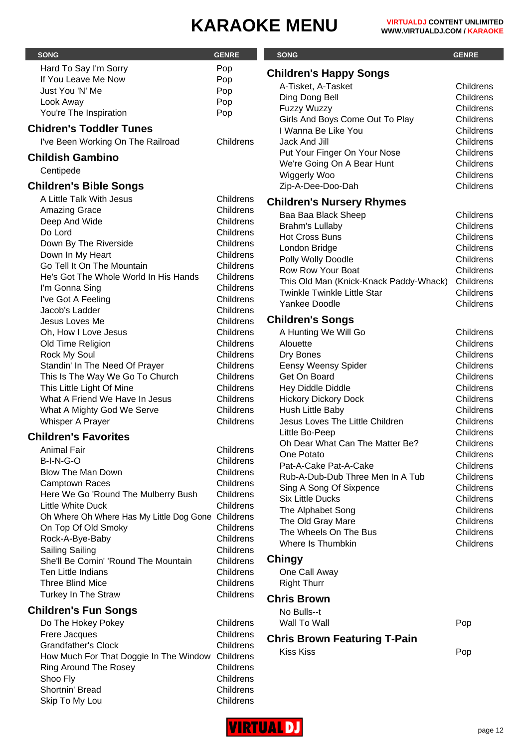# KARAOKE MENU

| SONG | GENRE |
|---|---|
| Hard To Say I'm Sorry | Pop |
| If You Leave Me Now | Pop |
| Just You 'N' Me | Pop |
| Look Away | Pop |
| You're The Inspiration | Pop |

### Chidren's Toddler Tunes

| SONG | GENRE |
|---|---|
| I've Been Working On The Railroad | Childrens |

### Childish Gambino

| SONG | GENRE |
|---|---|
| Centipede | |

### Children's Bible Songs

| SONG | GENRE |
|---|---|
| A Little Talk With Jesus | Childrens |
| Amazing Grace | Childrens |
| Deep And Wide | Childrens |
| Do Lord | Childrens |
| Down By The Riverside | Childrens |
| Down In My Heart | Childrens |
| Go Tell It On The Mountain | Childrens |
| He's Got The Whole World In His Hands | Childrens |
| I'm Gonna Sing | Childrens |
| I've Got A Feeling | Childrens |
| Jacob's Ladder | Childrens |
| Jesus Loves Me | Childrens |
| Oh, How I Love Jesus | Childrens |
| Old Time Religion | Childrens |
| Rock My Soul | Childrens |
| Standin' In The Need Of Prayer | Childrens |
| This Is The Way We Go To Church | Childrens |
| This Little Light Of Mine | Childrens |
| What A Friend We Have In Jesus | Childrens |
| What A Mighty God We Serve | Childrens |
| Whisper A Prayer | Childrens |

### Children's Favorites

| SONG | GENRE |
|---|---|
| Animal Fair | Childrens |
| B-I-N-G-O | Childrens |
| Blow The Man Down | Childrens |
| Camptown Races | Childrens |
| Here We Go 'Round The Mulberry Bush | Childrens |
| Little White Duck | Childrens |
| Oh Where Oh Where Has My Little Dog Gone | Childrens |
| On Top Of Old Smoky | Childrens |
| Rock-A-Bye-Baby | Childrens |
| Sailing Sailing | Childrens |
| She'll Be Comin' 'Round The Mountain | Childrens |
| Ten Little Indians | Childrens |
| Three Blind Mice | Childrens |
| Turkey In The Straw | Childrens |

### Children's Fun Songs

| SONG | GENRE |
|---|---|
| Do The Hokey Pokey | Childrens |
| Frere Jacques | Childrens |
| Grandfather's Clock | Childrens |
| How Much For That Doggie In The Window | Childrens |
| Ring Around The Rosey | Childrens |
| Shoo Fly | Childrens |
| Shortnin' Bread | Childrens |
| Skip To My Lou | Childrens |

### Children's Happy Songs

| SONG | GENRE |
|---|---|
| A-Tisket, A-Tasket | Childrens |
| Ding Dong Bell | Childrens |
| Fuzzy Wuzzy | Childrens |
| Girls And Boys Come Out To Play | Childrens |
| I Wanna Be Like You | Childrens |
| Jack And Jill | Childrens |
| Put Your Finger On Your Nose | Childrens |
| We're Going On A Bear Hunt | Childrens |
| Wiggerly Woo | Childrens |
| Zip-A-Dee-Doo-Dah | Childrens |

### Children's Nursery Rhymes

| SONG | GENRE |
|---|---|
| Baa Baa Black Sheep | Childrens |
| Brahm's Lullaby | Childrens |
| Hot Cross Buns | Childrens |
| London Bridge | Childrens |
| Polly Wolly Doodle | Childrens |
| Row Row Your Boat | Childrens |
| This Old Man (Knick-Knack Paddy-Whack) | Childrens |
| Twinkle Twinkle Little Star | Childrens |
| Yankee Doodle | Childrens |

### Children's Songs

| SONG | GENRE |
|---|---|
| A Hunting We Will Go | Childrens |
| Alouette | Childrens |
| Dry Bones | Childrens |
| Eensy Weensy Spider | Childrens |
| Get On Board | Childrens |
| Hey Diddle Diddle | Childrens |
| Hickory Dickory Dock | Childrens |
| Hush Little Baby | Childrens |
| Jesus Loves The Little Children | Childrens |
| Little Bo-Peep | Childrens |
| Oh Dear What Can The Matter Be? | Childrens |
| One Potato | Childrens |
| Pat-A-Cake Pat-A-Cake | Childrens |
| Rub-A-Dub-Dub Three Men In A Tub | Childrens |
| Sing A Song Of Sixpence | Childrens |
| Six Little Ducks | Childrens |
| The Alphabet Song | Childrens |
| The Old Gray Mare | Childrens |
| The Wheels On The Bus | Childrens |
| Where Is Thumbkin | Childrens |

### Chingy

| SONG | GENRE |
|---|---|
| One Call Away | |
| Right Thurr | |

### Chris Brown

| SONG | GENRE |
|---|---|
| No Bulls--t | |
| Wall To Wall | Pop |

### Chris Brown Featuring T-Pain

| SONG | GENRE |
|---|---|
| Kiss Kiss | Pop |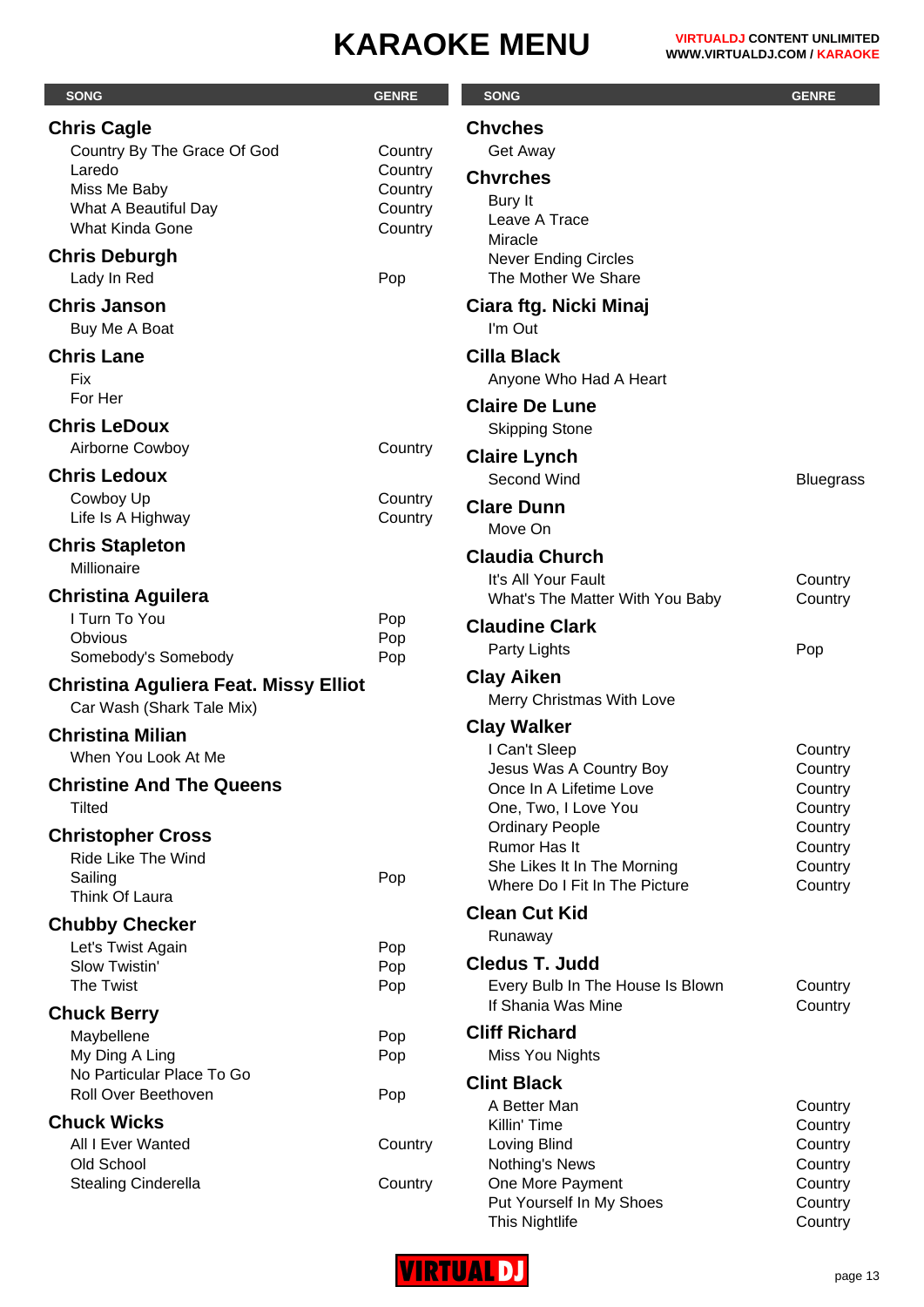# KARAOKE MENU

| SONG | GENRE |
|---|---|
| **Chris Cagle** | |
| Country By The Grace Of God | Country |
| Laredo | Country |
| Miss Me Baby | Country |
| What A Beautiful Day | Country |
| What Kinda Gone | Country |
| **Chris Deburgh** | |
| Lady In Red | Pop |
| **Chris Janson** | |
| Buy Me A Boat | |
| **Chris Lane** | |
| Fix | |
| For Her | |
| **Chris LeDoux** | |
| Airborne Cowboy | Country |
| **Chris Ledoux** | |
| Cowboy Up | Country |
| Life Is A Highway | Country |
| **Chris Stapleton** | |
| Millionaire | |
| **Christina Aguilera** | |
| I Turn To You | Pop |
| Obvious | Pop |
| Somebody's Somebody | Pop |
| **Christina Aguliera Feat. Missy Elliot** | |
| Car Wash (Shark Tale Mix) | |
| **Christina Milian** | |
| When You Look At Me | |
| **Christine And The Queens** | |
| Tilted | |
| **Christopher Cross** | |
| Ride Like The Wind | |
| Sailing | Pop |
| Think Of Laura | |
| **Chubby Checker** | |
| Let's Twist Again | Pop |
| Slow Twistin' | Pop |
| The Twist | Pop |
| **Chuck Berry** | |
| Maybellene | Pop |
| My Ding A Ling | Pop |
| No Particular Place To Go | |
| Roll Over Beethoven | Pop |
| **Chuck Wicks** | |
| All I Ever Wanted | Country |
| Old School | |
| Stealing Cinderella | Country |
| **Chvches** | |
| Get Away | |
| **Chvrches** | |
| Bury It | |
| Leave A Trace | |
| Miracle | |
| Never Ending Circles | |
| The Mother We Share | |
| **Ciara ftg. Nicki Minaj** | |
| I'm Out | |
| **Cilla Black** | |
| Anyone Who Had A Heart | |
| **Claire De Lune** | |
| Skipping Stone | |
| **Claire Lynch** | |
| Second Wind | Bluegrass |
| **Clare Dunn** | |
| Move On | |
| **Claudia Church** | |
| It's All Your Fault | Country |
| What's The Matter With You Baby | Country |
| **Claudine Clark** | |
| Party Lights | Pop |
| **Clay Aiken** | |
| Merry Christmas With Love | |
| **Clay Walker** | |
| I Can't Sleep | Country |
| Jesus Was A Country Boy | Country |
| Once In A Lifetime Love | Country |
| One, Two, I Love You | Country |
| Ordinary People | Country |
| Rumor Has It | Country |
| She Likes It In The Morning | Country |
| Where Do I Fit In The Picture | Country |
| **Clean Cut Kid** | |
| Runaway | |
| **Cledus T. Judd** | |
| Every Bulb In The House Is Blown | Country |
| If Shania Was Mine | Country |
| **Cliff Richard** | |
| Miss You Nights | |
| **Clint Black** | |
| A Better Man | Country |
| Killin' Time | Country |
| Loving Blind | Country |
| Nothing's News | Country |
| One More Payment | Country |
| Put Yourself In My Shoes | Country |
| This Nightlife | Country |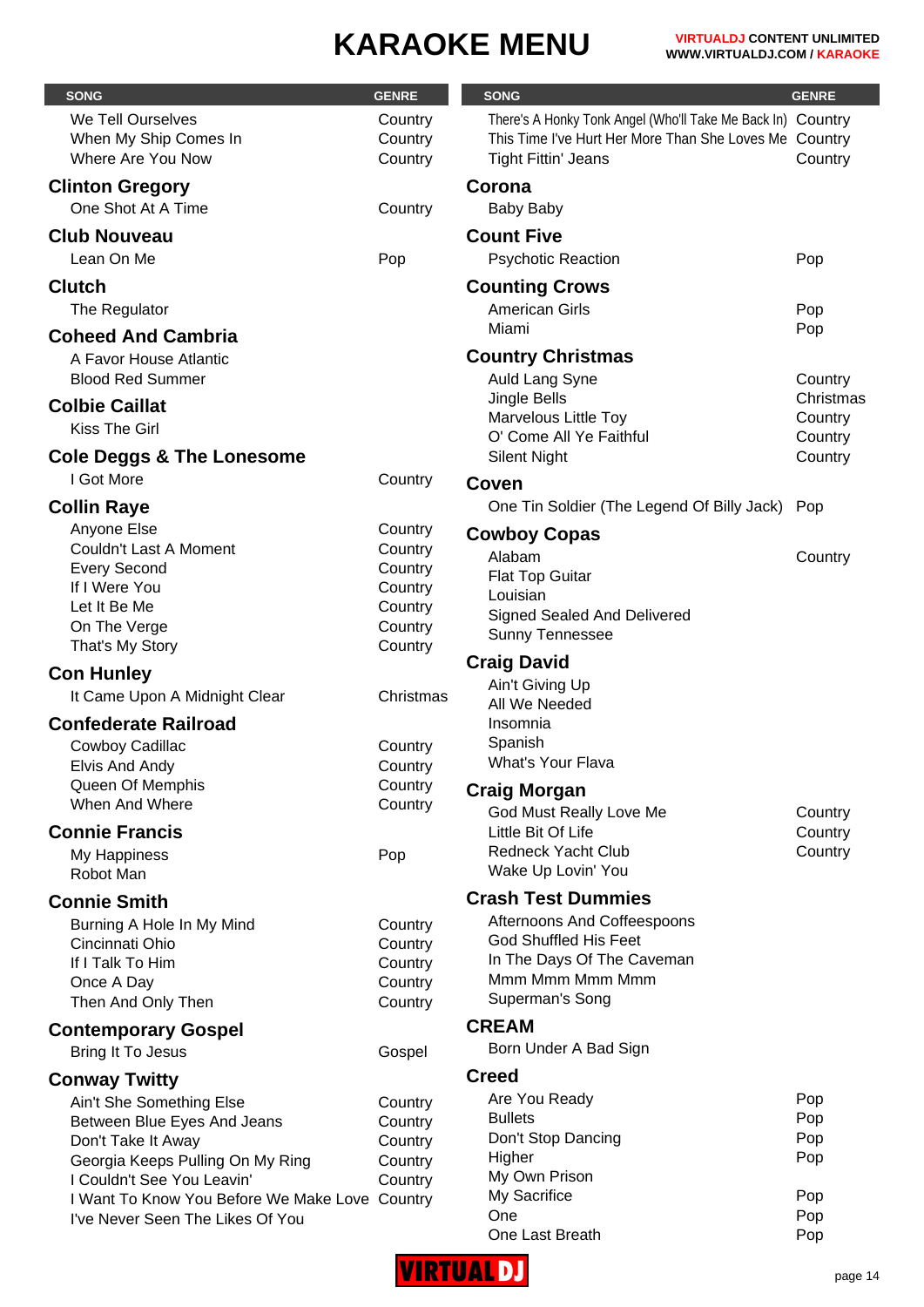# KARAOKE MENU

| SONG | GENRE |
|---|---|
| We Tell Ourselves | Country |
| When My Ship Comes In | Country |
| Where Are You Now | Country |
| **Clinton Gregory** | |
| One Shot At A Time | Country |
| **Club Nouveau** | |
| Lean On Me | Pop |
| **Clutch** | |
| The Regulator | |
| **Coheed And Cambria** | |
| A Favor House Atlantic | |
| Blood Red Summer | |
| **Colbie Caillat** | |
| Kiss The Girl | |
| **Cole Deggs & The Lonesome** | |
| I Got More | Country |
| **Collin Raye** | |
| Anyone Else | Country |
| Couldn't Last A Moment | Country |
| Every Second | Country |
| If I Were You | Country |
| Let It Be Me | Country |
| On The Verge | Country |
| That's My Story | Country |
| **Con Hunley** | |
| It Came Upon A Midnight Clear | Christmas |
| **Confederate Railroad** | |
| Cowboy Cadillac | Country |
| Elvis And Andy | Country |
| Queen Of Memphis | Country |
| When And Where | Country |
| **Connie Francis** | |
| My Happiness | Pop |
| Robot Man | |
| **Connie Smith** | |
| Burning A Hole In My Mind | Country |
| Cincinnati Ohio | Country |
| If I Talk To Him | Country |
| Once A Day | Country |
| Then And Only Then | Country |
| **Contemporary Gospel** | |
| Bring It To Jesus | Gospel |
| **Conway Twitty** | |
| Ain't She Something Else | Country |
| Between Blue Eyes And Jeans | Country |
| Don't Take It Away | Country |
| Georgia Keeps Pulling On My Ring | Country |
| I Couldn't See You Leavin' | Country |
| I Want To Know You Before We Make Love | Country |
| I've Never Seen The Likes Of You | |
| There's A Honky Tonk Angel (Who'll Take Me Back In) | Country |
| This Time I've Hurt Her More Than She Loves Me | Country |
| Tight Fittin' Jeans | Country |
| **Corona** | |
| Baby Baby | |
| **Count Five** | |
| Psychotic Reaction | Pop |
| **Counting Crows** | |
| American Girls | Pop |
| Miami | Pop |
| **Country Christmas** | |
| Auld Lang Syne | Country |
| Jingle Bells | Christmas |
| Marvelous Little Toy | Country |
| O' Come All Ye Faithful | Country |
| Silent Night | Country |
| **Coven** | |
| One Tin Soldier (The Legend Of Billy Jack) | Pop |
| **Cowboy Copas** | |
| Alabam | Country |
| Flat Top Guitar | |
| Louisian | |
| Signed Sealed And Delivered | |
| Sunny Tennessee | |
| **Craig David** | |
| Ain't Giving Up | |
| All We Needed | |
| Insomnia | |
| Spanish | |
| What's Your Flava | |
| **Craig Morgan** | |
| God Must Really Love Me | Country |
| Little Bit Of Life | Country |
| Redneck Yacht Club | Country |
| Wake Up Lovin' You | |
| **Crash Test Dummies** | |
| Afternoons And Coffeespoons | |
| God Shuffled His Feet | |
| In The Days Of The Caveman | |
| Mmm Mmm Mmm Mmm | |
| Superman's Song | |
| **CREAM** | |
| Born Under A Bad Sign | |
| **Creed** | |
| Are You Ready | Pop |
| Bullets | Pop |
| Don't Stop Dancing | Pop |
| Higher | Pop |
| My Own Prison | |
| My Sacrifice | Pop |
| One | Pop |
| One Last Breath | Pop |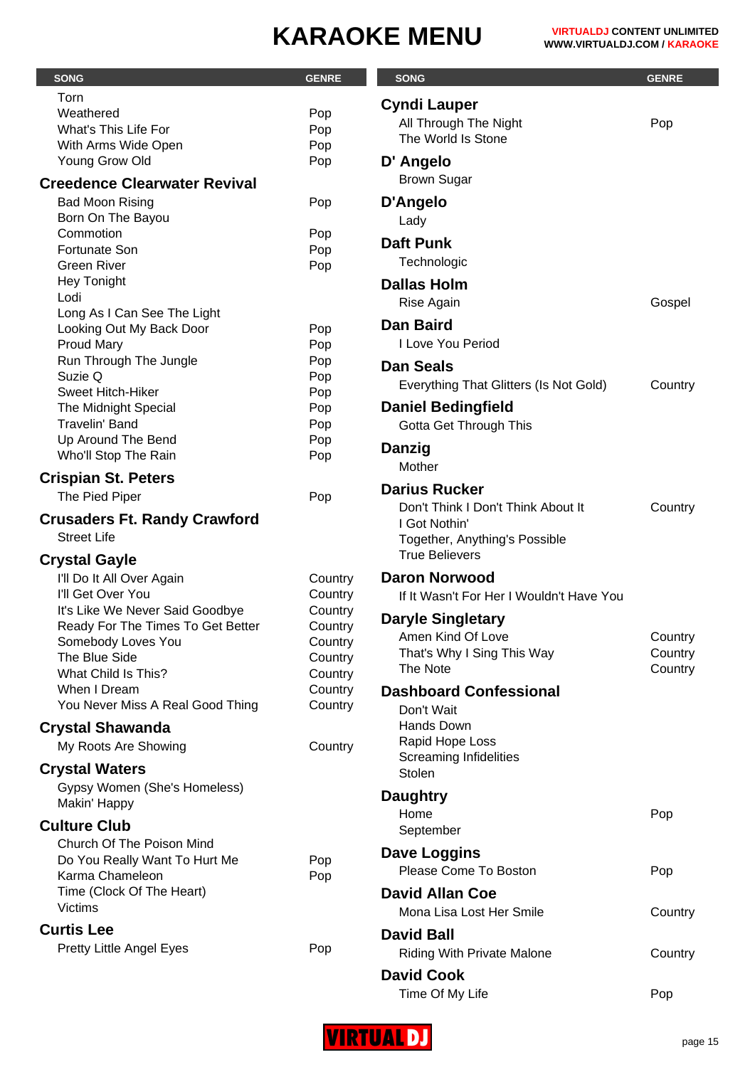# KARAOKE MENU

| SONG | GENRE |
| --- | --- |
| Torn | |
| Weathered | Pop |
| What's This Life For | Pop |
| With Arms Wide Open | Pop |
| Young Grow Old | Pop |
| **Creedence Clearwater Revival** | |
| Bad Moon Rising | Pop |
| Born On The Bayou | |
| Commotion | Pop |
| Fortunate Son | Pop |
| Green River | Pop |
| Hey Tonight | |
| Lodi | |
| Long As I Can See The Light | |
| Looking Out My Back Door | Pop |
| Proud Mary | Pop |
| Run Through The Jungle | Pop |
| Suzie Q | Pop |
| Sweet Hitch-Hiker | Pop |
| The Midnight Special | Pop |
| Travelin' Band | Pop |
| Up Around The Bend | Pop |
| Who'll Stop The Rain | Pop |
| **Crispian St. Peters** | |
| The Pied Piper | Pop |
| **Crusaders Ft. Randy Crawford** | |
| Street Life | |
| **Crystal Gayle** | |
| I'll Do It All Over Again | Country |
| I'll Get Over You | Country |
| It's Like We Never Said Goodbye | Country |
| Ready For The Times To Get Better | Country |
| Somebody Loves You | Country |
| The Blue Side | Country |
| What Child Is This? | Country |
| When I Dream | Country |
| You Never Miss A Real Good Thing | Country |
| **Crystal Shawanda** | |
| My Roots Are Showing | Country |
| **Crystal Waters** | |
| Gypsy Women (She's Homeless) | |
| Makin' Happy | |
| **Culture Club** | |
| Church Of The Poison Mind | |
| Do You Really Want To Hurt Me | Pop |
| Karma Chameleon | Pop |
| Time (Clock Of The Heart) | |
| Victims | |
| **Curtis Lee** | |
| Pretty Little Angel Eyes | Pop |
| **Cyndi Lauper** | |
| All Through The Night | Pop |
| The World Is Stone | |
| **D' Angelo** | |
| Brown Sugar | |
| **D'Angelo** | |
| Lady | |
| **Daft Punk** | |
| Technologic | |
| **Dallas Holm** | |
| Rise Again | Gospel |
| **Dan Baird** | |
| I Love You Period | |
| **Dan Seals** | |
| Everything That Glitters (Is Not Gold) | Country |
| **Daniel Bedingfield** | |
| Gotta Get Through This | |
| **Danzig** | |
| Mother | |
| **Darius Rucker** | |
| Don't Think I Don't Think About It | Country |
| I Got Nothin' | |
| Together, Anything's Possible | |
| True Believers | |
| **Daron Norwood** | |
| If It Wasn't For Her I Wouldn't Have You | |
| **Daryle Singletary** | |
| Amen Kind Of Love | Country |
| That's Why I Sing This Way | Country |
| The Note | Country |
| **Dashboard Confessional** | |
| Don't Wait | |
| Hands Down | |
| Rapid Hope Loss | |
| Screaming Infidelities | |
| Stolen | |
| **Daughtry** | |
| Home | Pop |
| September | |
| **Dave Loggins** | |
| Please Come To Boston | Pop |
| **David Allan Coe** | |
| Mona Lisa Lost Her Smile | Country |
| **David Ball** | |
| Riding With Private Malone | Country |
| **David Cook** | |
| Time Of My Life | Pop |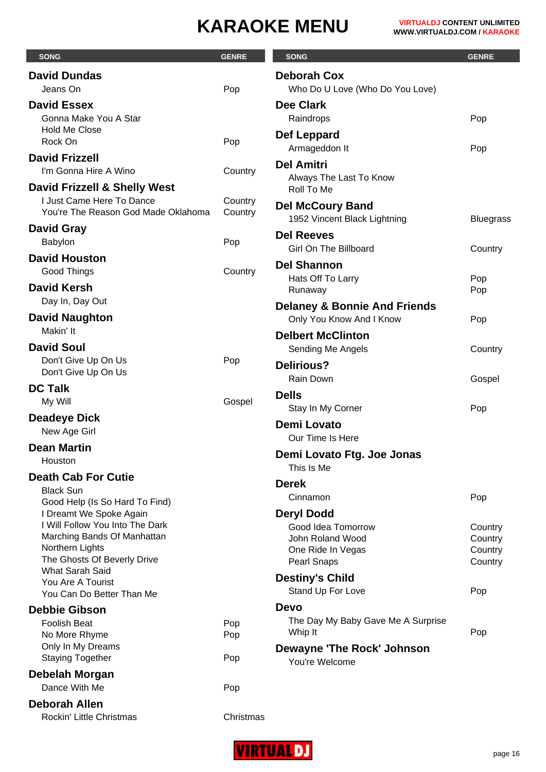# KARAOKE MENU

VIRTUALDJ CONTENT UNLIMITED
WWW.VIRTUALDJ.COM / KARAOKE

| SONG | GENRE |
|---|---|
| **David Dundas** | |
| Jeans On | Pop |
| **David Essex** | |
| Gonna Make You A Star | |
| Hold Me Close | |
| Rock On | Pop |
| **David Frizzell** | |
| I'm Gonna Hire A Wino | Country |
| **David Frizzell & Shelly West** | |
| I Just Came Here To Dance | Country |
| You're The Reason God Made Oklahoma | Country |
| **David Gray** | |
| Babylon | Pop |
| **David Houston** | |
| Good Things | Country |
| **David Kersh** | |
| Day In, Day Out | |
| **David Naughton** | |
| Makin' It | |
| **David Soul** | |
| Don't Give Up On Us | Pop |
| Don't Give Up On Us | |
| **DC Talk** | |
| My Will | Gospel |
| **Deadeye Dick** | |
| New Age Girl | |
| **Dean Martin** | |
| Houston | |
| **Death Cab For Cutie** | |
| Black Sun | |
| Good Help (Is So Hard To Find) | |
| I Dreamt We Spoke Again | |
| I Will Follow You Into The Dark | |
| Marching Bands Of Manhattan | |
| Northern Lights | |
| The Ghosts Of Beverly Drive | |
| What Sarah Said | |
| You Are A Tourist | |
| You Can Do Better Than Me | |
| **Debbie Gibson** | |
| Foolish Beat | Pop |
| No More Rhyme | Pop |
| Only In My Dreams | |
| Staying Together | Pop |
| **Debelah Morgan** | |
| Dance With Me | Pop |
| **Deborah Allen** | |
| Rockin' Little Christmas | Christmas |
| **Deborah Cox** | |
| Who Do U Love (Who Do You Love) | |
| **Dee Clark** | |
| Raindrops | Pop |
| **Def Leppard** | |
| Armageddon It | Pop |
| **Del Amitri** | |
| Always The Last To Know | |
| Roll To Me | |
| **Del McCoury Band** | |
| 1952 Vincent Black Lightning | Bluegrass |
| **Del Reeves** | |
| Girl On The Billboard | Country |
| **Del Shannon** | |
| Hats Off To Larry | Pop |
| Runaway | Pop |
| **Delaney & Bonnie And Friends** | |
| Only You Know And I Know | Pop |
| **Delbert McClinton** | |
| Sending Me Angels | Country |
| **Delirious?** | |
| Rain Down | Gospel |
| **Dells** | |
| Stay In My Corner | Pop |
| **Demi Lovato** | |
| Our Time Is Here | |
| **Demi Lovato Ftg. Joe Jonas** | |
| This Is Me | |
| **Derek** | |
| Cinnamon | Pop |
| **Deryl Dodd** | |
| Good Idea Tomorrow | Country |
| John Roland Wood | Country |
| One Ride In Vegas | Country |
| Pearl Snaps | Country |
| **Destiny's Child** | |
| Stand Up For Love | Pop |
| **Devo** | |
| The Day My Baby Gave Me A Surprise | |
| Whip It | Pop |
| **Dewayne 'The Rock' Johnson** | |
| You're Welcome | |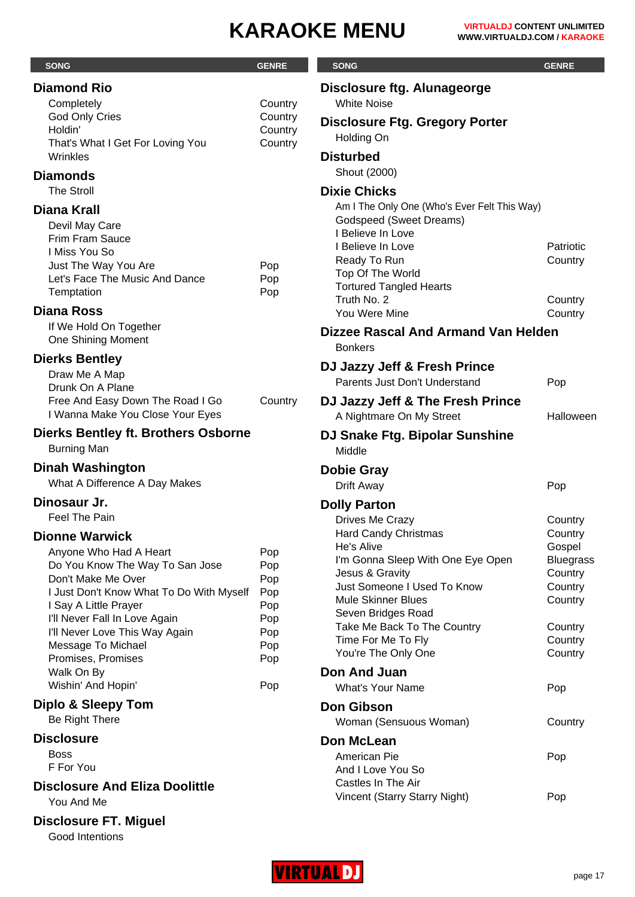# KARAOKE MENU

| SONG | GENRE |
|---|---|
| **Diamond Rio** | |
| Completely | Country |
| God Only Cries | Country |
| Holdin' | Country |
| That's What I Get For Loving You | Country |
| Wrinkles | |
| **Diamonds** | |
| The Stroll | |
| **Diana Krall** | |
| Devil May Care | |
| Frim Fram Sauce | |
| I Miss You So | |
| Just The Way You Are | Pop |
| Let's Face The Music And Dance | Pop |
| Temptation | Pop |
| **Diana Ross** | |
| If We Hold On Together | |
| One Shining Moment | |
| **Dierks Bentley** | |
| Draw Me A Map | |
| Drunk On A Plane | |
| Free And Easy Down The Road I Go | Country |
| I Wanna Make You Close Your Eyes | |
| **Dierks Bentley ft. Brothers Osborne** | |
| Burning Man | |
| **Dinah Washington** | |
| What A Difference A Day Makes | |
| **Dinosaur Jr.** | |
| Feel The Pain | |
| **Dionne Warwick** | |
| Anyone Who Had A Heart | Pop |
| Do You Know The Way To San Jose | Pop |
| Don't Make Me Over | Pop |
| I Just Don't Know What To Do With Myself | Pop |
| I Say A Little Prayer | Pop |
| I'll Never Fall In Love Again | Pop |
| I'll Never Love This Way Again | Pop |
| Message To Michael | Pop |
| Promises, Promises | Pop |
| Walk On By | |
| Wishin' And Hopin' | Pop |
| **Diplo & Sleepy Tom** | |
| Be Right There | |
| **Disclosure** | |
| Boss | |
| F For You | |
| **Disclosure And Eliza Doolittle** | |
| You And Me | |
| **Disclosure FT. Miguel** | |
| Good Intentions | |
| **Disclosure ftg. Alunageorge** | |
| White Noise | |
| **Disclosure Ftg. Gregory Porter** | |
| Holding On | |
| **Disturbed** | |
| Shout (2000) | |
| **Dixie Chicks** | |
| Am I The Only One (Who's Ever Felt This Way) | |
| Godspeed (Sweet Dreams) | |
| I Believe In Love | |
| I Believe In Love | Patriotic |
| Ready To Run | Country |
| Top Of The World | |
| Tortured Tangled Hearts | |
| Truth No. 2 | Country |
| You Were Mine | Country |
| **Dizzee Rascal And Armand Van Helden** | |
| Bonkers | |
| **DJ Jazzy Jeff & Fresh Prince** | |
| Parents Just Don't Understand | Pop |
| **DJ Jazzy Jeff & The Fresh Prince** | |
| A Nightmare On My Street | Halloween |
| **DJ Snake Ftg. Bipolar Sunshine** | |
| Middle | |
| **Dobie Gray** | |
| Drift Away | Pop |
| **Dolly Parton** | |
| Drives Me Crazy | Country |
| Hard Candy Christmas | Country |
| He's Alive | Gospel |
| I'm Gonna Sleep With One Eye Open | Bluegrass |
| Jesus & Gravity | Country |
| Just Someone I Used To Know | Country |
| Mule Skinner Blues | Country |
| Seven Bridges Road | |
| Take Me Back To The Country | Country |
| Time For Me To Fly | Country |
| You're The Only One | Country |
| **Don And Juan** | |
| What's Your Name | Pop |
| **Don Gibson** | |
| Woman (Sensuous Woman) | Country |
| **Don McLean** | |
| American Pie | Pop |
| And I Love You So | |
| Castles In The Air | |
| Vincent (Starry Starry Night) | Pop |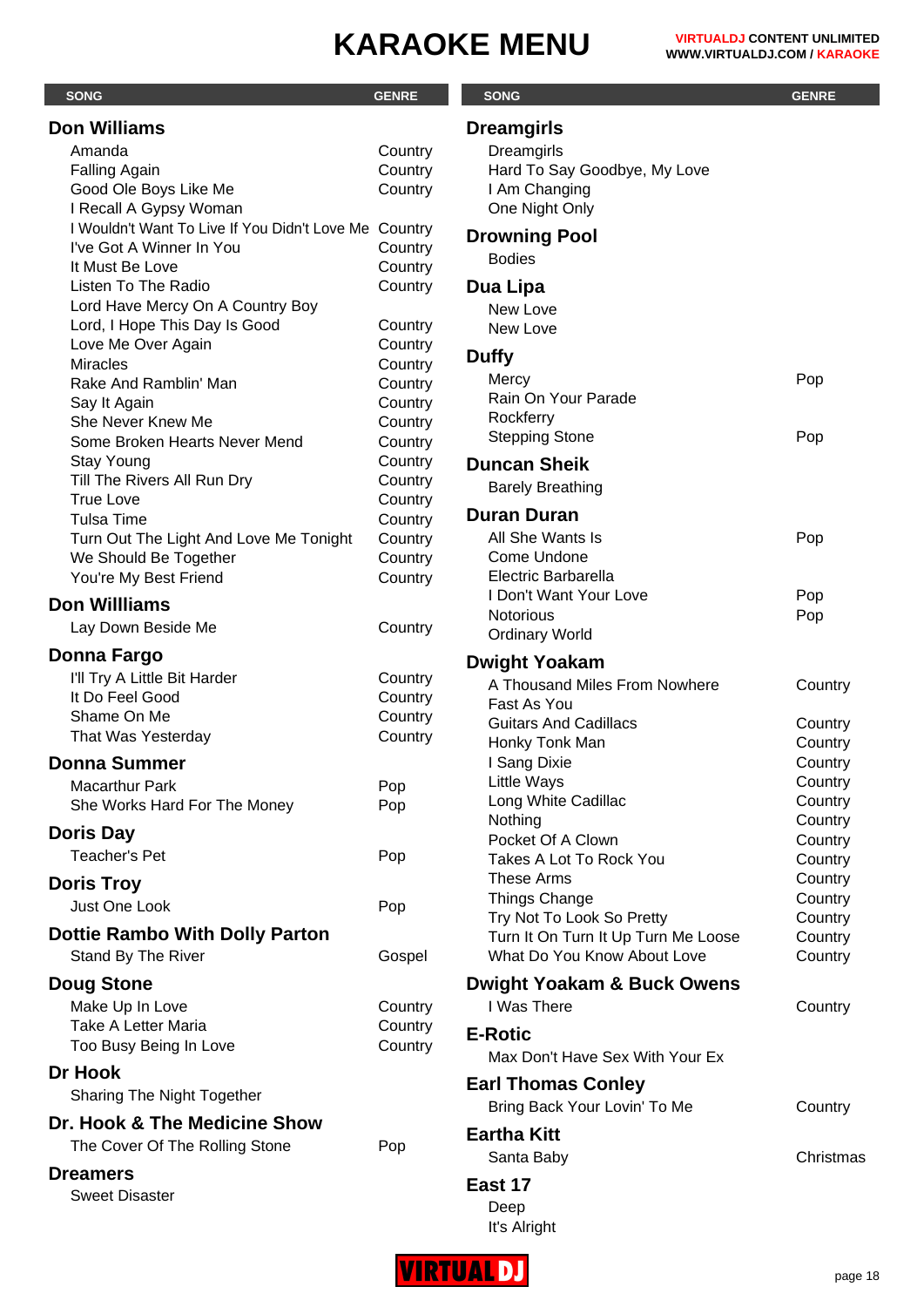# KARAOKE MENU

| SONG | GENRE |
|---|---|
| **Don Williams** | |
| Amanda | Country |
| Falling Again | Country |
| Good Ole Boys Like Me | Country |
| I Recall A Gypsy Woman | |
| I Wouldn't Want To Live If You Didn't Love Me | Country |
| I've Got A Winner In You | Country |
| It Must Be Love | Country |
| Listen To The Radio | Country |
| Lord Have Mercy On A Country Boy | |
| Lord, I Hope This Day Is Good | Country |
| Love Me Over Again | Country |
| Miracles | Country |
| Rake And Ramblin' Man | Country |
| Say It Again | Country |
| She Never Knew Me | Country |
| Some Broken Hearts Never Mend | Country |
| Stay Young | Country |
| Till The Rivers All Run Dry | Country |
| True Love | Country |
| Tulsa Time | Country |
| Turn Out The Light And Love Me Tonight | Country |
| We Should Be Together | Country |
| You're My Best Friend | Country |
| **Don Willliams** | |
| Lay Down Beside Me | Country |
| **Donna Fargo** | |
| I'll Try A Little Bit Harder | Country |
| It Do Feel Good | Country |
| Shame On Me | Country |
| That Was Yesterday | Country |
| **Donna Summer** | |
| Macarthur Park | Pop |
| She Works Hard For The Money | Pop |
| **Doris Day** | |
| Teacher's Pet | Pop |
| **Doris Troy** | |
| Just One Look | Pop |
| **Dottie Rambo With Dolly Parton** | |
| Stand By The River | Gospel |
| **Doug Stone** | |
| Make Up In Love | Country |
| Take A Letter Maria | Country |
| Too Busy Being In Love | Country |
| **Dr Hook** | |
| Sharing The Night Together | |
| **Dr. Hook & The Medicine Show** | |
| The Cover Of The Rolling Stone | Pop |
| **Dreamers** | |
| Sweet Disaster | |
| **Dreamgirls** | |
| Dreamgirls | |
| Hard To Say Goodbye, My Love | |
| I Am Changing | |
| One Night Only | |
| **Drowning Pool** | |
| Bodies | |
| **Dua Lipa** | |
| New Love | |
| New Love | |
| **Duffy** | |
| Mercy | Pop |
| Rain On Your Parade | |
| Rockferry | |
| Stepping Stone | Pop |
| **Duncan Sheik** | |
| Barely Breathing | |
| **Duran Duran** | |
| All She Wants Is | Pop |
| Come Undone | |
| Electric Barbarella | |
| I Don't Want Your Love | Pop |
| Notorious | Pop |
| Ordinary World | |
| **Dwight Yoakam** | |
| A Thousand Miles From Nowhere | Country |
| Fast As You | |
| Guitars And Cadillacs | Country |
| Honky Tonk Man | Country |
| I Sang Dixie | Country |
| Little Ways | Country |
| Long White Cadillac | Country |
| Nothing | Country |
| Pocket Of A Clown | Country |
| Takes A Lot To Rock You | Country |
| These Arms | Country |
| Things Change | Country |
| Try Not To Look So Pretty | Country |
| Turn It On Turn It Up Turn Me Loose | Country |
| What Do You Know About Love | Country |
| **Dwight Yoakam & Buck Owens** | |
| I Was There | Country |
| **E-Rotic** | |
| Max Don't Have Sex With Your Ex | |
| **Earl Thomas Conley** | |
| Bring Back Your Lovin' To Me | Country |
| **Eartha Kitt** | |
| Santa Baby | Christmas |
| **East 17** | |
| Deep | |
| It's Alright | |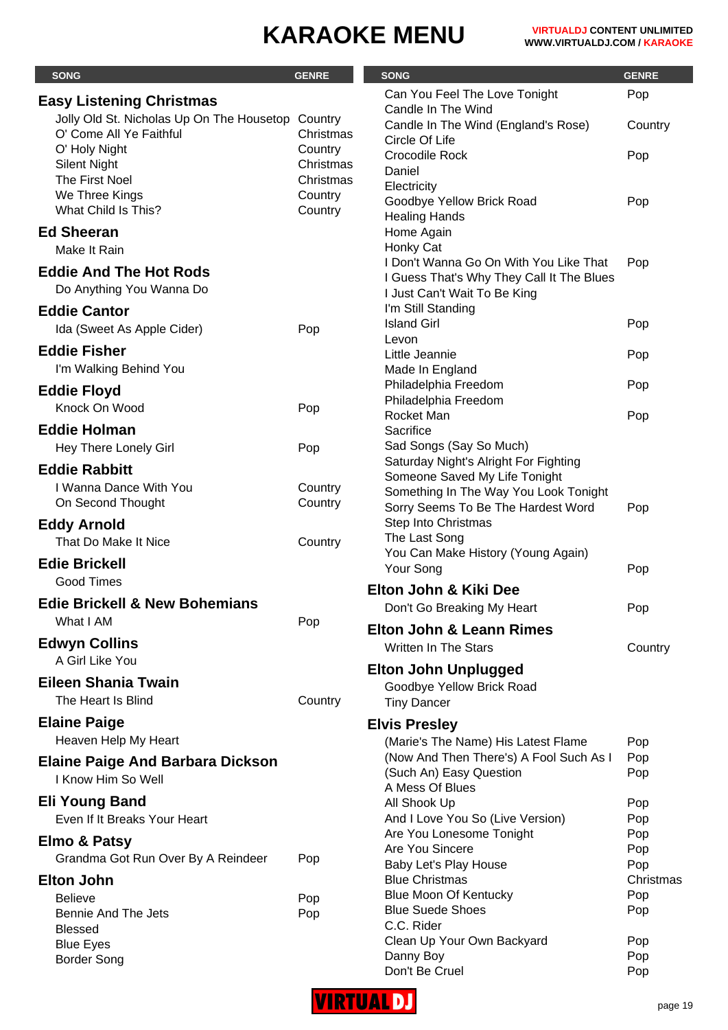# KARAOKE MENU

| SONG | GENRE |
|---|---|
| **Easy Listening Christmas** | |
| Jolly Old St. Nicholas Up On The Housetop | Country |
| O' Come All Ye Faithful | Christmas |
| O' Holy Night | Country |
| Silent Night | Christmas |
| The First Noel | Christmas |
| We Three Kings | Country |
| What Child Is This? | Country |
| **Ed Sheeran** | |
| Make It Rain | |
| **Eddie And The Hot Rods** | |
| Do Anything You Wanna Do | |
| **Eddie Cantor** | |
| Ida (Sweet As Apple Cider) | Pop |
| **Eddie Fisher** | |
| I'm Walking Behind You | |
| **Eddie Floyd** | |
| Knock On Wood | Pop |
| **Eddie Holman** | |
| Hey There Lonely Girl | Pop |
| **Eddie Rabbitt** | |
| I Wanna Dance With You | Country |
| On Second Thought | Country |
| **Eddy Arnold** | |
| That Do Make It Nice | Country |
| **Edie Brickell** | |
| Good Times | |
| **Edie Brickell & New Bohemians** | |
| What I AM | Pop |
| **Edwyn Collins** | |
| A Girl Like You | |
| **Eileen Shania Twain** | |
| The Heart Is Blind | Country |
| **Elaine Paige** | |
| Heaven Help My Heart | |
| **Elaine Paige And Barbara Dickson** | |
| I Know Him So Well | |
| **Eli Young Band** | |
| Even If It Breaks Your Heart | |
| **Elmo & Patsy** | |
| Grandma Got Run Over By A Reindeer | Pop |
| **Elton John** | |
| Believe | Pop |
| Bennie And The Jets | Pop |
| Blessed | |
| Blue Eyes | |
| Border Song | |
| Can You Feel The Love Tonight | Pop |
| Candle In The Wind | |
| Candle In The Wind (England's Rose) | Country |
| Circle Of Life | |
| Crocodile Rock | Pop |
| Daniel | |
| Electricity | |
| Goodbye Yellow Brick Road | Pop |
| Healing Hands | |
| Home Again | |
| Honky Cat | |
| I Don't Wanna Go On With You Like That | Pop |
| I Guess That's Why They Call It The Blues | |
| I Just Can't Wait To Be King | |
| I'm Still Standing | |
| Island Girl | Pop |
| Levon | |
| Little Jeannie | Pop |
| Made In England | |
| Philadelphia Freedom | Pop |
| Philadelphia Freedom | |
| Rocket Man | Pop |
| Sacrifice | |
| Sad Songs (Say So Much) | |
| Saturday Night's Alright For Fighting | |
| Someone Saved My Life Tonight | |
| Something In The Way You Look Tonight | |
| Sorry Seems To Be The Hardest Word | Pop |
| Step Into Christmas | |
| The Last Song | |
| You Can Make History (Young Again) | |
| Your Song | Pop |
| **Elton John & Kiki Dee** | |
| Don't Go Breaking My Heart | Pop |
| **Elton John & Leann Rimes** | |
| Written In The Stars | Country |
| **Elton John Unplugged** | |
| Goodbye Yellow Brick Road | |
| Tiny Dancer | |
| **Elvis Presley** | |
| (Marie's The Name) His Latest Flame | Pop |
| (Now And Then There's) A Fool Such As I | Pop |
| (Such An) Easy Question | Pop |
| A Mess Of Blues | |
| All Shook Up | Pop |
| And I Love You So (Live Version) | Pop |
| Are You Lonesome Tonight | Pop |
| Are You Sincere | Pop |
| Baby Let's Play House | Pop |
| Blue Christmas | Christmas |
| Blue Moon Of Kentucky | Pop |
| Blue Suede Shoes | Pop |
| C.C. Rider | |
| Clean Up Your Own Backyard | Pop |
| Danny Boy | Pop |
| Don't Be Cruel | Pop |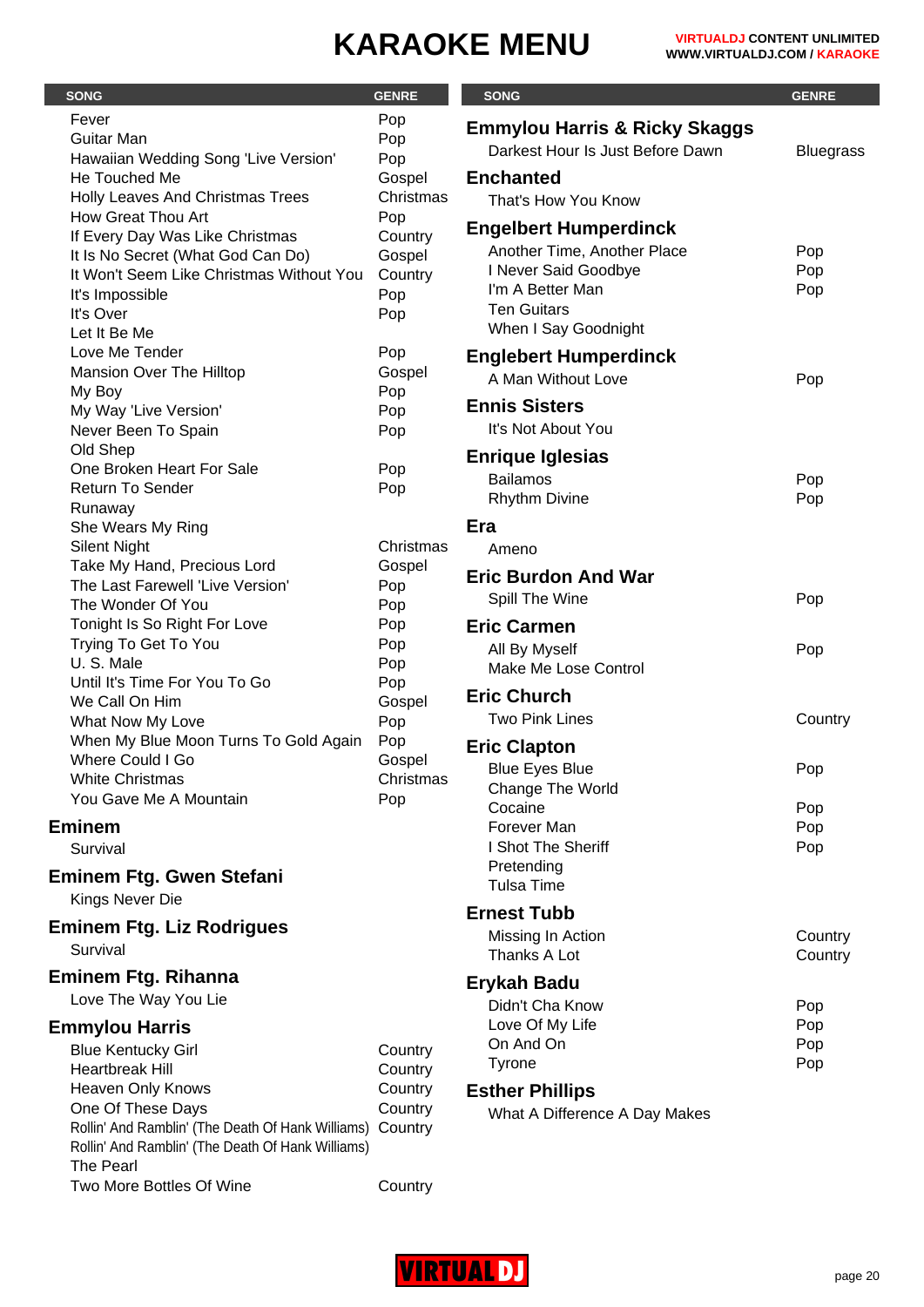# KARAOKE MENU

| SONG | GENRE |
| --- | --- |
| Fever | Pop |
| Guitar Man | Pop |
| Hawaiian Wedding Song 'Live Version' | Pop |
| He Touched Me | Gospel |
| Holly Leaves And Christmas Trees | Christmas |
| How Great Thou Art | Pop |
| If Every Day Was Like Christmas | Country |
| It Is No Secret (What God Can Do) | Gospel |
| It Won't Seem Like Christmas Without You | Country |
| It's Impossible | Pop |
| It's Over | Pop |
| Let It Be Me | |
| Love Me Tender | Pop |
| Mansion Over The Hilltop | Gospel |
| My Boy | Pop |
| My Way 'Live Version' | Pop |
| Never Been To Spain | Pop |
| Old Shep | |
| One Broken Heart For Sale | Pop |
| Return To Sender | Pop |
| Runaway | |
| She Wears My Ring | |
| Silent Night | Christmas |
| Take My Hand, Precious Lord | Gospel |
| The Last Farewell 'Live Version' | Pop |
| The Wonder Of You | Pop |
| Tonight Is So Right For Love | Pop |
| Trying To Get To You | Pop |
| U. S. Male | Pop |
| Until It's Time For You To Go | Pop |
| We Call On Him | Gospel |
| What Now My Love | Pop |
| When My Blue Moon Turns To Gold Again | Pop |
| Where Could I Go | Gospel |
| White Christmas | Christmas |
| You Gave Me A Mountain | Pop |

## Eminem

| SONG | GENRE |
| --- | --- |
| Survival | |

## Eminem Ftg. Gwen Stefani

| SONG | GENRE |
| --- | --- |
| Kings Never Die | |

## Eminem Ftg. Liz Rodrigues

| SONG | GENRE |
| --- | --- |
| Survival | |

## Eminem Ftg. Rihanna

| SONG | GENRE |
| --- | --- |
| Love The Way You Lie | |

## Emmylou Harris

| SONG | GENRE |
| --- | --- |
| Blue Kentucky Girl | Country |
| Heartbreak Hill | Country |
| Heaven Only Knows | Country |
| One Of These Days | Country |
| Rollin' And Ramblin' (The Death Of Hank Williams) | Country |
| Rollin' And Ramblin' (The Death Of Hank Williams) | |
| The Pearl | |
| Two More Bottles Of Wine | Country |

## Emmylou Harris & Ricky Skaggs

| SONG | GENRE |
| --- | --- |
| Darkest Hour Is Just Before Dawn | Bluegrass |

## Enchanted

| SONG | GENRE |
| --- | --- |
| That's How You Know | |

## Engelbert Humperdinck

| SONG | GENRE |
| --- | --- |
| Another Time, Another Place | Pop |
| I Never Said Goodbye | Pop |
| I'm A Better Man | Pop |
| Ten Guitars | |
| When I Say Goodnight | |

## Englebert Humperdinck

| SONG | GENRE |
| --- | --- |
| A Man Without Love | Pop |

## Ennis Sisters

| SONG | GENRE |
| --- | --- |
| It's Not About You | |

## Enrique Iglesias

| SONG | GENRE |
| --- | --- |
| Bailamos | Pop |
| Rhythm Divine | Pop |

## Era

| SONG | GENRE |
| --- | --- |
| Ameno | |

## Eric Burdon And War

| SONG | GENRE |
| --- | --- |
| Spill The Wine | Pop |

## Eric Carmen

| SONG | GENRE |
| --- | --- |
| All By Myself | Pop |
| Make Me Lose Control | |

## Eric Church

| SONG | GENRE |
| --- | --- |
| Two Pink Lines | Country |

## Eric Clapton

| SONG | GENRE |
| --- | --- |
| Blue Eyes Blue | Pop |
| Change The World | |
| Cocaine | Pop |
| Forever Man | Pop |
| I Shot The Sheriff | Pop |
| Pretending | |
| Tulsa Time | |

## Ernest Tubb

| SONG | GENRE |
| --- | --- |
| Missing In Action | Country |
| Thanks A Lot | Country |

## Erykah Badu

| SONG | GENRE |
| --- | --- |
| Didn't Cha Know | Pop |
| Love Of My Life | Pop |
| On And On | Pop |
| Tyrone | Pop |

## Esther Phillips

| SONG | GENRE |
| --- | --- |
| What A Difference A Day Makes | |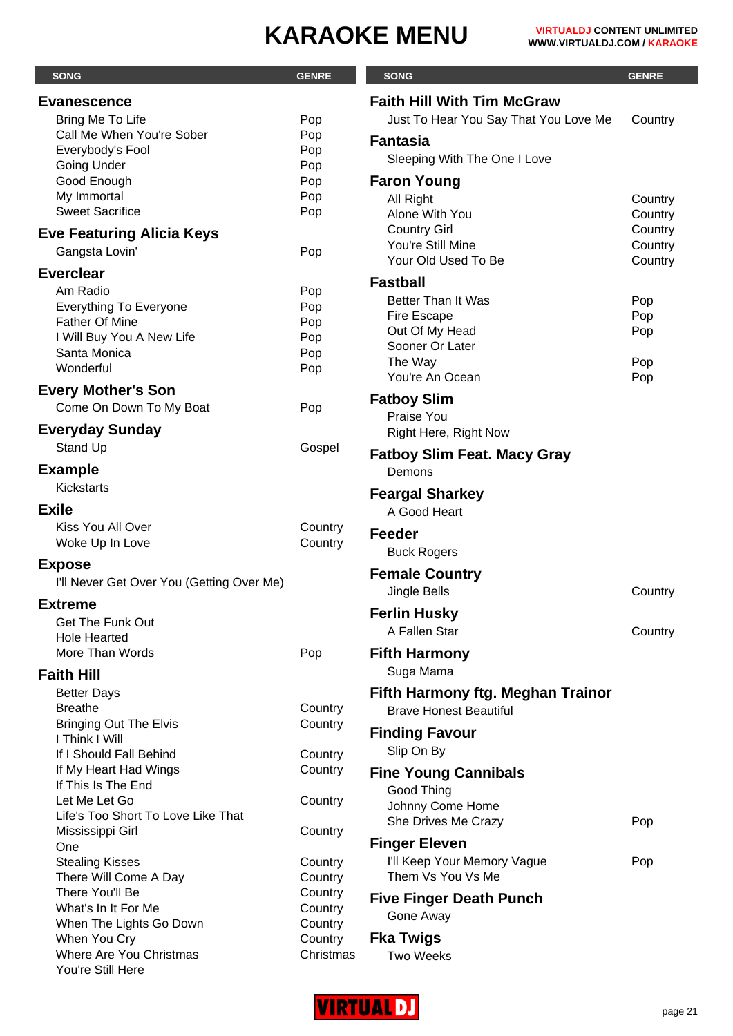# KARAOKE MENU

**VIRTUALDJ CONTENT UNLIMITED**
**WWW.VIRTUALDJ.COM / KARAOKE**

| SONG | GENRE |
|---|---|
| **Evanescence** | |
| Bring Me To Life | Pop |
| Call Me When You're Sober | Pop |
| Everybody's Fool | Pop |
| Going Under | Pop |
| Good Enough | Pop |
| My Immortal | Pop |
| Sweet Sacrifice | Pop |
| **Eve Featuring Alicia Keys** | |
| Gangsta Lovin' | Pop |
| **Everclear** | |
| Am Radio | Pop |
| Everything To Everyone | Pop |
| Father Of Mine | Pop |
| I Will Buy You A New Life | Pop |
| Santa Monica | Pop |
| Wonderful | Pop |
| **Every Mother's Son** | |
| Come On Down To My Boat | Pop |
| **Everyday Sunday** | |
| Stand Up | Gospel |
| **Example** | |
| Kickstarts | |
| **Exile** | |
| Kiss You All Over | Country |
| Woke Up In Love | Country |
| **Expose** | |
| I'll Never Get Over You (Getting Over Me) | |
| **Extreme** | |
| Get The Funk Out | |
| Hole Hearted | |
| More Than Words | Pop |
| **Faith Hill** | |
| Better Days | |
| Breathe | Country |
| Bringing Out The Elvis | Country |
| I Think I Will | |
| If I Should Fall Behind | Country |
| If My Heart Had Wings | Country |
| If This Is The End | |
| Let Me Let Go | Country |
| Life's Too Short To Love Like That | |
| Mississippi Girl | Country |
| One | |
| Stealing Kisses | Country |
| There Will Come A Day | Country |
| There You'll Be | Country |
| What's In It For Me | Country |
| When The Lights Go Down | Country |
| When You Cry | Country |
| Where Are You Christmas | Christmas |
| You're Still Here | |
| **Faith Hill With Tim McGraw** | |
| Just To Hear You Say That You Love Me | Country |
| **Fantasia** | |
| Sleeping With The One I Love | |
| **Faron Young** | |
| All Right | Country |
| Alone With You | Country |
| Country Girl | Country |
| You're Still Mine | Country |
| Your Old Used To Be | Country |
| **Fastball** | |
| Better Than It Was | Pop |
| Fire Escape | Pop |
| Out Of My Head | Pop |
| Sooner Or Later | |
| The Way | Pop |
| You're An Ocean | Pop |
| **Fatboy Slim** | |
| Praise You | |
| Right Here, Right Now | |
| **Fatboy Slim Feat. Macy Gray** | |
| Demons | |
| **Feargal Sharkey** | |
| A Good Heart | |
| **Feeder** | |
| Buck Rogers | |
| **Female Country** | |
| Jingle Bells | Country |
| **Ferlin Husky** | |
| A Fallen Star | Country |
| **Fifth Harmony** | |
| Suga Mama | |
| **Fifth Harmony ftg. Meghan Trainor** | |
| Brave Honest Beautiful | |
| **Finding Favour** | |
| Slip On By | |
| **Fine Young Cannibals** | |
| Good Thing | |
| Johnny Come Home | |
| She Drives Me Crazy | Pop |
| **Finger Eleven** | |
| I'll Keep Your Memory Vague | Pop |
| Them Vs You Vs Me | |
| **Five Finger Death Punch** | |
| Gone Away | |
| **Fka Twigs** | |
| Two Weeks | |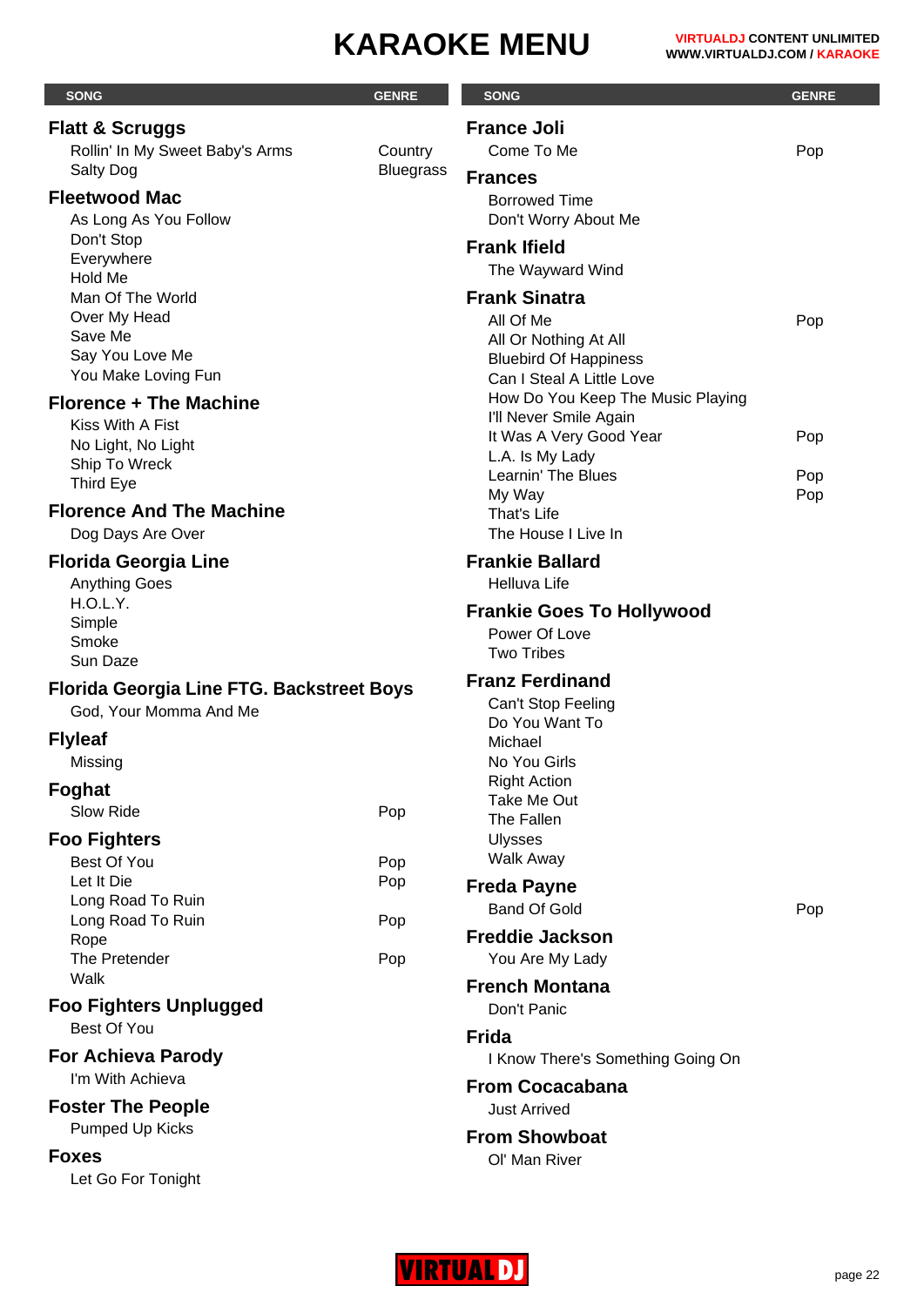# KARAOKE MENU

| SONG | GENRE |
|---|---|
| **Flatt & Scruggs** | |
| Rollin' In My Sweet Baby's Arms | Country |
| Salty Dog | Bluegrass |
| **Fleetwood Mac** | |
| As Long As You Follow | |
| Don't Stop | |
| Everywhere | |
| Hold Me | |
| Man Of The World | |
| Over My Head | |
| Save Me | |
| Say You Love Me | |
| You Make Loving Fun | |
| **Florence + The Machine** | |
| Kiss With A Fist | |
| No Light, No Light | |
| Ship To Wreck | |
| Third Eye | |
| **Florence And The Machine** | |
| Dog Days Are Over | |
| **Florida Georgia Line** | |
| Anything Goes | |
| H.O.L.Y. | |
| Simple | |
| Smoke | |
| Sun Daze | |
| **Florida Georgia Line FTG. Backstreet Boys** | |
| God, Your Momma And Me | |
| **Flyleaf** | |
| Missing | |
| **Foghat** | |
| Slow Ride | Pop |
| **Foo Fighters** | |
| Best Of You | Pop |
| Let It Die | Pop |
| Long Road To Ruin | |
| Long Road To Ruin | Pop |
| Rope | |
| The Pretender | Pop |
| Walk | |
| **Foo Fighters Unplugged** | |
| Best Of You | |
| **For Achieva Parody** | |
| I'm With Achieva | |
| **Foster The People** | |
| Pumped Up Kicks | |
| **Foxes** | |
| Let Go For Tonight | |
| **France Joli** | |
| Come To Me | Pop |
| **Frances** | |
| Borrowed Time | |
| Don't Worry About Me | |
| **Frank Ifield** | |
| The Wayward Wind | |
| **Frank Sinatra** | |
| All Of Me | Pop |
| All Or Nothing At All | |
| Bluebird Of Happiness | |
| Can I Steal A Little Love | |
| How Do You Keep The Music Playing | |
| I'll Never Smile Again | |
| It Was A Very Good Year | Pop |
| L.A. Is My Lady | |
| Learnin' The Blues | Pop |
| My Way | Pop |
| That's Life | |
| The House I Live In | |
| **Frankie Ballard** | |
| Helluva Life | |
| **Frankie Goes To Hollywood** | |
| Power Of Love | |
| Two Tribes | |
| **Franz Ferdinand** | |
| Can't Stop Feeling | |
| Do You Want To | |
| Michael | |
| No You Girls | |
| Right Action | |
| Take Me Out | |
| The Fallen | |
| Ulysses | |
| Walk Away | |
| **Freda Payne** | |
| Band Of Gold | Pop |
| **Freddie Jackson** | |
| You Are My Lady | |
| **French Montana** | |
| Don't Panic | |
| **Frida** | |
| I Know There's Something Going On | |
| **From Cocacabana** | |
| Just Arrived | |
| **From Showboat** | |
| Ol' Man River | |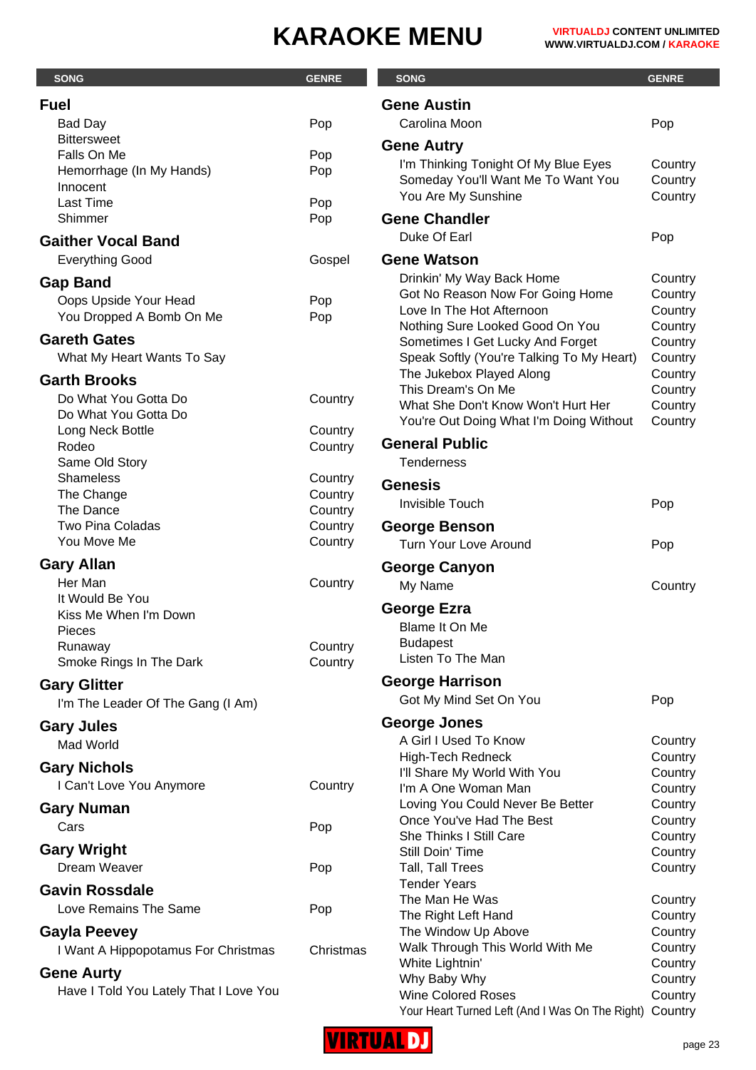# KARAOKE MENU

| SONG | GENRE |
|---|---|
| **Fuel** | |
| Bad Day | Pop |
| Bittersweet | |
| Falls On Me | Pop |
| Hemorrhage (In My Hands) | Pop |
| Innocent | |
| Last Time | Pop |
| Shimmer | Pop |
| **Gaither Vocal Band** | |
| Everything Good | Gospel |
| **Gap Band** | |
| Oops Upside Your Head | Pop |
| You Dropped A Bomb On Me | Pop |
| **Gareth Gates** | |
| What My Heart Wants To Say | |
| **Garth Brooks** | |
| Do What You Gotta Do | Country |
| Do What You Gotta Do | |
| Long Neck Bottle | Country |
| Rodeo | Country |
| Same Old Story | |
| Shameless | Country |
| The Change | Country |
| The Dance | Country |
| Two Pina Coladas | Country |
| You Move Me | Country |
| **Gary Allan** | |
| Her Man | Country |
| It Would Be You | |
| Kiss Me When I'm Down | |
| Pieces | |
| Runaway | Country |
| Smoke Rings In The Dark | Country |
| **Gary Glitter** | |
| I'm The Leader Of The Gang (I Am) | |
| **Gary Jules** | |
| Mad World | |
| **Gary Nichols** | |
| I Can't Love You Anymore | Country |
| **Gary Numan** | |
| Cars | Pop |
| **Gary Wright** | |
| Dream Weaver | Pop |
| **Gavin Rossdale** | |
| Love Remains The Same | Pop |
| **Gayla Peevey** | |
| I Want A Hippopotamus For Christmas | Christmas |
| **Gene Aurty** | |
| Have I Told You Lately That I Love You | |
| **Gene Austin** | |
| Carolina Moon | Pop |
| **Gene Autry** | |
| I'm Thinking Tonight Of My Blue Eyes | Country |
| Someday You'll Want Me To Want You | Country |
| You Are My Sunshine | Country |
| **Gene Chandler** | |
| Duke Of Earl | Pop |
| **Gene Watson** | |
| Drinkin' My Way Back Home | Country |
| Got No Reason Now For Going Home | Country |
| Love In The Hot Afternoon | Country |
| Nothing Sure Looked Good On You | Country |
| Sometimes I Get Lucky And Forget | Country |
| Speak Softly (You're Talking To My Heart) | Country |
| The Jukebox Played Along | Country |
| This Dream's On Me | Country |
| What She Don't Know Won't Hurt Her | Country |
| You're Out Doing What I'm Doing Without | Country |
| **General Public** | |
| Tenderness | |
| **Genesis** | |
| Invisible Touch | Pop |
| **George Benson** | |
| Turn Your Love Around | Pop |
| **George Canyon** | |
| My Name | Country |
| **George Ezra** | |
| Blame It On Me | |
| Budapest | |
| Listen To The Man | |
| **George Harrison** | |
| Got My Mind Set On You | Pop |
| **George Jones** | |
| A Girl I Used To Know | Country |
| High-Tech Redneck | Country |
| I'll Share My World With You | Country |
| I'm A One Woman Man | Country |
| Loving You Could Never Be Better | Country |
| Once You've Had The Best | Country |
| She Thinks I Still Care | Country |
| Still Doin' Time | Country |
| Tall, Tall Trees | Country |
| Tender Years | |
| The Man He Was | Country |
| The Right Left Hand | Country |
| The Window Up Above | Country |
| Walk Through This World With Me | Country |
| White Lightnin' | Country |
| Why Baby Why | Country |
| Wine Colored Roses | Country |
| Your Heart Turned Left (And I Was On The Right) | Country |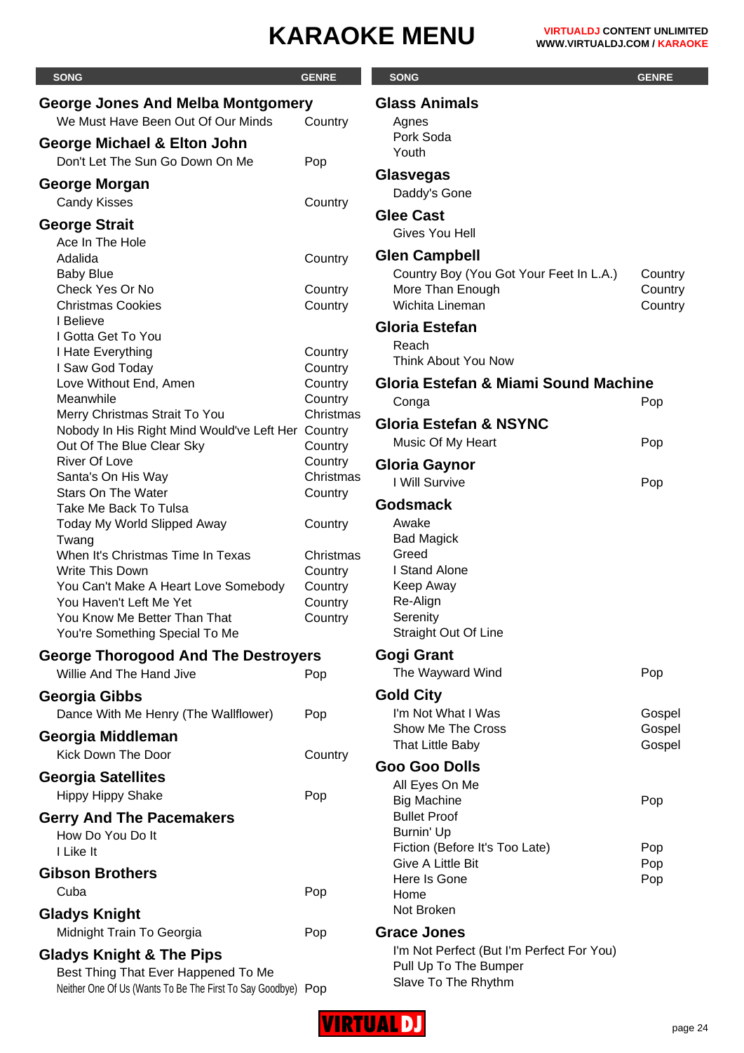# KARAOKE MENU

| SONG | GENRE |
|---|---|
| **George Jones And Melba Montgomery** | |
| We Must Have Been Out Of Our Minds | Country |
| **George Michael & Elton John** | |
| Don't Let The Sun Go Down On Me | Pop |
| **George Morgan** | |
| Candy Kisses | Country |
| **George Strait** | |
| Ace In The Hole | |
| Adalida | Country |
| Baby Blue | |
| Check Yes Or No | Country |
| Christmas Cookies | Country |
| I Believe | |
| I Gotta Get To You | |
| I Hate Everything | Country |
| I Saw God Today | Country |
| Love Without End, Amen | Country |
| Meanwhile | Country |
| Merry Christmas Strait To You | Christmas |
| Nobody In His Right Mind Would've Left Her | Country |
| Out Of The Blue Clear Sky | Country |
| River Of Love | Country |
| Santa's On His Way | Christmas |
| Stars On The Water | Country |
| Take Me Back To Tulsa | |
| Today My World Slipped Away | Country |
| Twang | |
| When It's Christmas Time In Texas | Christmas |
| Write This Down | Country |
| You Can't Make A Heart Love Somebody | Country |
| You Haven't Left Me Yet | Country |
| You Know Me Better Than That | Country |
| You're Something Special To Me | |
| **George Thorogood And The Destroyers** | |
| Willie And The Hand Jive | Pop |
| **Georgia Gibbs** | |
| Dance With Me Henry (The Wallflower) | Pop |
| **Georgia Middleman** | |
| Kick Down The Door | Country |
| **Georgia Satellites** | |
| Hippy Hippy Shake | Pop |
| **Gerry And The Pacemakers** | |
| How Do You Do It | |
| I Like It | |
| **Gibson Brothers** | |
| Cuba | Pop |
| **Gladys Knight** | |
| Midnight Train To Georgia | Pop |
| **Gladys Knight & The Pips** | |
| Best Thing That Ever Happened To Me | |
| Neither One Of Us (Wants To Be The First To Say Goodbye) | Pop |
| **Glass Animals** | |
| Agnes | |
| Pork Soda | |
| Youth | |
| **Glasvegas** | |
| Daddy's Gone | |
| **Glee Cast** | |
| Gives You Hell | |
| **Glen Campbell** | |
| Country Boy (You Got Your Feet In L.A.) | Country |
| More Than Enough | Country |
| Wichita Lineman | Country |
| **Gloria Estefan** | |
| Reach | |
| Think About You Now | |
| **Gloria Estefan & Miami Sound Machine** | |
| Conga | Pop |
| **Gloria Estefan & NSYNC** | |
| Music Of My Heart | Pop |
| **Gloria Gaynor** | |
| I Will Survive | Pop |
| **Godsmack** | |
| Awake | |
| Bad Magick | |
| Greed | |
| I Stand Alone | |
| Keep Away | |
| Re-Align | |
| Serenity | |
| Straight Out Of Line | |
| **Gogi Grant** | |
| The Wayward Wind | Pop |
| **Gold City** | |
| I'm Not What I Was | Gospel |
| Show Me The Cross | Gospel |
| That Little Baby | Gospel |
| **Goo Goo Dolls** | |
| All Eyes On Me | |
| Big Machine | Pop |
| Bullet Proof | |
| Burnin' Up | |
| Fiction (Before It's Too Late) | Pop |
| Give A Little Bit | Pop |
| Here Is Gone | Pop |
| Home | |
| Not Broken | |
| **Grace Jones** | |
| I'm Not Perfect (But I'm Perfect For You) | |
| Pull Up To The Bumper | |
| Slave To The Rhythm | |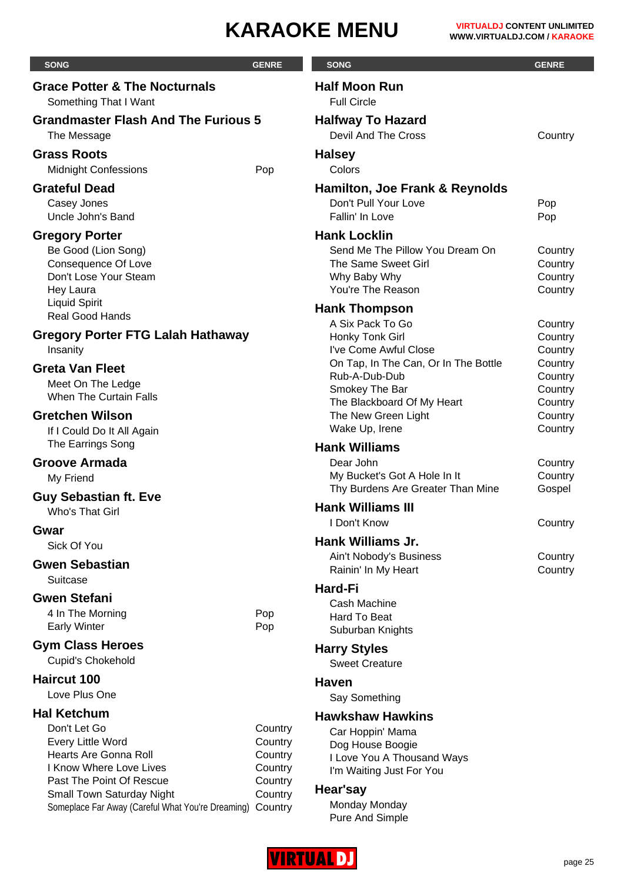# KARAOKE MENU

**VIRTUALDJ CONTENT UNLIMITED**
**WWW.VIRTUALDJ.COM / KARAOKE**

| SONG | GENRE |
|---|---|
| **Grace Potter & The Nocturnals** | |
| Something That I Want | |
| **Grandmaster Flash And The Furious 5** | |
| The Message | |
| **Grass Roots** | |
| Midnight Confessions | Pop |
| **Grateful Dead** | |
| Casey Jones | |
| Uncle John's Band | |
| **Gregory Porter** | |
| Be Good (Lion Song) | |
| Consequence Of Love | |
| Don't Lose Your Steam | |
| Hey Laura | |
| Liquid Spirit | |
| Real Good Hands | |
| **Gregory Porter FTG Lalah Hathaway** | |
| Insanity | |
| **Greta Van Fleet** | |
| Meet On The Ledge | |
| When The Curtain Falls | |
| **Gretchen Wilson** | |
| If I Could Do It All Again | |
| The Earrings Song | |
| **Groove Armada** | |
| My Friend | |
| **Guy Sebastian ft. Eve** | |
| Who's That Girl | |
| **Gwar** | |
| Sick Of You | |
| **Gwen Sebastian** | |
| Suitcase | |
| **Gwen Stefani** | |
| 4 In The Morning | Pop |
| Early Winter | Pop |
| **Gym Class Heroes** | |
| Cupid's Chokehold | |
| **Haircut 100** | |
| Love Plus One | |
| **Hal Ketchum** | |
| Don't Let Go | Country |
| Every Little Word | Country |
| Hearts Are Gonna Roll | Country |
| I Know Where Love Lives | Country |
| Past The Point Of Rescue | Country |
| Small Town Saturday Night | Country |
| Someplace Far Away (Careful What You're Dreaming) | Country |
| **Half Moon Run** | |
| Full Circle | |
| **Halfway To Hazard** | |
| Devil And The Cross | Country |
| **Halsey** | |
| Colors | |
| **Hamilton, Joe Frank & Reynolds** | |
| Don't Pull Your Love | Pop |
| Fallin' In Love | Pop |
| **Hank Locklin** | |
| Send Me The Pillow You Dream On | Country |
| The Same Sweet Girl | Country |
| Why Baby Why | Country |
| You're The Reason | Country |
| **Hank Thompson** | |
| A Six Pack To Go | Country |
| Honky Tonk Girl | Country |
| I've Come Awful Close | Country |
| On Tap, In The Can, Or In The Bottle | Country |
| Rub-A-Dub-Dub | Country |
| Smokey The Bar | Country |
| The Blackboard Of My Heart | Country |
| The New Green Light | Country |
| Wake Up, Irene | Country |
| **Hank Williams** | |
| Dear John | Country |
| My Bucket's Got A Hole In It | Country |
| Thy Burdens Are Greater Than Mine | Gospel |
| **Hank Williams III** | |
| I Don't Know | Country |
| **Hank Williams Jr.** | |
| Ain't Nobody's Business | Country |
| Rainin' In My Heart | Country |
| **Hard-Fi** | |
| Cash Machine | |
| Hard To Beat | |
| Suburban Knights | |
| **Harry Styles** | |
| Sweet Creature | |
| **Haven** | |
| Say Something | |
| **Hawkshaw Hawkins** | |
| Car Hoppin' Mama | |
| Dog House Boogie | |
| I Love You A Thousand Ways | |
| I'm Waiting Just For You | |
| **Hear'say** | |
| Monday Monday | |
| Pure And Simple | |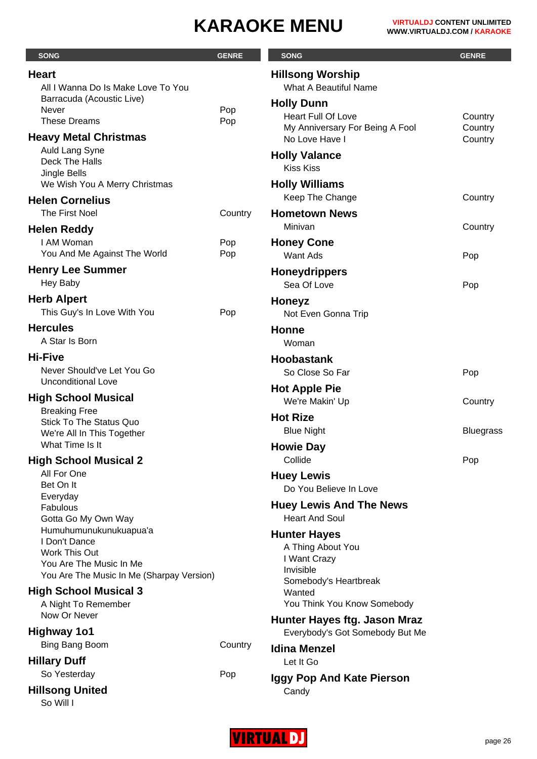# KARAOKE MENU

| SONG | GENRE |
| --- | --- |
| **Heart** | |
| All I Wanna Do Is Make Love To You | |
| Barracuda (Acoustic Live) | |
| Never | Pop |
| These Dreams | Pop |
| **Heavy Metal Christmas** | |
| Auld Lang Syne | |
| Deck The Halls | |
| Jingle Bells | |
| We Wish You A Merry Christmas | |
| **Helen Cornelius** | |
| The First Noel | Country |
| **Helen Reddy** | |
| I AM Woman | Pop |
| You And Me Against The World | Pop |
| **Henry Lee Summer** | |
| Hey Baby | |
| **Herb Alpert** | |
| This Guy's In Love With You | Pop |
| **Hercules** | |
| A Star Is Born | |
| **Hi-Five** | |
| Never Should've Let You Go | |
| Unconditional Love | |
| **High School Musical** | |
| Breaking Free | |
| Stick To The Status Quo | |
| We're All In This Together | |
| What Time Is It | |
| **High School Musical 2** | |
| All For One | |
| Bet On It | |
| Everyday | |
| Fabulous | |
| Gotta Go My Own Way | |
| Humuhumunukunukuapua'a | |
| I Don't Dance | |
| Work This Out | |
| You Are The Music In Me | |
| You Are The Music In Me (Sharpay Version) | |
| **High School Musical 3** | |
| A Night To Remember | |
| Now Or Never | |
| **Highway 1o1** | |
| Bing Bang Boom | Country |
| **Hillary Duff** | |
| So Yesterday | Pop |
| **Hillsong United** | |
| So Will I | |
| **Hillsong Worship** | |
| What A Beautiful Name | |
| **Holly Dunn** | |
| Heart Full Of Love | Country |
| My Anniversary For Being A Fool | Country |
| No Love Have I | Country |
| **Holly Valance** | |
| Kiss Kiss | |
| **Holly Williams** | |
| Keep The Change | Country |
| **Hometown News** | |
| Minivan | Country |
| **Honey Cone** | |
| Want Ads | Pop |
| **Honeydrippers** | |
| Sea Of Love | Pop |
| **Honeyz** | |
| Not Even Gonna Trip | |
| **Honne** | |
| Woman | |
| **Hoobastank** | |
| So Close So Far | Pop |
| **Hot Apple Pie** | |
| We're Makin' Up | Country |
| **Hot Rize** | |
| Blue Night | Bluegrass |
| **Howie Day** | |
| Collide | Pop |
| **Huey Lewis** | |
| Do You Believe In Love | |
| **Huey Lewis And The News** | |
| Heart And Soul | |
| **Hunter Hayes** | |
| A Thing About You | |
| I Want Crazy | |
| Invisible | |
| Somebody's Heartbreak | |
| Wanted | |
| You Think You Know Somebody | |
| **Hunter Hayes ftg. Jason Mraz** | |
| Everybody's Got Somebody But Me | |
| **Idina Menzel** | |
| Let It Go | |
| **Iggy Pop And Kate Pierson** | |
| Candy | |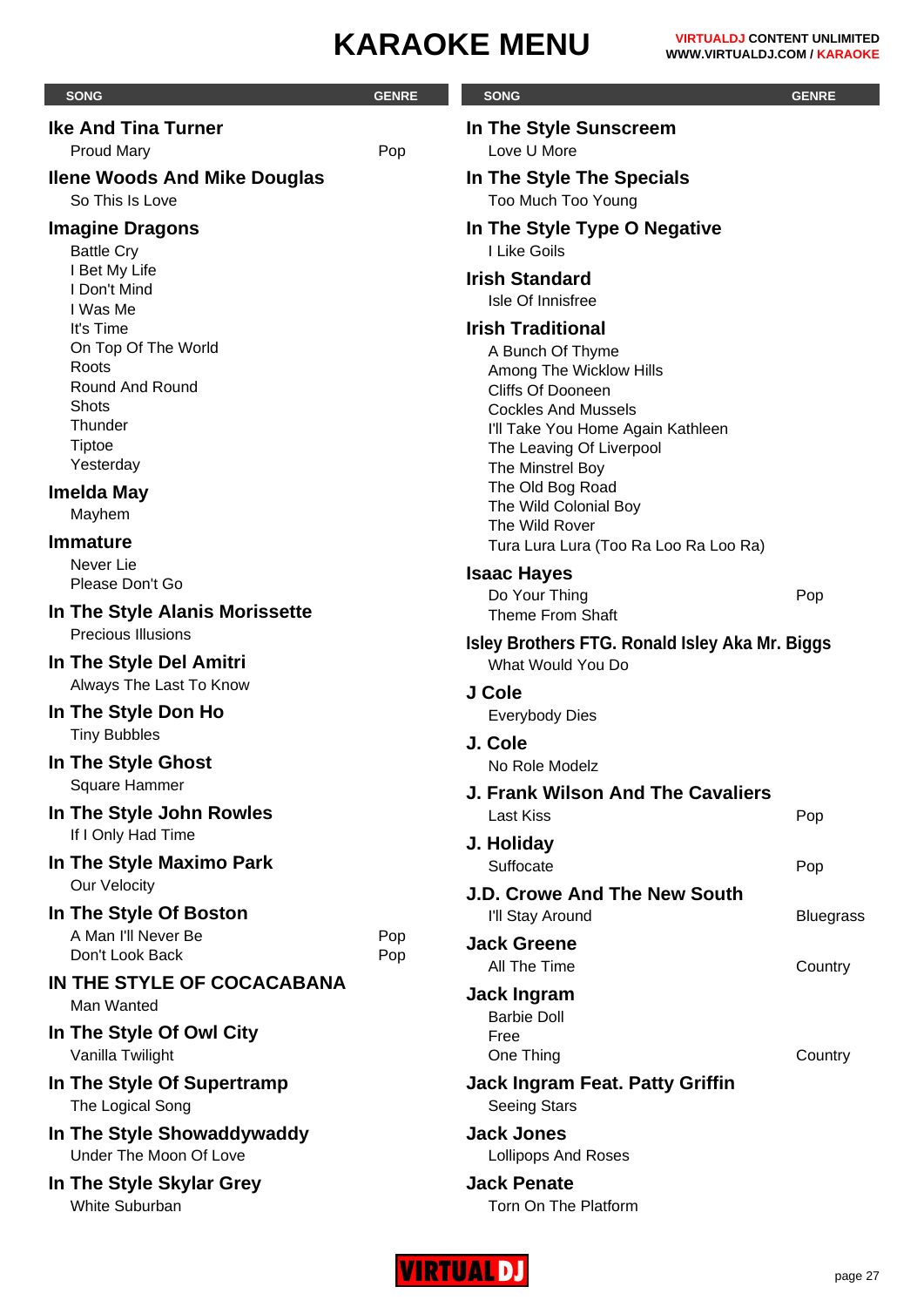# KARAOKE MENU

| SONG | GENRE |
|---|---|
| **Ike And Tina Turner** | |
| Proud Mary | Pop |
| **Ilene Woods And Mike Douglas** | |
| So This Is Love | |
| **Imagine Dragons** | |
| Battle Cry | |
| I Bet My Life | |
| I Don't Mind | |
| I Was Me | |
| It's Time | |
| On Top Of The World | |
| Roots | |
| Round And Round | |
| Shots | |
| Thunder | |
| Tiptoe | |
| Yesterday | |
| **Imelda May** | |
| Mayhem | |
| **Immature** | |
| Never Lie | |
| Please Don't Go | |
| **In The Style Alanis Morissette** | |
| Precious Illusions | |
| **In The Style Del Amitri** | |
| Always The Last To Know | |
| **In The Style Don Ho** | |
| Tiny Bubbles | |
| **In The Style Ghost** | |
| Square Hammer | |
| **In The Style John Rowles** | |
| If I Only Had Time | |
| **In The Style Maximo Park** | |
| Our Velocity | |
| **In The Style Of Boston** | |
| A Man I'll Never Be | Pop |
| Don't Look Back | Pop |
| **IN THE STYLE OF COCACABANA** | |
| Man Wanted | |
| **In The Style Of Owl City** | |
| Vanilla Twilight | |
| **In The Style Of Supertramp** | |
| The Logical Song | |
| **In The Style Showaddywaddy** | |
| Under The Moon Of Love | |
| **In The Style Skylar Grey** | |
| White Suburban | |
| **In The Style Sunscreem** | |
| Love U More | |
| **In The Style The Specials** | |
| Too Much Too Young | |
| **In The Style Type O Negative** | |
| I Like Goils | |
| **Irish Standard** | |
| Isle Of Innisfree | |
| **Irish Traditional** | |
| A Bunch Of Thyme | |
| Among The Wicklow Hills | |
| Cliffs Of Dooneen | |
| Cockles And Mussels | |
| I'll Take You Home Again Kathleen | |
| The Leaving Of Liverpool | |
| The Minstrel Boy | |
| The Old Bog Road | |
| The Wild Colonial Boy | |
| The Wild Rover | |
| Tura Lura Lura (Too Ra Loo Ra Loo Ra) | |
| **Isaac Hayes** | |
| Do Your Thing | Pop |
| Theme From Shaft | |
| **Isley Brothers FTG. Ronald Isley Aka Mr. Biggs** | |
| What Would You Do | |
| **J Cole** | |
| Everybody Dies | |
| **J. Cole** | |
| No Role Modelz | |
| **J. Frank Wilson And The Cavaliers** | |
| Last Kiss | Pop |
| **J. Holiday** | |
| Suffocate | Pop |
| **J.D. Crowe And The New South** | |
| I'll Stay Around | Bluegrass |
| **Jack Greene** | |
| All The Time | Country |
| **Jack Ingram** | |
| Barbie Doll | |
| Free | |
| One Thing | Country |
| **Jack Ingram Feat. Patty Griffin** | |
| Seeing Stars | |
| **Jack Jones** | |
| Lollipops And Roses | |
| **Jack Penate** | |
| Torn On The Platform | |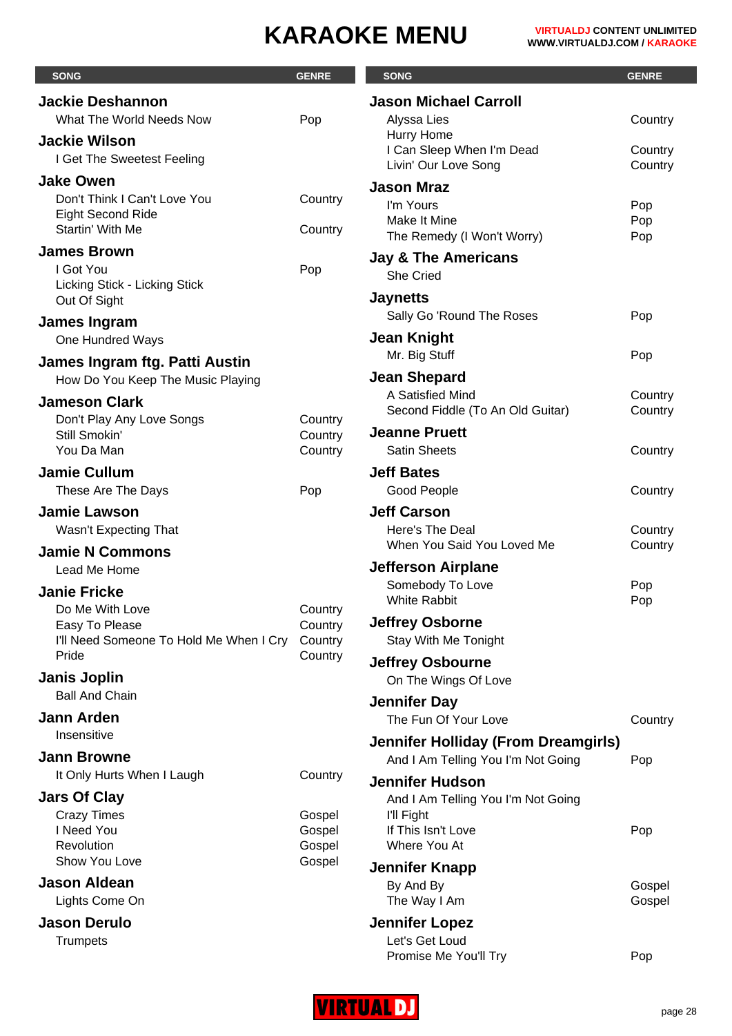# KARAOKE MENU

| SONG | GENRE |
|---|---|
| **Jackie Deshannon** | |
| What The World Needs Now | Pop |
| **Jackie Wilson** | |
| I Get The Sweetest Feeling | |
| **Jake Owen** | |
| Don't Think I Can't Love You | Country |
| Eight Second Ride | |
| Startin' With Me | Country |
| **James Brown** | |
| I Got You | Pop |
| Licking Stick - Licking Stick | |
| Out Of Sight | |
| **James Ingram** | |
| One Hundred Ways | |
| **James Ingram ftg. Patti Austin** | |
| How Do You Keep The Music Playing | |
| **Jameson Clark** | |
| Don't Play Any Love Songs | Country |
| Still Smokin' | Country |
| You Da Man | Country |
| **Jamie Cullum** | |
| These Are The Days | Pop |
| **Jamie Lawson** | |
| Wasn't Expecting That | |
| **Jamie N Commons** | |
| Lead Me Home | |
| **Janie Fricke** | |
| Do Me With Love | Country |
| Easy To Please | Country |
| I'll Need Someone To Hold Me When I Cry | Country |
| Pride | Country |
| **Janis Joplin** | |
| Ball And Chain | |
| **Jann Arden** | |
| Insensitive | |
| **Jann Browne** | |
| It Only Hurts When I Laugh | Country |
| **Jars Of Clay** | |
| Crazy Times | Gospel |
| I Need You | Gospel |
| Revolution | Gospel |
| Show You Love | Gospel |
| **Jason Aldean** | |
| Lights Come On | |
| **Jason Derulo** | |
| Trumpets | |
| **Jason Michael Carroll** | |
| Alyssa Lies | Country |
| Hurry Home | |
| I Can Sleep When I'm Dead | Country |
| Livin' Our Love Song | Country |
| **Jason Mraz** | |
| I'm Yours | Pop |
| Make It Mine | Pop |
| The Remedy (I Won't Worry) | Pop |
| **Jay & The Americans** | |
| She Cried | |
| **Jaynetts** | |
| Sally Go 'Round The Roses | Pop |
| **Jean Knight** | |
| Mr. Big Stuff | Pop |
| **Jean Shepard** | |
| A Satisfied Mind | Country |
| Second Fiddle (To An Old Guitar) | Country |
| **Jeanne Pruett** | |
| Satin Sheets | Country |
| **Jeff Bates** | |
| Good People | Country |
| **Jeff Carson** | |
| Here's The Deal | Country |
| When You Said You Loved Me | Country |
| **Jefferson Airplane** | |
| Somebody To Love | Pop |
| White Rabbit | Pop |
| **Jeffrey Osborne** | |
| Stay With Me Tonight | |
| **Jeffrey Osbourne** | |
| On The Wings Of Love | |
| **Jennifer Day** | |
| The Fun Of Your Love | Country |
| **Jennifer Holliday (From Dreamgirls)** | |
| And I Am Telling You I'm Not Going | Pop |
| **Jennifer Hudson** | |
| And I Am Telling You I'm Not Going | |
| I'll Fight | |
| If This Isn't Love | Pop |
| Where You At | |
| **Jennifer Knapp** | |
| By And By | Gospel |
| The Way I Am | Gospel |
| **Jennifer Lopez** | |
| Let's Get Loud | |
| Promise Me You'll Try | Pop |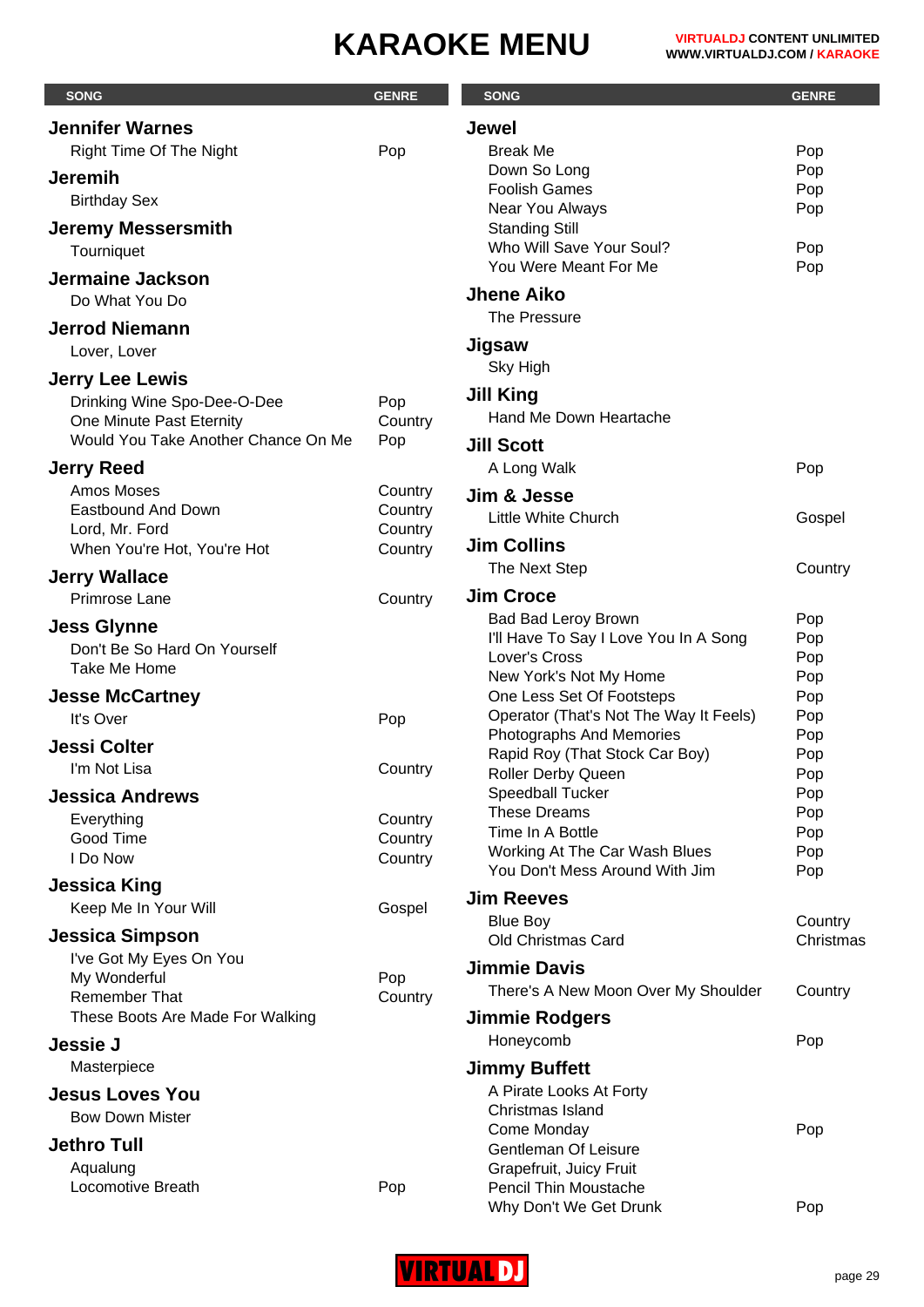# KARAOKE MENU

| SONG | GENRE |
|---|---|
| **Jennifer Warnes** | |
| Right Time Of The Night | Pop |
| **Jeremih** | |
| Birthday Sex | |
| **Jeremy Messersmith** | |
| Tourniquet | |
| **Jermaine Jackson** | |
| Do What You Do | |
| **Jerrod Niemann** | |
| Lover, Lover | |
| **Jerry Lee Lewis** | |
| Drinking Wine Spo-Dee-O-Dee | Pop |
| One Minute Past Eternity | Country |
| Would You Take Another Chance On Me | Pop |
| **Jerry Reed** | |
| Amos Moses | Country |
| Eastbound And Down | Country |
| Lord, Mr. Ford | Country |
| When You're Hot, You're Hot | Country |
| **Jerry Wallace** | |
| Primrose Lane | Country |
| **Jess Glynne** | |
| Don't Be So Hard On Yourself | |
| Take Me Home | |
| **Jesse McCartney** | |
| It's Over | Pop |
| **Jessi Colter** | |
| I'm Not Lisa | Country |
| **Jessica Andrews** | |
| Everything | Country |
| Good Time | Country |
| I Do Now | Country |
| **Jessica King** | |
| Keep Me In Your Will | Gospel |
| **Jessica Simpson** | |
| I've Got My Eyes On You | |
| My Wonderful | Pop |
| Remember That | Country |
| These Boots Are Made For Walking | |
| **Jessie J** | |
| Masterpiece | |
| **Jesus Loves You** | |
| Bow Down Mister | |
| **Jethro Tull** | |
| Aqualung | |
| Locomotive Breath | Pop |
| **Jewel** | |
| Break Me | Pop |
| Down So Long | Pop |
| Foolish Games | Pop |
| Near You Always | Pop |
| Standing Still | |
| Who Will Save Your Soul? | Pop |
| You Were Meant For Me | Pop |
| **Jhene Aiko** | |
| The Pressure | |
| **Jigsaw** | |
| Sky High | |
| **Jill King** | |
| Hand Me Down Heartache | |
| **Jill Scott** | |
| A Long Walk | Pop |
| **Jim & Jesse** | |
| Little White Church | Gospel |
| **Jim Collins** | |
| The Next Step | Country |
| **Jim Croce** | |
| Bad Bad Leroy Brown | Pop |
| I'll Have To Say I Love You In A Song | Pop |
| Lover's Cross | Pop |
| New York's Not My Home | Pop |
| One Less Set Of Footsteps | Pop |
| Operator (That's Not The Way It Feels) | Pop |
| Photographs And Memories | Pop |
| Rapid Roy (That Stock Car Boy) | Pop |
| Roller Derby Queen | Pop |
| Speedball Tucker | Pop |
| These Dreams | Pop |
| Time In A Bottle | Pop |
| Working At The Car Wash Blues | Pop |
| You Don't Mess Around With Jim | Pop |
| **Jim Reeves** | |
| Blue Boy | Country |
| Old Christmas Card | Christmas |
| **Jimmie Davis** | |
| There's A New Moon Over My Shoulder | Country |
| **Jimmie Rodgers** | |
| Honeycomb | Pop |
| **Jimmy Buffett** | |
| A Pirate Looks At Forty | |
| Christmas Island | |
| Come Monday | Pop |
| Gentleman Of Leisure | |
| Grapefruit, Juicy Fruit | |
| Pencil Thin Moustache | |
| Why Don't We Get Drunk | Pop |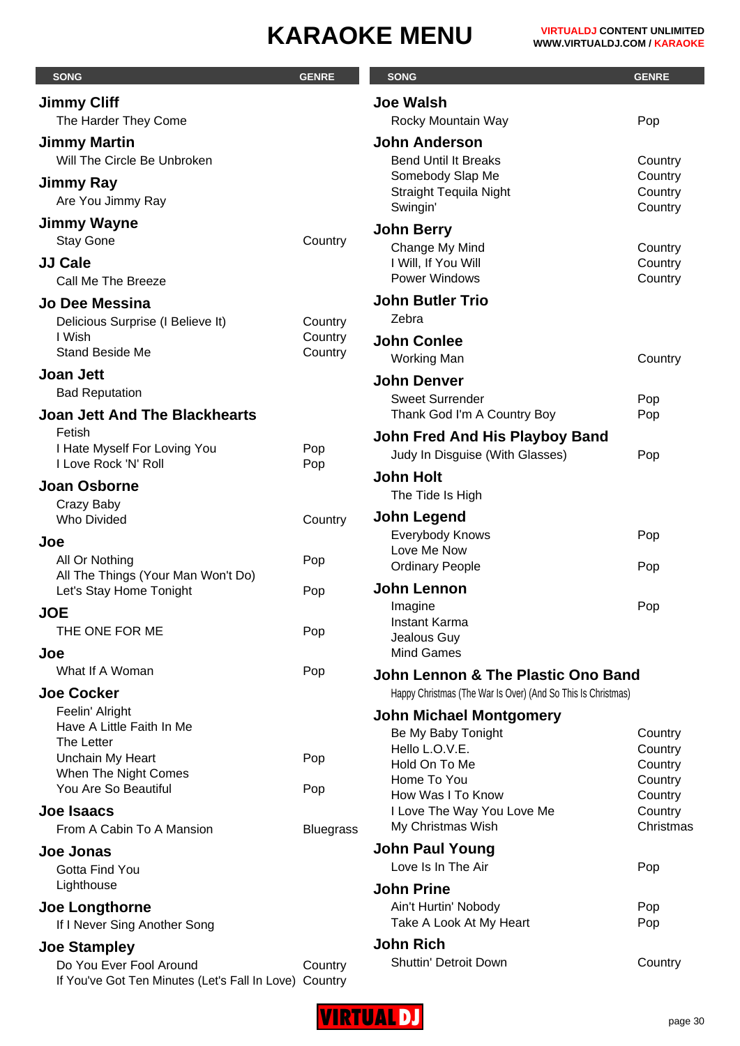# KARAOKE MENU

| SONG | GENRE |
| --- | --- |
| **Jimmy Cliff** | |
| The Harder They Come | |
| **Jimmy Martin** | |
| Will The Circle Be Unbroken | |
| **Jimmy Ray** | |
| Are You Jimmy Ray | |
| **Jimmy Wayne** | |
| Stay Gone | Country |
| **JJ Cale** | |
| Call Me The Breeze | |
| **Jo Dee Messina** | |
| Delicious Surprise (I Believe It) | Country |
| I Wish | Country |
| Stand Beside Me | Country |
| **Joan Jett** | |
| Bad Reputation | |
| **Joan Jett And The Blackhearts** | |
| Fetish | |
| I Hate Myself For Loving You | Pop |
| I Love Rock 'N' Roll | Pop |
| **Joan Osborne** | |
| Crazy Baby | |
| Who Divided | Country |
| **Joe** | |
| All Or Nothing | Pop |
| All The Things (Your Man Won't Do) | |
| Let's Stay Home Tonight | Pop |
| **JOE** | |
| THE ONE FOR ME | Pop |
| **Joe** | |
| What If A Woman | Pop |
| **Joe Cocker** | |
| Feelin' Alright | |
| Have A Little Faith In Me | |
| The Letter | |
| Unchain My Heart | Pop |
| When The Night Comes | |
| You Are So Beautiful | Pop |
| **Joe Isaacs** | |
| From A Cabin To A Mansion | Bluegrass |
| **Joe Jonas** | |
| Gotta Find You | |
| Lighthouse | |
| **Joe Longthorne** | |
| If I Never Sing Another Song | |
| **Joe Stampley** | |
| Do You Ever Fool Around | Country |
| If You've Got Ten Minutes (Let's Fall In Love) | Country |
| **Joe Walsh** | |
| Rocky Mountain Way | Pop |
| **John Anderson** | |
| Bend Until It Breaks | Country |
| Somebody Slap Me | Country |
| Straight Tequila Night | Country |
| Swingin' | Country |
| **John Berry** | |
| Change My Mind | Country |
| I Will, If You Will | Country |
| Power Windows | Country |
| **John Butler Trio** | |
| Zebra | |
| **John Conlee** | |
| Working Man | Country |
| **John Denver** | |
| Sweet Surrender | Pop |
| Thank God I'm A Country Boy | Pop |
| **John Fred And His Playboy Band** | |
| Judy In Disguise (With Glasses) | Pop |
| **John Holt** | |
| The Tide Is High | |
| **John Legend** | |
| Everybody Knows | Pop |
| Love Me Now | |
| Ordinary People | Pop |
| **John Lennon** | |
| Imagine | Pop |
| Instant Karma | |
| Jealous Guy | |
| Mind Games | |
| **John Lennon & The Plastic Ono Band** | |
| Happy Christmas (The War Is Over) (And So This Is Christmas) | |
| **John Michael Montgomery** | |
| Be My Baby Tonight | Country |
| Hello L.O.V.E. | Country |
| Hold On To Me | Country |
| Home To You | Country |
| How Was I To Know | Country |
| I Love The Way You Love Me | Country |
| My Christmas Wish | Christmas |
| **John Paul Young** | |
| Love Is In The Air | Pop |
| **John Prine** | |
| Ain't Hurtin' Nobody | Pop |
| Take A Look At My Heart | Pop |
| **John Rich** | |
| Shuttin' Detroit Down | Country |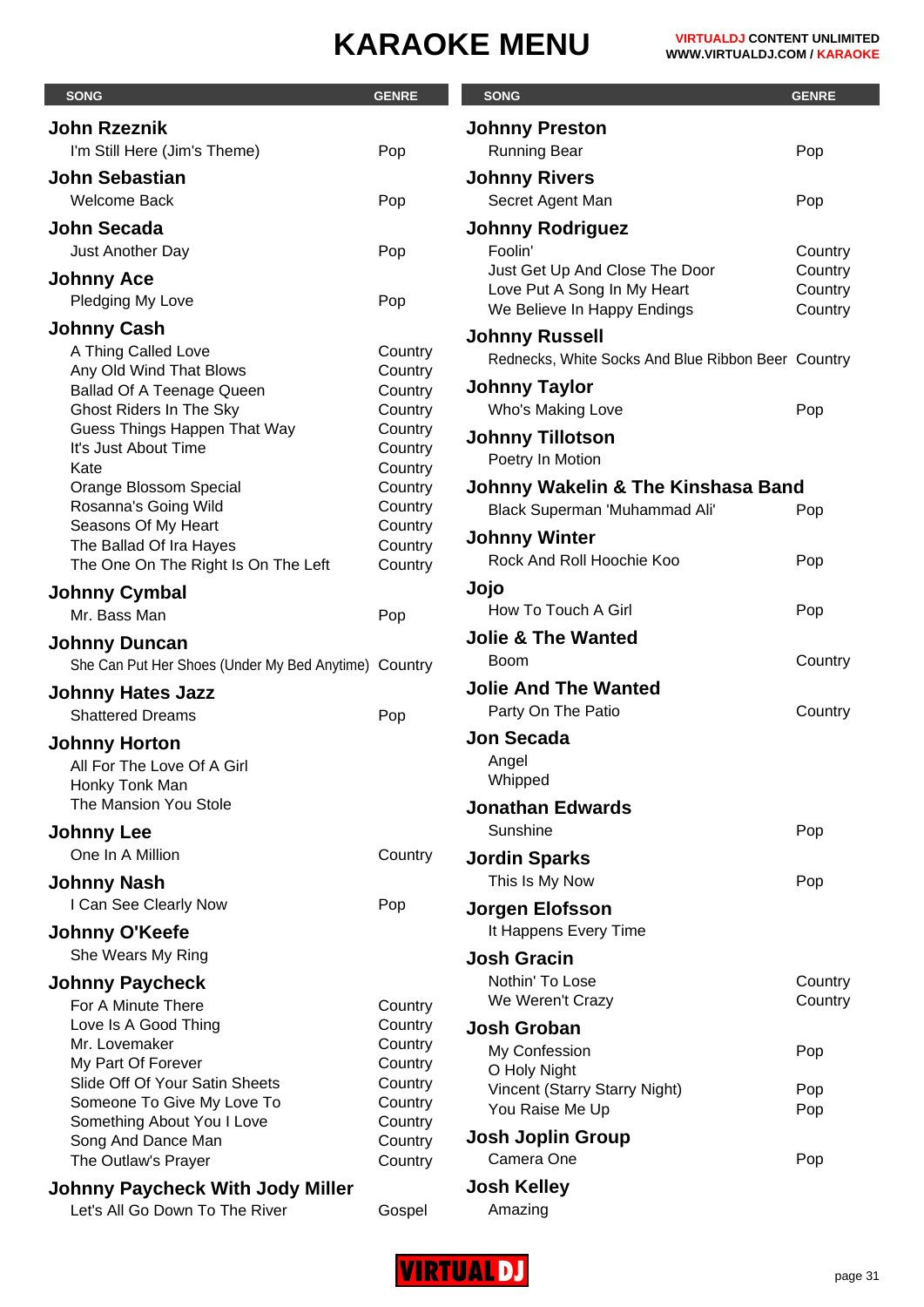# KARAOKE MENU

| SONG | GENRE |
|---|---|
| **John Rzeznik** | |
| I'm Still Here (Jim's Theme) | Pop |
| **John Sebastian** | |
| Welcome Back | Pop |
| **John Secada** | |
| Just Another Day | Pop |
| **Johnny Ace** | |
| Pledging My Love | Pop |
| **Johnny Cash** | |
| A Thing Called Love | Country |
| Any Old Wind That Blows | Country |
| Ballad Of A Teenage Queen | Country |
| Ghost Riders In The Sky | Country |
| Guess Things Happen That Way | Country |
| It's Just About Time | Country |
| Kate | Country |
| Orange Blossom Special | Country |
| Rosanna's Going Wild | Country |
| Seasons Of My Heart | Country |
| The Ballad Of Ira Hayes | Country |
| The One On The Right Is On The Left | Country |
| **Johnny Cymbal** | |
| Mr. Bass Man | Pop |
| **Johnny Duncan** | |
| She Can Put Her Shoes (Under My Bed Anytime) | Country |
| **Johnny Hates Jazz** | |
| Shattered Dreams | Pop |
| **Johnny Horton** | |
| All For The Love Of A Girl | |
| Honky Tonk Man | |
| The Mansion You Stole | |
| **Johnny Lee** | |
| One In A Million | Country |
| **Johnny Nash** | |
| I Can See Clearly Now | Pop |
| **Johnny O'Keefe** | |
| She Wears My Ring | |
| **Johnny Paycheck** | |
| For A Minute There | Country |
| Love Is A Good Thing | Country |
| Mr. Lovemaker | Country |
| My Part Of Forever | Country |
| Slide Off Of Your Satin Sheets | Country |
| Someone To Give My Love To | Country |
| Something About You I Love | Country |
| Song And Dance Man | Country |
| The Outlaw's Prayer | Country |
| **Johnny Paycheck With Jody Miller** | |
| Let's All Go Down To The River | Gospel |
| **Johnny Preston** | |
| Running Bear | Pop |
| **Johnny Rivers** | |
| Secret Agent Man | Pop |
| **Johnny Rodriguez** | |
| Foolin' | Country |
| Just Get Up And Close The Door | Country |
| Love Put A Song In My Heart | Country |
| We Believe In Happy Endings | Country |
| **Johnny Russell** | |
| Rednecks, White Socks And Blue Ribbon Beer | Country |
| **Johnny Taylor** | |
| Who's Making Love | Pop |
| **Johnny Tillotson** | |
| Poetry In Motion | |
| **Johnny Wakelin & The Kinshasa Band** | |
| Black Superman 'Muhammad Ali' | Pop |
| **Johnny Winter** | |
| Rock And Roll Hoochie Koo | Pop |
| **Jojo** | |
| How To Touch A Girl | Pop |
| **Jolie & The Wanted** | |
| Boom | Country |
| **Jolie And The Wanted** | |
| Party On The Patio | Country |
| **Jon Secada** | |
| Angel | |
| Whipped | |
| **Jonathan Edwards** | |
| Sunshine | Pop |
| **Jordin Sparks** | |
| This Is My Now | Pop |
| **Jorgen Elofsson** | |
| It Happens Every Time | |
| **Josh Gracin** | |
| Nothin' To Lose | Country |
| We Weren't Crazy | Country |
| **Josh Groban** | |
| My Confession | Pop |
| O Holy Night | |
| Vincent (Starry Starry Night) | Pop |
| You Raise Me Up | Pop |
| **Josh Joplin Group** | |
| Camera One | Pop |
| **Josh Kelley** | |
| Amazing | |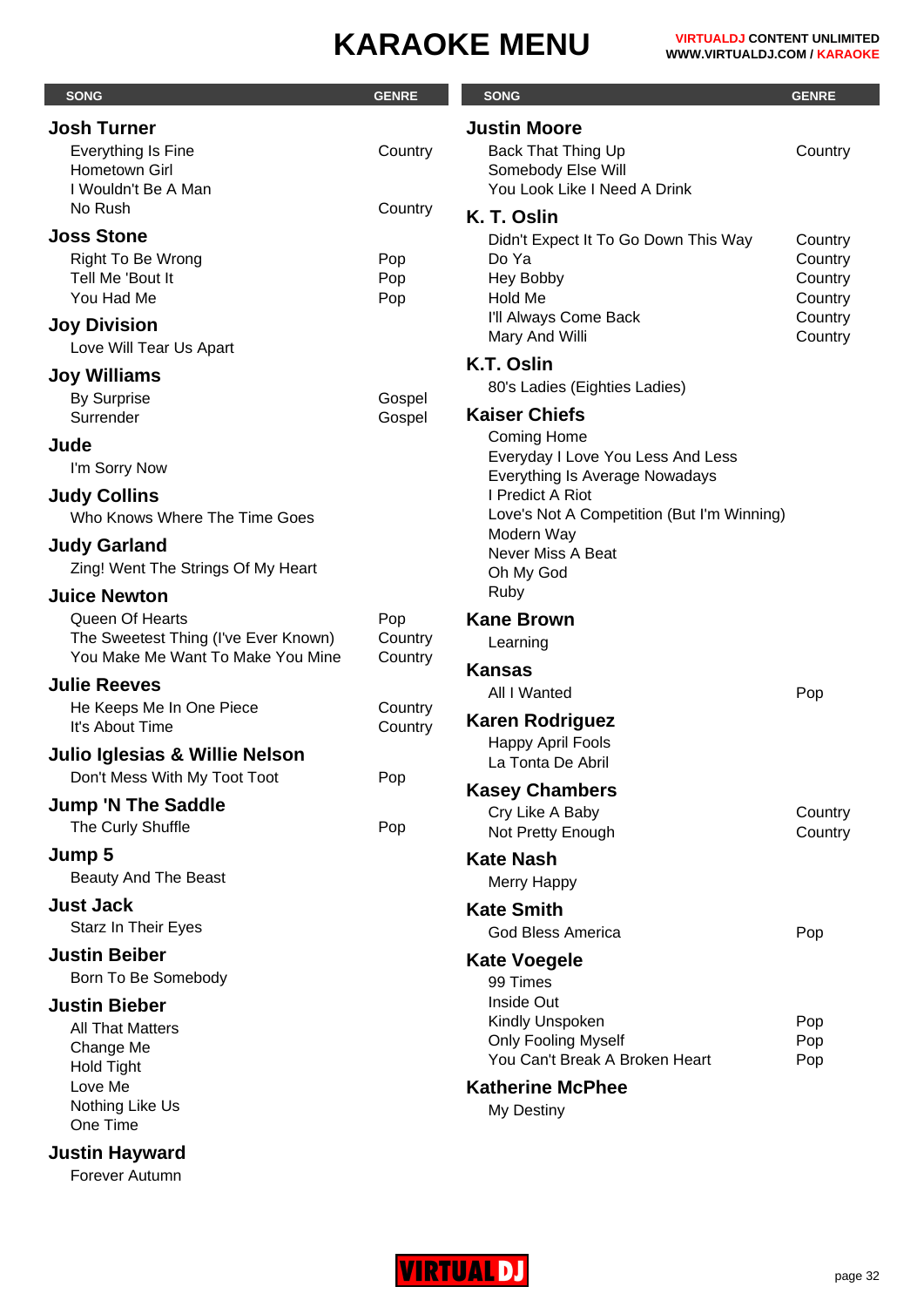# KARAOKE MENU

| SONG | GENRE |
|---|---|
| **Josh Turner** | |
| Everything Is Fine | Country |
| Hometown Girl | |
| I Wouldn't Be A Man | |
| No Rush | Country |
| **Joss Stone** | |
| Right To Be Wrong | Pop |
| Tell Me 'Bout It | Pop |
| You Had Me | Pop |
| **Joy Division** | |
| Love Will Tear Us Apart | |
| **Joy Williams** | |
| By Surprise | Gospel |
| Surrender | Gospel |
| **Jude** | |
| I'm Sorry Now | |
| **Judy Collins** | |
| Who Knows Where The Time Goes | |
| **Judy Garland** | |
| Zing! Went The Strings Of My Heart | |
| **Juice Newton** | |
| Queen Of Hearts | Pop |
| The Sweetest Thing (I've Ever Known) | Country |
| You Make Me Want To Make You Mine | Country |
| **Julie Reeves** | |
| He Keeps Me In One Piece | Country |
| It's About Time | Country |
| **Julio Iglesias & Willie Nelson** | |
| Don't Mess With My Toot Toot | Pop |
| **Jump 'N The Saddle** | |
| The Curly Shuffle | Pop |
| **Jump 5** | |
| Beauty And The Beast | |
| **Just Jack** | |
| Starz In Their Eyes | |
| **Justin Beiber** | |
| Born To Be Somebody | |
| **Justin Bieber** | |
| All That Matters | |
| Change Me | |
| Hold Tight | |
| Love Me | |
| Nothing Like Us | |
| One Time | |
| **Justin Hayward** | |
| Forever Autumn | |
| **Justin Moore** | |
| Back That Thing Up | Country |
| Somebody Else Will | |
| You Look Like I Need A Drink | |
| **K. T. Oslin** | |
| Didn't Expect It To Go Down This Way | Country |
| Do Ya | Country |
| Hey Bobby | Country |
| Hold Me | Country |
| I'll Always Come Back | Country |
| Mary And Willi | Country |
| **K.T. Oslin** | |
| 80's Ladies (Eighties Ladies) | |
| **Kaiser Chiefs** | |
| Coming Home | |
| Everyday I Love You Less And Less | |
| Everything Is Average Nowadays | |
| I Predict A Riot | |
| Love's Not A Competition (But I'm Winning) | |
| Modern Way | |
| Never Miss A Beat | |
| Oh My God | |
| Ruby | |
| **Kane Brown** | |
| Learning | |
| **Kansas** | |
| All I Wanted | Pop |
| **Karen Rodriguez** | |
| Happy April Fools | |
| La Tonta De Abril | |
| **Kasey Chambers** | |
| Cry Like A Baby | Country |
| Not Pretty Enough | Country |
| **Kate Nash** | |
| Merry Happy | |
| **Kate Smith** | |
| God Bless America | Pop |
| **Kate Voegele** | |
| 99 Times | |
| Inside Out | |
| Kindly Unspoken | Pop |
| Only Fooling Myself | Pop |
| You Can't Break A Broken Heart | Pop |
| **Katherine McPhee** | |
| My Destiny | |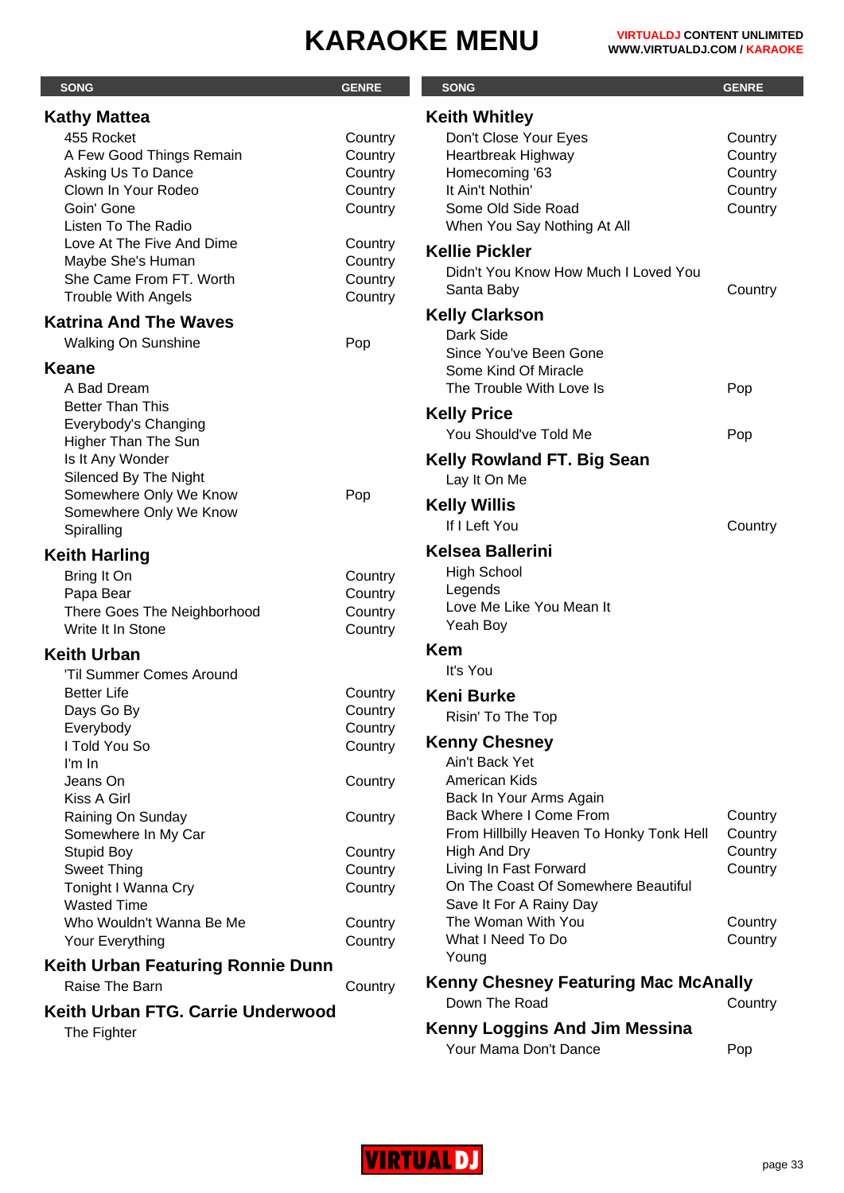# KARAOKE MENU

VIRTUALDJ CONTENT UNLIMITED
WWW.VIRTUALDJ.COM / KARAOKE

| SONG | GENRE |
|---|---|
| **Kathy Mattea** | |
| 455 Rocket | Country |
| A Few Good Things Remain | Country |
| Asking Us To Dance | Country |
| Clown In Your Rodeo | Country |
| Goin' Gone | Country |
| Listen To The Radio | |
| Love At The Five And Dime | Country |
| Maybe She's Human | Country |
| She Came From FT. Worth | Country |
| Trouble With Angels | Country |
| **Katrina And The Waves** | |
| Walking On Sunshine | Pop |
| **Keane** | |
| A Bad Dream | |
| Better Than This | |
| Everybody's Changing | |
| Higher Than The Sun | |
| Is It Any Wonder | |
| Silenced By The Night | |
| Somewhere Only We Know | Pop |
| Somewhere Only We Know | |
| Spiralling | |
| **Keith Harling** | |
| Bring It On | Country |
| Papa Bear | Country |
| There Goes The Neighborhood | Country |
| Write It In Stone | Country |
| **Keith Urban** | |
| 'Til Summer Comes Around | |
| Better Life | Country |
| Days Go By | Country |
| Everybody | Country |
| I Told You So | Country |
| I'm In | |
| Jeans On | Country |
| Kiss A Girl | |
| Raining On Sunday | Country |
| Somewhere In My Car | |
| Stupid Boy | Country |
| Sweet Thing | Country |
| Tonight I Wanna Cry | Country |
| Wasted Time | |
| Who Wouldn't Wanna Be Me | Country |
| Your Everything | Country |
| **Keith Urban Featuring Ronnie Dunn** | |
| Raise The Barn | Country |
| **Keith Urban FTG. Carrie Underwood** | |
| The Fighter | |
| **Keith Whitley** | |
| Don't Close Your Eyes | Country |
| Heartbreak Highway | Country |
| Homecoming '63 | Country |
| It Ain't Nothin' | Country |
| Some Old Side Road | Country |
| When You Say Nothing At All | |
| **Kellie Pickler** | |
| Didn't You Know How Much I Loved You | |
| Santa Baby | Country |
| **Kelly Clarkson** | |
| Dark Side | |
| Since You've Been Gone | |
| Some Kind Of Miracle | |
| The Trouble With Love Is | Pop |
| **Kelly Price** | |
| You Should've Told Me | Pop |
| **Kelly Rowland FT. Big Sean** | |
| Lay It On Me | |
| **Kelly Willis** | |
| If I Left You | Country |
| **Kelsea Ballerini** | |
| High School | |
| Legends | |
| Love Me Like You Mean It | |
| Yeah Boy | |
| **Kem** | |
| It's You | |
| **Keni Burke** | |
| Risin' To The Top | |
| **Kenny Chesney** | |
| Ain't Back Yet | |
| American Kids | |
| Back In Your Arms Again | |
| Back Where I Come From | Country |
| From Hillbilly Heaven To Honky Tonk Hell | Country |
| High And Dry | Country |
| Living In Fast Forward | Country |
| On The Coast Of Somewhere Beautiful | |
| Save It For A Rainy Day | |
| The Woman With You | Country |
| What I Need To Do | Country |
| Young | |
| **Kenny Chesney Featuring Mac McAnally** | |
| Down The Road | Country |
| **Kenny Loggins And Jim Messina** | |
| Your Mama Don't Dance | Pop |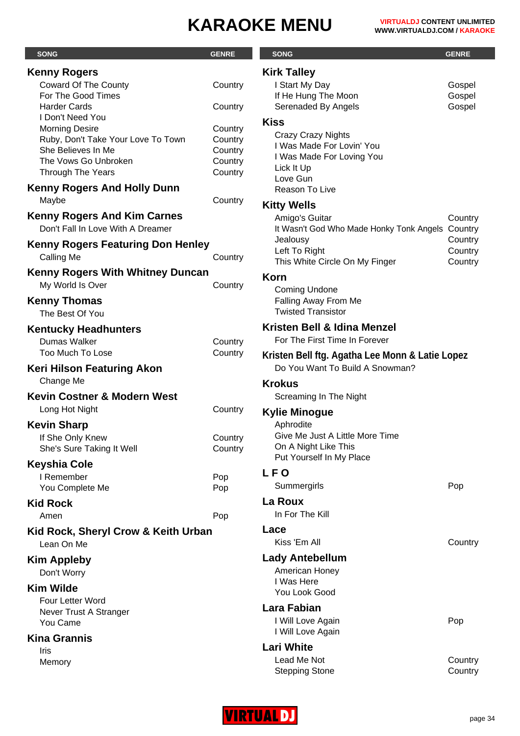# KARAOKE MENU

| SONG | GENRE |
|---|---|
| **Kenny Rogers** | |
| Coward Of The County | Country |
| For The Good Times | |
| Harder Cards | Country |
| I Don't Need You | |
| Morning Desire | Country |
| Ruby, Don't Take Your Love To Town | Country |
| She Believes In Me | Country |
| The Vows Go Unbroken | Country |
| Through The Years | Country |
| **Kenny Rogers And Holly Dunn** | |
| Maybe | Country |
| **Kenny Rogers And Kim Carnes** | |
| Don't Fall In Love With A Dreamer | |
| **Kenny Rogers Featuring Don Henley** | |
| Calling Me | Country |
| **Kenny Rogers With Whitney Duncan** | |
| My World Is Over | Country |
| **Kenny Thomas** | |
| The Best Of You | |
| **Kentucky Headhunters** | |
| Dumas Walker | Country |
| Too Much To Lose | Country |
| **Keri Hilson Featuring Akon** | |
| Change Me | |
| **Kevin Costner & Modern West** | |
| Long Hot Night | Country |
| **Kevin Sharp** | |
| If She Only Knew | Country |
| She's Sure Taking It Well | Country |
| **Keyshia Cole** | |
| I Remember | Pop |
| You Complete Me | Pop |
| **Kid Rock** | |
| Amen | Pop |
| **Kid Rock, Sheryl Crow & Keith Urban** | |
| Lean On Me | |
| **Kim Appleby** | |
| Don't Worry | |
| **Kim Wilde** | |
| Four Letter Word | |
| Never Trust A Stranger | |
| You Came | |
| **Kina Grannis** | |
| Iris | |
| Memory | |
| **Kirk Talley** | |
| I Start My Day | Gospel |
| If He Hung The Moon | Gospel |
| Serenaded By Angels | Gospel |
| **Kiss** | |
| Crazy Crazy Nights | |
| I Was Made For Lovin' You | |
| I Was Made For Loving You | |
| Lick It Up | |
| Love Gun | |
| Reason To Live | |
| **Kitty Wells** | |
| Amigo's Guitar | Country |
| It Wasn't God Who Made Honky Tonk Angels | Country |
| Jealousy | Country |
| Left To Right | Country |
| This White Circle On My Finger | Country |
| **Korn** | |
| Coming Undone | |
| Falling Away From Me | |
| Twisted Transistor | |
| **Kristen Bell & Idina Menzel** | |
| For The First Time In Forever | |
| **Kristen Bell ftg. Agatha Lee Monn & Latie Lopez** | |
| Do You Want To Build A Snowman? | |
| **Krokus** | |
| Screaming In The Night | |
| **Kylie Minogue** | |
| Aphrodite | |
| Give Me Just A Little More Time | |
| On A Night Like This | |
| Put Yourself In My Place | |
| **L F O** | |
| Summergirls | Pop |
| **La Roux** | |
| In For The Kill | |
| **Lace** | |
| Kiss 'Em All | Country |
| **Lady Antebellum** | |
| American Honey | |
| I Was Here | |
| You Look Good | |
| **Lara Fabian** | |
| I Will Love Again | Pop |
| I Will Love Again | |
| **Lari White** | |
| Lead Me Not | Country |
| Stepping Stone | Country |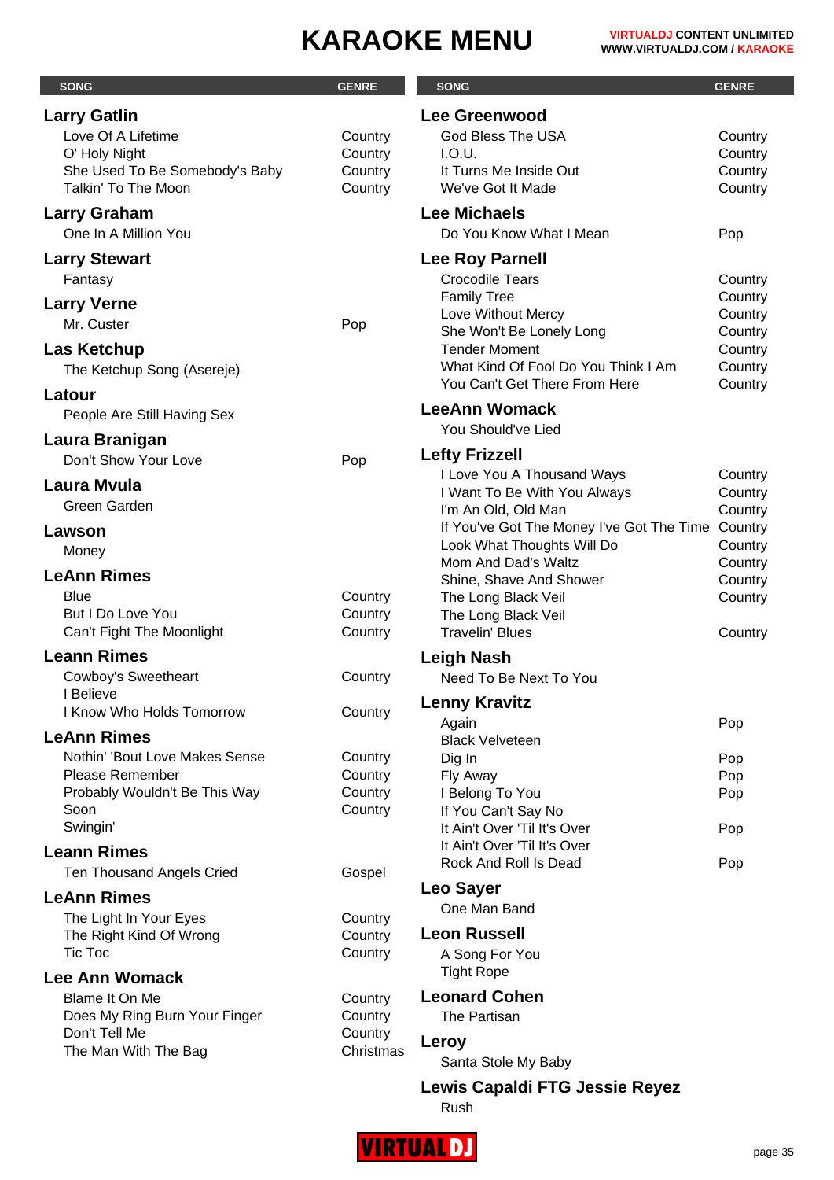# KARAOKE MENU

VIRTUALDJ CONTENT UNLIMITED
WWW.VIRTUALDJ.COM / KARAOKE

| SONG | GENRE |
|---|---|
| **Larry Gatlin** | |
| Love Of A Lifetime | Country |
| O' Holy Night | Country |
| She Used To Be Somebody's Baby | Country |
| Talkin' To The Moon | Country |
| **Larry Graham** | |
| One In A Million You | |
| **Larry Stewart** | |
| Fantasy | |
| **Larry Verne** | |
| Mr. Custer | Pop |
| **Las Ketchup** | |
| The Ketchup Song (Asereje) | |
| **Latour** | |
| People Are Still Having Sex | |
| **Laura Branigan** | |
| Don't Show Your Love | Pop |
| **Laura Mvula** | |
| Green Garden | |
| **Lawson** | |
| Money | |
| **LeAnn Rimes** | |
| Blue | Country |
| But I Do Love You | Country |
| Can't Fight The Moonlight | Country |
| **Leann Rimes** | |
| Cowboy's Sweetheart | Country |
| I Believe | |
| I Know Who Holds Tomorrow | Country |
| **LeAnn Rimes** | |
| Nothin' 'Bout Love Makes Sense | Country |
| Please Remember | Country |
| Probably Wouldn't Be This Way | Country |
| Soon | Country |
| Swingin' | |
| **Leann Rimes** | |
| Ten Thousand Angels Cried | Gospel |
| **LeAnn Rimes** | |
| The Light In Your Eyes | Country |
| The Right Kind Of Wrong | Country |
| Tic Toc | Country |
| **Lee Ann Womack** | |
| Blame It On Me | Country |
| Does My Ring Burn Your Finger | Country |
| Don't Tell Me | Country |
| The Man With The Bag | Christmas |
| **Lee Greenwood** | |
| God Bless The USA | Country |
| I.O.U. | Country |
| It Turns Me Inside Out | Country |
| We've Got It Made | Country |
| **Lee Michaels** | |
| Do You Know What I Mean | Pop |
| **Lee Roy Parnell** | |
| Crocodile Tears | Country |
| Family Tree | Country |
| Love Without Mercy | Country |
| She Won't Be Lonely Long | Country |
| Tender Moment | Country |
| What Kind Of Fool Do You Think I Am | Country |
| You Can't Get There From Here | Country |
| **LeeAnn Womack** | |
| You Should've Lied | |
| **Lefty Frizzell** | |
| I Love You A Thousand Ways | Country |
| I Want To Be With You Always | Country |
| I'm An Old, Old Man | Country |
| If You've Got The Money I've Got The Time | Country |
| Look What Thoughts Will Do | Country |
| Mom And Dad's Waltz | Country |
| Shine, Shave And Shower | Country |
| The Long Black Veil | Country |
| The Long Black Veil | |
| Travelin' Blues | Country |
| **Leigh Nash** | |
| Need To Be Next To You | |
| **Lenny Kravitz** | |
| Again | Pop |
| Black Velveteen | |
| Dig In | Pop |
| Fly Away | Pop |
| I Belong To You | Pop |
| If You Can't Say No | |
| It Ain't Over 'Til It's Over | Pop |
| It Ain't Over 'Til It's Over | |
| Rock And Roll Is Dead | Pop |
| **Leo Sayer** | |
| One Man Band | |
| **Leon Russell** | |
| A Song For You | |
| Tight Rope | |
| **Leonard Cohen** | |
| The Partisan | |
| **Leroy** | |
| Santa Stole My Baby | |
| **Lewis Capaldi FTG Jessie Reyez** | |
| Rush | |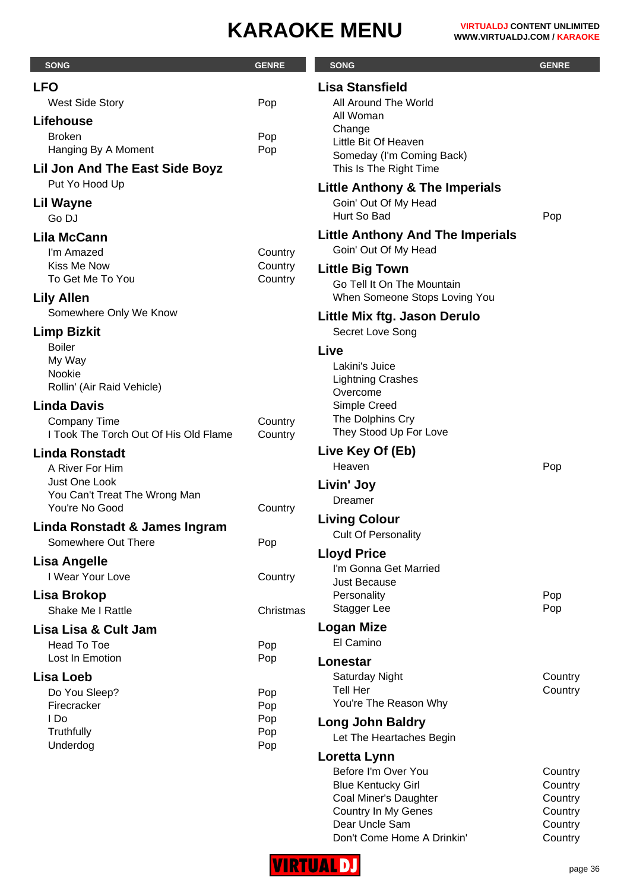# KARAOKE MENU

VIRTUALDJ CONTENT UNLIMITED
WWW.VIRTUALDJ.COM / KARAOKE

| SONG | GENRE |
|---|---|
| **LFO** | |
| West Side Story | Pop |
| **Lifehouse** | |
| Broken | Pop |
| Hanging By A Moment | Pop |
| **Lil Jon And The East Side Boyz** | |
| Put Yo Hood Up | |
| **Lil Wayne** | |
| Go DJ | |
| **Lila McCann** | |
| I'm Amazed | Country |
| Kiss Me Now | Country |
| To Get Me To You | Country |
| **Lily Allen** | |
| Somewhere Only We Know | |
| **Limp Bizkit** | |
| Boiler | |
| My Way | |
| Nookie | |
| Rollin' (Air Raid Vehicle) | |
| **Linda Davis** | |
| Company Time | Country |
| I Took The Torch Out Of His Old Flame | Country |
| **Linda Ronstadt** | |
| A River For Him | |
| Just One Look | |
| You Can't Treat The Wrong Man | |
| You're No Good | Country |
| **Linda Ronstadt & James Ingram** | |
| Somewhere Out There | Pop |
| **Lisa Angelle** | |
| I Wear Your Love | Country |
| **Lisa Brokop** | |
| Shake Me I Rattle | Christmas |
| **Lisa Lisa & Cult Jam** | |
| Head To Toe | Pop |
| Lost In Emotion | Pop |
| **Lisa Loeb** | |
| Do You Sleep? | Pop |
| Firecracker | Pop |
| I Do | Pop |
| Truthfully | Pop |
| Underdog | Pop |
| **Lisa Stansfield** | |
| All Around The World | |
| All Woman | |
| Change | |
| Little Bit Of Heaven | |
| Someday (I'm Coming Back) | |
| This Is The Right Time | |
| **Little Anthony & The Imperials** | |
| Goin' Out Of My Head | |
| Hurt So Bad | Pop |
| **Little Anthony And The Imperials** | |
| Goin' Out Of My Head | |
| **Little Big Town** | |
| Go Tell It On The Mountain | |
| When Someone Stops Loving You | |
| **Little Mix ftg. Jason Derulo** | |
| Secret Love Song | |
| **Live** | |
| Lakini's Juice | |
| Lightning Crashes | |
| Overcome | |
| Simple Creed | |
| The Dolphins Cry | |
| They Stood Up For Love | |
| **Live Key Of (Eb)** | |
| Heaven | Pop |
| **Livin' Joy** | |
| Dreamer | |
| **Living Colour** | |
| Cult Of Personality | |
| **Lloyd Price** | |
| I'm Gonna Get Married | |
| Just Because | |
| Personality | Pop |
| Stagger Lee | Pop |
| **Logan Mize** | |
| El Camino | |
| **Lonestar** | |
| Saturday Night | Country |
| Tell Her | Country |
| You're The Reason Why | |
| **Long John Baldry** | |
| Let The Heartaches Begin | |
| **Loretta Lynn** | |
| Before I'm Over You | Country |
| Blue Kentucky Girl | Country |
| Coal Miner's Daughter | Country |
| Country In My Genes | Country |
| Dear Uncle Sam | Country |
| Don't Come Home A Drinkin' | Country |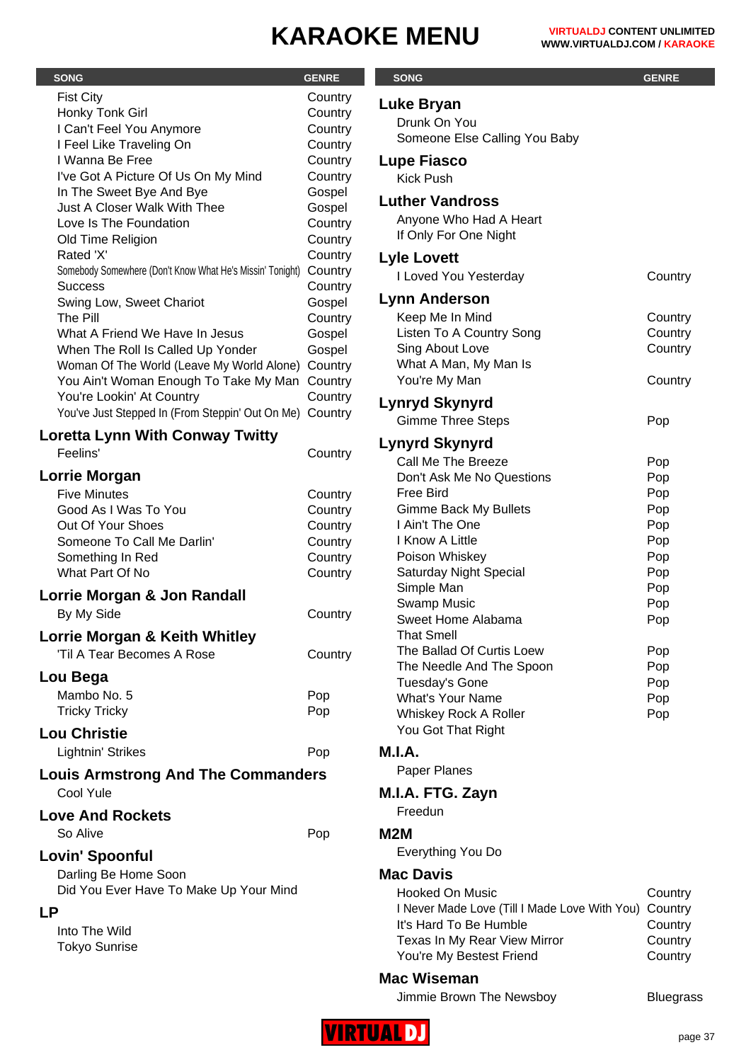# KARAOKE MENU

| SONG | GENRE |
|---|---|
| Fist City | Country |
| Honky Tonk Girl | Country |
| I Can't Feel You Anymore | Country |
| I Feel Like Traveling On | Country |
| I Wanna Be Free | Country |
| I've Got A Picture Of Us On My Mind | Country |
| In The Sweet Bye And Bye | Gospel |
| Just A Closer Walk With Thee | Gospel |
| Love Is The Foundation | Country |
| Old Time Religion | Country |
| Rated 'X' | Country |
| Somebody Somewhere (Don't Know What He's Missin' Tonight) | Country |
| Success | Country |
| Swing Low, Sweet Chariot | Gospel |
| The Pill | Country |
| What A Friend We Have In Jesus | Gospel |
| When The Roll Is Called Up Yonder | Gospel |
| Woman Of The World (Leave My World Alone) | Country |
| You Ain't Woman Enough To Take My Man | Country |
| You're Lookin' At Country | Country |
| You've Just Stepped In (From Steppin' Out On Me) | Country |

## Loretta Lynn With Conway Twitty

| SONG | GENRE |
|---|---|
| Feelins' | Country |

## Lorrie Morgan

| SONG | GENRE |
|---|---|
| Five Minutes | Country |
| Good As I Was To You | Country |
| Out Of Your Shoes | Country |
| Someone To Call Me Darlin' | Country |
| Something In Red | Country |
| What Part Of No | Country |

## Lorrie Morgan & Jon Randall

| SONG | GENRE |
|---|---|
| By My Side | Country |

## Lorrie Morgan & Keith Whitley

| SONG | GENRE |
|---|---|
| 'Til A Tear Becomes A Rose | Country |

## Lou Bega

| SONG | GENRE |
|---|---|
| Mambo No. 5 | Pop |
| Tricky Tricky | Pop |

## Lou Christie

| SONG | GENRE |
|---|---|
| Lightnin' Strikes | Pop |

## Louis Armstrong And The Commanders

| SONG | GENRE |
|---|---|
| Cool Yule | |

## Love And Rockets

| SONG | GENRE |
|---|---|
| So Alive | Pop |

## Lovin' Spoonful

| SONG | GENRE |
|---|---|
| Darling Be Home Soon | |
| Did You Ever Have To Make Up Your Mind | |

## LP

| SONG | GENRE |
|---|---|
| Into The Wild | |
| Tokyo Sunrise | |

## Luke Bryan

| SONG | GENRE |
|---|---|
| Drunk On You | |
| Someone Else Calling You Baby | |

## Lupe Fiasco

| SONG | GENRE |
|---|---|
| Kick Push | |

## Luther Vandross

| SONG | GENRE |
|---|---|
| Anyone Who Had A Heart | |
| If Only For One Night | |

## Lyle Lovett

| SONG | GENRE |
|---|---|
| I Loved You Yesterday | Country |

## Lynn Anderson

| SONG | GENRE |
|---|---|
| Keep Me In Mind | Country |
| Listen To A Country Song | Country |
| Sing About Love | Country |
| What A Man, My Man Is | |
| You're My Man | Country |

## Lynryd Skynyrd

| SONG | GENRE |
|---|---|
| Gimme Three Steps | Pop |

## Lynyrd Skynyrd

| SONG | GENRE |
|---|---|
| Call Me The Breeze | Pop |
| Don't Ask Me No Questions | Pop |
| Free Bird | Pop |
| Gimme Back My Bullets | Pop |
| I Ain't The One | Pop |
| I Know A Little | Pop |
| Poison Whiskey | Pop |
| Saturday Night Special | Pop |
| Simple Man | Pop |
| Swamp Music | Pop |
| Sweet Home Alabama | Pop |
| That Smell | |
| The Ballad Of Curtis Loew | Pop |
| The Needle And The Spoon | Pop |
| Tuesday's Gone | Pop |
| What's Your Name | Pop |
| Whiskey Rock A Roller | Pop |
| You Got That Right | |

## M.I.A.

| SONG | GENRE |
|---|---|
| Paper Planes | |

## M.I.A. FTG. Zayn

| SONG | GENRE |
|---|---|
| Freedun | |

## M2M

| SONG | GENRE |
|---|---|
| Everything You Do | |

## Mac Davis

| SONG | GENRE |
|---|---|
| Hooked On Music | Country |
| I Never Made Love (Till I Made Love With You) | Country |
| It's Hard To Be Humble | Country |
| Texas In My Rear View Mirror | Country |
| You're My Bestest Friend | Country |

## Mac Wiseman

| SONG | GENRE |
|---|---|
| Jimmie Brown The Newsboy | Bluegrass |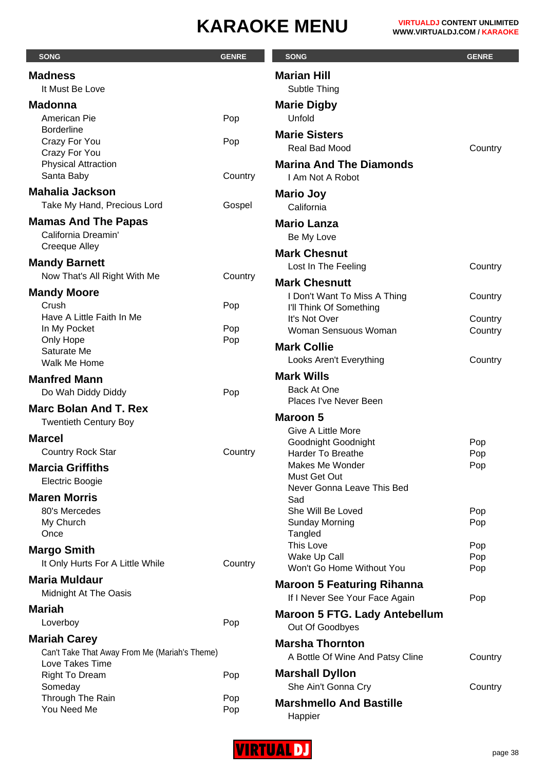# KARAOKE MENU

| SONG | GENRE |
|---|---|
| **Madness** | |
| It Must Be Love | |
| **Madonna** | |
| American Pie | Pop |
| Borderline | |
| Crazy For You | Pop |
| Crazy For You | |
| Physical Attraction | |
| Santa Baby | Country |
| **Mahalia Jackson** | |
| Take My Hand, Precious Lord | Gospel |
| **Mamas And The Papas** | |
| California Dreamin' | |
| Creeque Alley | |
| **Mandy Barnett** | |
| Now That's All Right With Me | Country |
| **Mandy Moore** | |
| Crush | Pop |
| Have A Little Faith In Me | |
| In My Pocket | Pop |
| Only Hope | Pop |
| Saturate Me | |
| Walk Me Home | |
| **Manfred Mann** | |
| Do Wah Diddy Diddy | Pop |
| **Marc Bolan And T. Rex** | |
| Twentieth Century Boy | |
| **Marcel** | |
| Country Rock Star | Country |
| **Marcia Griffiths** | |
| Electric Boogie | |
| **Maren Morris** | |
| 80's Mercedes | |
| My Church | |
| Once | |
| **Margo Smith** | |
| It Only Hurts For A Little While | Country |
| **Maria Muldaur** | |
| Midnight At The Oasis | |
| **Mariah** | |
| Loverboy | Pop |
| **Mariah Carey** | |
| Can't Take That Away From Me (Mariah's Theme) | |
| Love Takes Time | |
| Right To Dream | Pop |
| Someday | |
| Through The Rain | Pop |
| You Need Me | Pop |
| **Marian Hill** | |
| Subtle Thing | |
| **Marie Digby** | |
| Unfold | |
| **Marie Sisters** | |
| Real Bad Mood | Country |
| **Marina And The Diamonds** | |
| I Am Not A Robot | |
| **Mario Joy** | |
| California | |
| **Mario Lanza** | |
| Be My Love | |
| **Mark Chesnut** | |
| Lost In The Feeling | Country |
| **Mark Chesnutt** | |
| I Don't Want To Miss A Thing | Country |
| I'll Think Of Something | |
| It's Not Over | Country |
| Woman Sensuous Woman | Country |
| **Mark Collie** | |
| Looks Aren't Everything | Country |
| **Mark Wills** | |
| Back At One | |
| Places I've Never Been | |
| **Maroon 5** | |
| Give A Little More | |
| Goodnight Goodnight | Pop |
| Harder To Breathe | Pop |
| Makes Me Wonder | Pop |
| Must Get Out | |
| Never Gonna Leave This Bed | |
| Sad | |
| She Will Be Loved | Pop |
| Sunday Morning | Pop |
| Tangled | |
| This Love | Pop |
| Wake Up Call | Pop |
| Won't Go Home Without You | Pop |
| **Maroon 5 Featuring Rihanna** | |
| If I Never See Your Face Again | Pop |
| **Maroon 5 FTG. Lady Antebellum** | |
| Out Of Goodbyes | |
| **Marsha Thornton** | |
| A Bottle Of Wine And Patsy Cline | Country |
| **Marshall Dyllon** | |
| She Ain't Gonna Cry | Country |
| **Marshmello And Bastille** | |
| Happier | |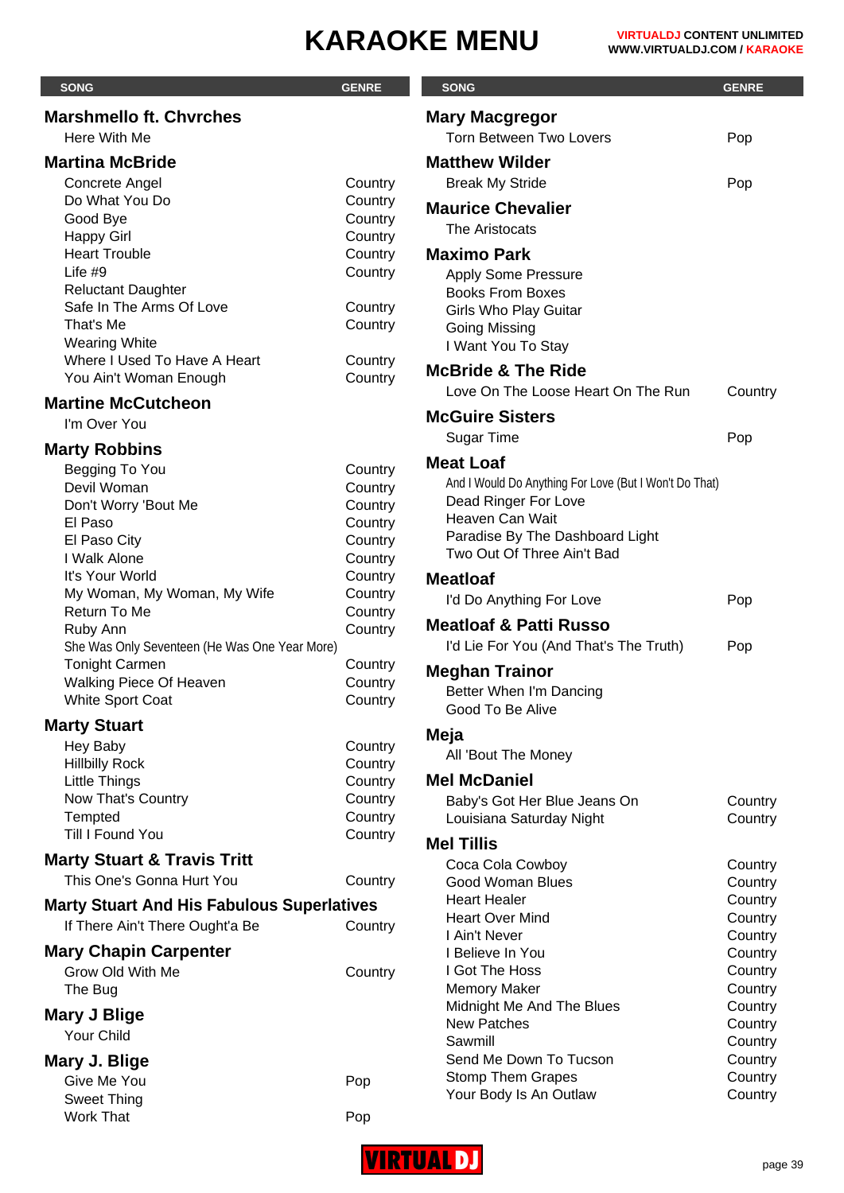# KARAOKE MENU

| SONG | GENRE |
|---|---|
| **Marshmello ft. Chvrches** | |
| Here With Me | |
| **Martina McBride** | |
| Concrete Angel | Country |
| Do What You Do | Country |
| Good Bye | Country |
| Happy Girl | Country |
| Heart Trouble | Country |
| Life #9 | Country |
| Reluctant Daughter | |
| Safe In The Arms Of Love | Country |
| That's Me | Country |
| Wearing White | |
| Where I Used To Have A Heart | Country |
| You Ain't Woman Enough | Country |
| **Martine McCutcheon** | |
| I'm Over You | |
| **Marty Robbins** | |
| Begging To You | Country |
| Devil Woman | Country |
| Don't Worry 'Bout Me | Country |
| El Paso | Country |
| El Paso City | Country |
| I Walk Alone | Country |
| It's Your World | Country |
| My Woman, My Woman, My Wife | Country |
| Return To Me | Country |
| Ruby Ann | Country |
| She Was Only Seventeen (He Was One Year More) | |
| Tonight Carmen | Country |
| Walking Piece Of Heaven | Country |
| White Sport Coat | Country |
| **Marty Stuart** | |
| Hey Baby | Country |
| Hillbilly Rock | Country |
| Little Things | Country |
| Now That's Country | Country |
| Tempted | Country |
| Till I Found You | Country |
| **Marty Stuart & Travis Tritt** | |
| This One's Gonna Hurt You | Country |
| **Marty Stuart And His Fabulous Superlatives** | |
| If There Ain't There Ought'a Be | Country |
| **Mary Chapin Carpenter** | |
| Grow Old With Me | Country |
| The Bug | |
| **Mary J Blige** | |
| Your Child | |
| **Mary J. Blige** | |
| Give Me You | Pop |
| Sweet Thing | |
| Work That | Pop |
| **Mary Macgregor** | |
| Torn Between Two Lovers | Pop |
| **Matthew Wilder** | |
| Break My Stride | Pop |
| **Maurice Chevalier** | |
| The Aristocats | |
| **Maximo Park** | |
| Apply Some Pressure | |
| Books From Boxes | |
| Girls Who Play Guitar | |
| Going Missing | |
| I Want You To Stay | |
| **McBride & The Ride** | |
| Love On The Loose Heart On The Run | Country |
| **McGuire Sisters** | |
| Sugar Time | Pop |
| **Meat Loaf** | |
| And I Would Do Anything For Love (But I Won't Do That) | |
| Dead Ringer For Love | |
| Heaven Can Wait | |
| Paradise By The Dashboard Light | |
| Two Out Of Three Ain't Bad | |
| **Meatloaf** | |
| I'd Do Anything For Love | Pop |
| **Meatloaf & Patti Russo** | |
| I'd Lie For You (And That's The Truth) | Pop |
| **Meghan Trainor** | |
| Better When I'm Dancing | |
| Good To Be Alive | |
| **Meja** | |
| All 'Bout The Money | |
| **Mel McDaniel** | |
| Baby's Got Her Blue Jeans On | Country |
| Louisiana Saturday Night | Country |
| **Mel Tillis** | |
| Coca Cola Cowboy | Country |
| Good Woman Blues | Country |
| Heart Healer | Country |
| Heart Over Mind | Country |
| I Ain't Never | Country |
| I Believe In You | Country |
| I Got The Hoss | Country |
| Memory Maker | Country |
| Midnight Me And The Blues | Country |
| New Patches | Country |
| Sawmill | Country |
| Send Me Down To Tucson | Country |
| Stomp Them Grapes | Country |
| Your Body Is An Outlaw | Country |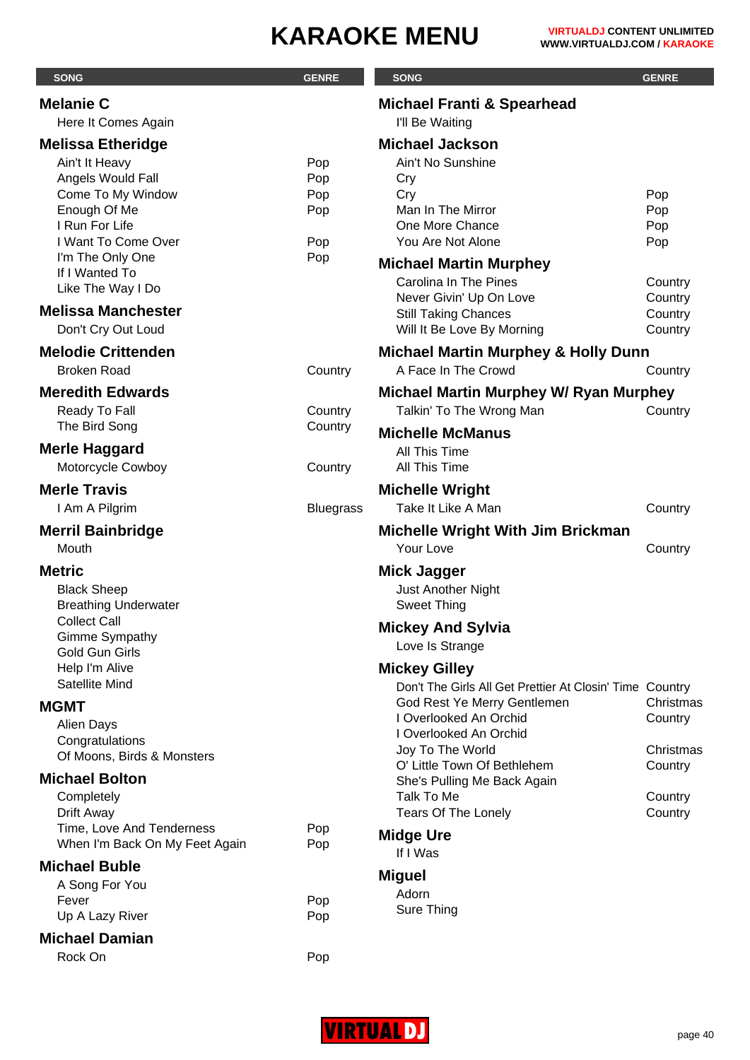# KARAOKE MENU

| SONG | GENRE |
|---|---|
| **Melanie C** | |
| Here It Comes Again | |
| **Melissa Etheridge** | |
| Ain't It Heavy | Pop |
| Angels Would Fall | Pop |
| Come To My Window | Pop |
| Enough Of Me | Pop |
| I Run For Life | |
| I Want To Come Over | Pop |
| I'm The Only One | Pop |
| If I Wanted To | |
| Like The Way I Do | |
| **Melissa Manchester** | |
| Don't Cry Out Loud | |
| **Melodie Crittenden** | |
| Broken Road | Country |
| **Meredith Edwards** | |
| Ready To Fall | Country |
| The Bird Song | Country |
| **Merle Haggard** | |
| Motorcycle Cowboy | Country |
| **Merle Travis** | |
| I Am A Pilgrim | Bluegrass |
| **Merril Bainbridge** | |
| Mouth | |
| **Metric** | |
| Black Sheep | |
| Breathing Underwater | |
| Collect Call | |
| Gimme Sympathy | |
| Gold Gun Girls | |
| Help I'm Alive | |
| Satellite Mind | |
| **MGMT** | |
| Alien Days | |
| Congratulations | |
| Of Moons, Birds & Monsters | |
| **Michael Bolton** | |
| Completely | |
| Drift Away | |
| Time, Love And Tenderness | Pop |
| When I'm Back On My Feet Again | Pop |
| **Michael Buble** | |
| A Song For You | |
| Fever | Pop |
| Up A Lazy River | Pop |
| **Michael Damian** | |
| Rock On | Pop |
| **Michael Franti & Spearhead** | |
| I'll Be Waiting | |
| **Michael Jackson** | |
| Ain't No Sunshine | |
| Cry | |
| Cry | Pop |
| Man In The Mirror | Pop |
| One More Chance | Pop |
| You Are Not Alone | Pop |
| **Michael Martin Murphey** | |
| Carolina In The Pines | Country |
| Never Givin' Up On Love | Country |
| Still Taking Chances | Country |
| Will It Be Love By Morning | Country |
| **Michael Martin Murphey & Holly Dunn** | |
| A Face In The Crowd | Country |
| **Michael Martin Murphey W/ Ryan Murphey** | |
| Talkin' To The Wrong Man | Country |
| **Michelle McManus** | |
| All This Time | |
| All This Time | |
| **Michelle Wright** | |
| Take It Like A Man | Country |
| **Michelle Wright With Jim Brickman** | |
| Your Love | Country |
| **Mick Jagger** | |
| Just Another Night | |
| Sweet Thing | |
| **Mickey And Sylvia** | |
| Love Is Strange | |
| **Mickey Gilley** | |
| Don't The Girls All Get Prettier At Closin' Time | Country |
| God Rest Ye Merry Gentlemen | Christmas |
| I Overlooked An Orchid | Country |
| I Overlooked An Orchid | |
| Joy To The World | Christmas |
| O' Little Town Of Bethlehem | Country |
| She's Pulling Me Back Again | |
| Talk To Me | Country |
| Tears Of The Lonely | Country |
| **Midge Ure** | |
| If I Was | |
| **Miguel** | |
| Adorn | |
| Sure Thing | |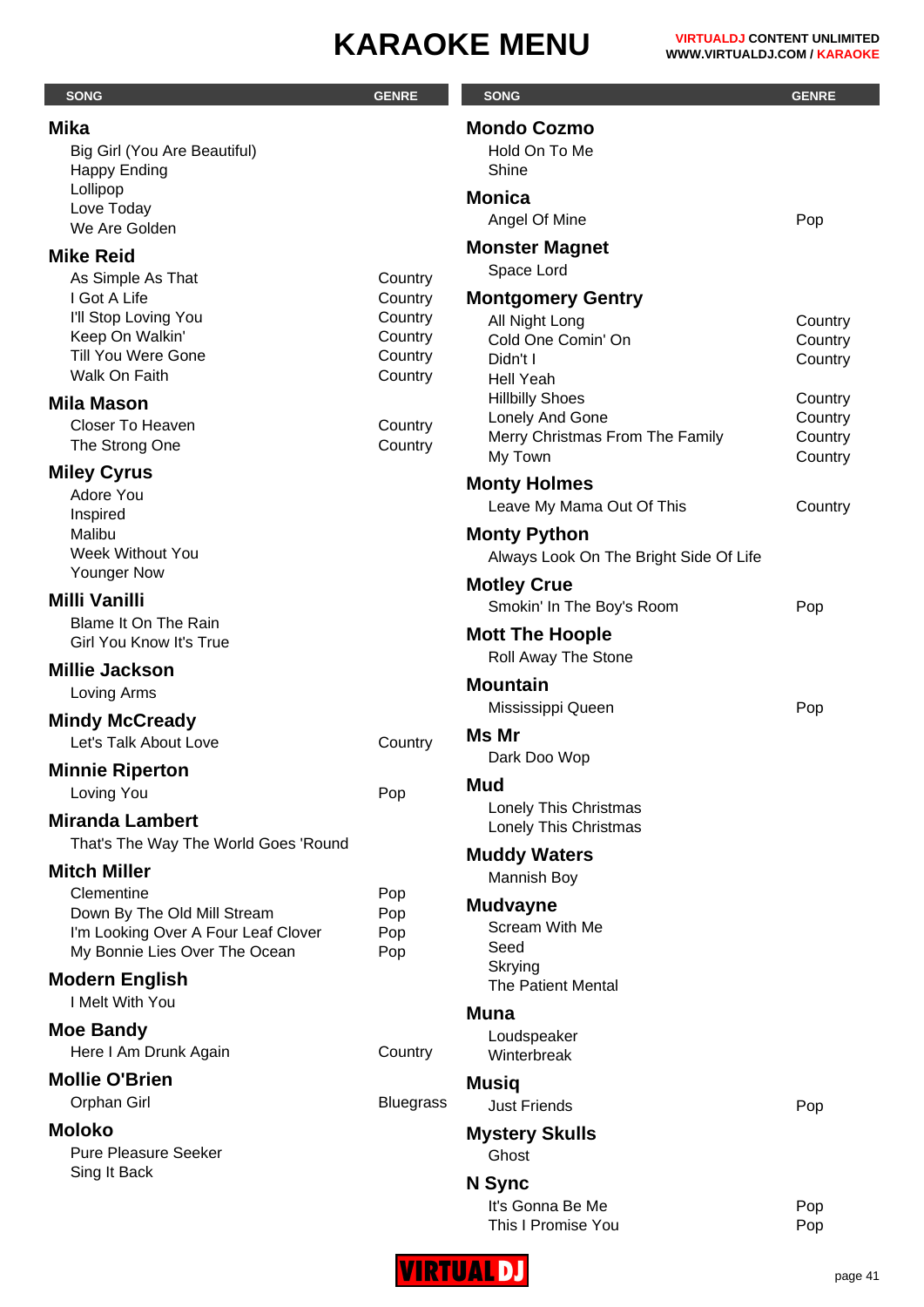# KARAOKE MENU

| SONG | GENRE |
|---|---|
| **Mika** | |
| Big Girl (You Are Beautiful) | |
| Happy Ending | |
| Lollipop | |
| Love Today | |
| We Are Golden | |
| **Mike Reid** | |
| As Simple As That | Country |
| I Got A Life | Country |
| I'll Stop Loving You | Country |
| Keep On Walkin' | Country |
| Till You Were Gone | Country |
| Walk On Faith | Country |
| **Mila Mason** | |
| Closer To Heaven | Country |
| The Strong One | Country |
| **Miley Cyrus** | |
| Adore You | |
| Inspired | |
| Malibu | |
| Week Without You | |
| Younger Now | |
| **Milli Vanilli** | |
| Blame It On The Rain | |
| Girl You Know It's True | |
| **Millie Jackson** | |
| Loving Arms | |
| **Mindy McCready** | |
| Let's Talk About Love | Country |
| **Minnie Riperton** | |
| Loving You | Pop |
| **Miranda Lambert** | |
| That's The Way The World Goes 'Round | |
| **Mitch Miller** | |
| Clementine | Pop |
| Down By The Old Mill Stream | Pop |
| I'm Looking Over A Four Leaf Clover | Pop |
| My Bonnie Lies Over The Ocean | Pop |
| **Modern English** | |
| I Melt With You | |
| **Moe Bandy** | |
| Here I Am Drunk Again | Country |
| **Mollie O'Brien** | |
| Orphan Girl | Bluegrass |
| **Moloko** | |
| Pure Pleasure Seeker | |
| Sing It Back | |
| **Mondo Cozmo** | |
| Hold On To Me | |
| Shine | |
| **Monica** | |
| Angel Of Mine | Pop |
| **Monster Magnet** | |
| Space Lord | |
| **Montgomery Gentry** | |
| All Night Long | Country |
| Cold One Comin' On | Country |
| Didn't I | Country |
| Hell Yeah | |
| Hillbilly Shoes | Country |
| Lonely And Gone | Country |
| Merry Christmas From The Family | Country |
| My Town | Country |
| **Monty Holmes** | |
| Leave My Mama Out Of This | Country |
| **Monty Python** | |
| Always Look On The Bright Side Of Life | |
| **Motley Crue** | |
| Smokin' In The Boy's Room | Pop |
| **Mott The Hoople** | |
| Roll Away The Stone | |
| **Mountain** | |
| Mississippi Queen | Pop |
| **Ms Mr** | |
| Dark Doo Wop | |
| **Mud** | |
| Lonely This Christmas | |
| Lonely This Christmas | |
| **Muddy Waters** | |
| Mannish Boy | |
| **Mudvayne** | |
| Scream With Me | |
| Seed | |
| Skrying | |
| The Patient Mental | |
| **Muna** | |
| Loudspeaker | |
| Winterbreak | |
| **Musiq** | |
| Just Friends | Pop |
| **Mystery Skulls** | |
| Ghost | |
| **N Sync** | |
| It's Gonna Be Me | Pop |
| This I Promise You | Pop |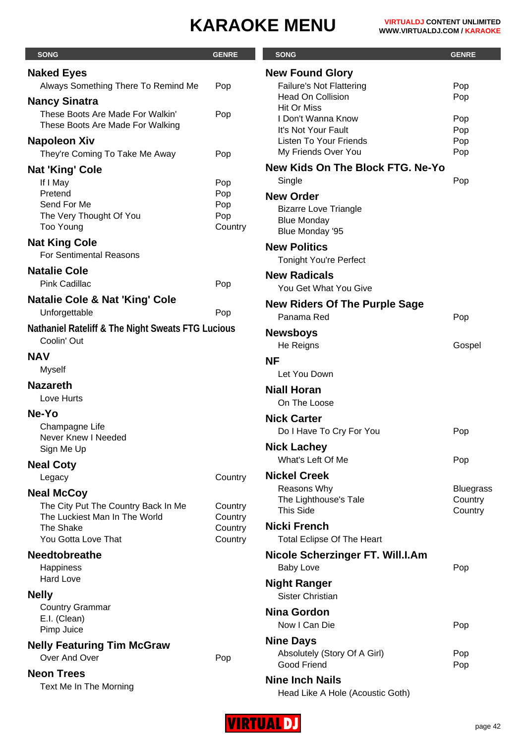# KARAOKE MENU

VIRTUALDJ CONTENT UNLIMITED
WWW.VIRTUALDJ.COM / KARAOKE

| SONG | GENRE |
|---|---|
| **Naked Eyes** | |
| Always Something There To Remind Me | Pop |
| **Nancy Sinatra** | |
| These Boots Are Made For Walkin' | Pop |
| These Boots Are Made For Walking | |
| **Napoleon Xiv** | |
| They're Coming To Take Me Away | Pop |
| **Nat 'King' Cole** | |
| If I May | Pop |
| Pretend | Pop |
| Send For Me | Pop |
| The Very Thought Of You | Pop |
| Too Young | Country |
| **Nat King Cole** | |
| For Sentimental Reasons | |
| **Natalie Cole** | |
| Pink Cadillac | Pop |
| **Natalie Cole & Nat 'King' Cole** | |
| Unforgettable | Pop |
| **Nathaniel Rateliff & The Night Sweats FTG Lucious** | |
| Coolin' Out | |
| **NAV** | |
| Myself | |
| **Nazareth** | |
| Love Hurts | |
| **Ne-Yo** | |
| Champagne Life | |
| Never Knew I Needed | |
| Sign Me Up | |
| **Neal Coty** | |
| Legacy | Country |
| **Neal McCoy** | |
| The City Put The Country Back In Me | Country |
| The Luckiest Man In The World | Country |
| The Shake | Country |
| You Gotta Love That | Country |
| **Needtobreathe** | |
| Happiness | |
| Hard Love | |
| **Nelly** | |
| Country Grammar | |
| E.I. (Clean) | |
| Pimp Juice | |
| **Nelly Featuring Tim McGraw** | |
| Over And Over | Pop |
| **Neon Trees** | |
| Text Me In The Morning | |
| **New Found Glory** | |
| Failure's Not Flattering | Pop |
| Head On Collision | Pop |
| Hit Or Miss | |
| I Don't Wanna Know | Pop |
| It's Not Your Fault | Pop |
| Listen To Your Friends | Pop |
| My Friends Over You | Pop |
| **New Kids On The Block FTG. Ne-Yo** | |
| Single | Pop |
| **New Order** | |
| Bizarre Love Triangle | |
| Blue Monday | |
| Blue Monday '95 | |
| **New Politics** | |
| Tonight You're Perfect | |
| **New Radicals** | |
| You Get What You Give | |
| **New Riders Of The Purple Sage** | |
| Panama Red | Pop |
| **Newsboys** | |
| He Reigns | Gospel |
| **NF** | |
| Let You Down | |
| **Niall Horan** | |
| On The Loose | |
| **Nick Carter** | |
| Do I Have To Cry For You | Pop |
| **Nick Lachey** | |
| What's Left Of Me | Pop |
| **Nickel Creek** | |
| Reasons Why | Bluegrass |
| The Lighthouse's Tale | Country |
| This Side | Country |
| **Nicki French** | |
| Total Eclipse Of The Heart | |
| **Nicole Scherzinger FT. Will.I.Am** | |
| Baby Love | Pop |
| **Night Ranger** | |
| Sister Christian | |
| **Nina Gordon** | |
| Now I Can Die | Pop |
| **Nine Days** | |
| Absolutely (Story Of A Girl) | Pop |
| Good Friend | Pop |
| **Nine Inch Nails** | |
| Head Like A Hole (Acoustic Goth) | |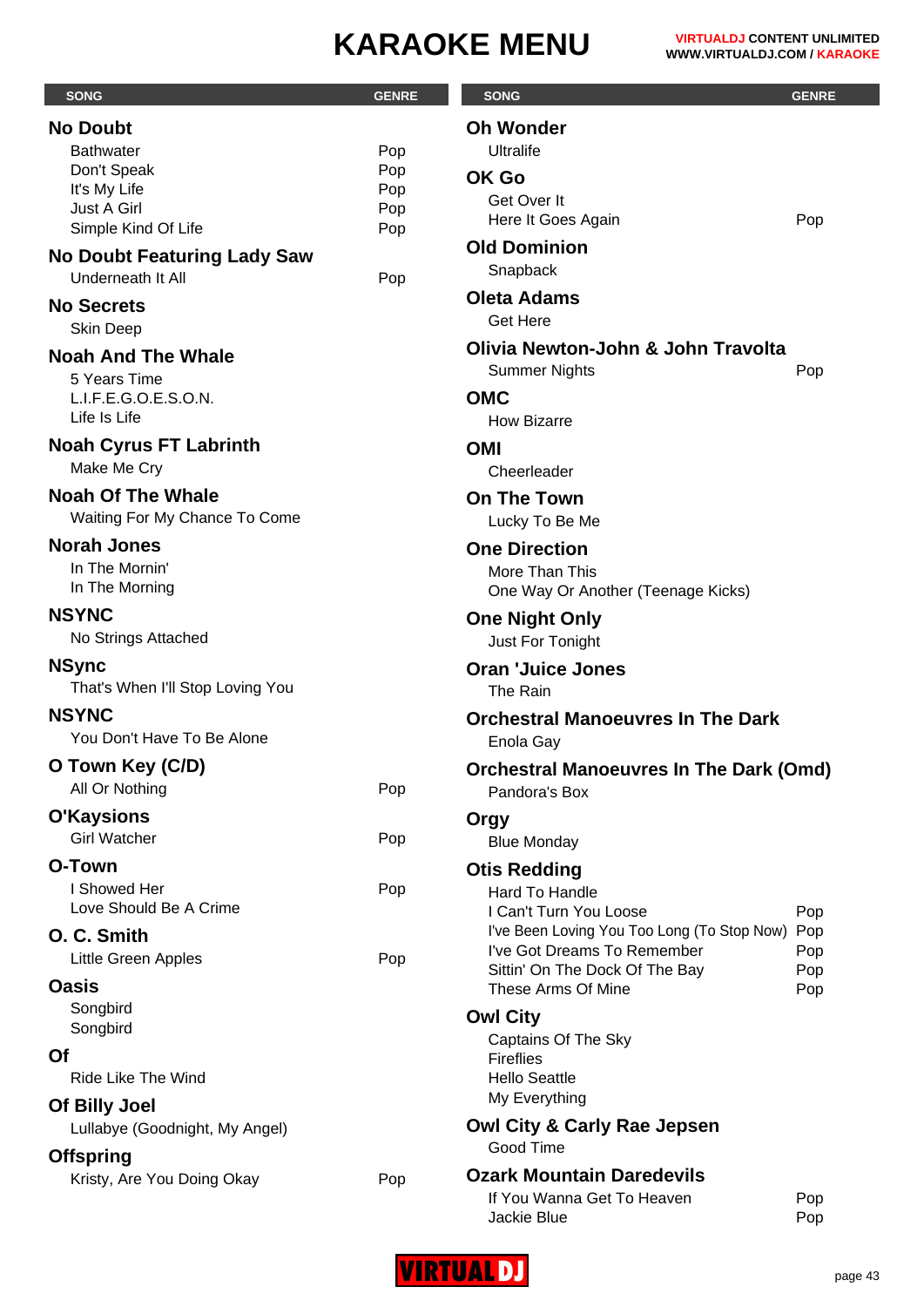# KARAOKE MENU

| SONG | GENRE |
|---|---|
| **No Doubt** | |
| Bathwater | Pop |
| Don't Speak | Pop |
| It's My Life | Pop |
| Just A Girl | Pop |
| Simple Kind Of Life | Pop |
| **No Doubt Featuring Lady Saw** | |
| Underneath It All | Pop |
| **No Secrets** | |
| Skin Deep | |
| **Noah And The Whale** | |
| 5 Years Time | |
| L.I.F.E.G.O.E.S.O.N. | |
| Life Is Life | |
| **Noah Cyrus FT Labrinth** | |
| Make Me Cry | |
| **Noah Of The Whale** | |
| Waiting For My Chance To Come | |
| **Norah Jones** | |
| In The Mornin' | |
| In The Morning | |
| **NSYNC** | |
| No Strings Attached | |
| **NSync** | |
| That's When I'll Stop Loving You | |
| **NSYNC** | |
| You Don't Have To Be Alone | |
| **O Town Key (C/D)** | |
| All Or Nothing | Pop |
| **O'Kaysions** | |
| Girl Watcher | Pop |
| **O-Town** | |
| I Showed Her | Pop |
| Love Should Be A Crime | |
| **O. C. Smith** | |
| Little Green Apples | Pop |
| **Oasis** | |
| Songbird | |
| Songbird | |
| **Of** | |
| Ride Like The Wind | |
| **Of Billy Joel** | |
| Lullabye (Goodnight, My Angel) | |
| **Offspring** | |
| Kristy, Are You Doing Okay | Pop |
| **Oh Wonder** | |
| Ultralife | |
| **OK Go** | |
| Get Over It | |
| Here It Goes Again | Pop |
| **Old Dominion** | |
| Snapback | |
| **Oleta Adams** | |
| Get Here | |
| **Olivia Newton-John & John Travolta** | |
| Summer Nights | Pop |
| **OMC** | |
| How Bizarre | |
| **OMI** | |
| Cheerleader | |
| **On The Town** | |
| Lucky To Be Me | |
| **One Direction** | |
| More Than This | |
| One Way Or Another (Teenage Kicks) | |
| **One Night Only** | |
| Just For Tonight | |
| **Oran 'Juice Jones** | |
| The Rain | |
| **Orchestral Manoeuvres In The Dark** | |
| Enola Gay | |
| **Orchestral Manoeuvres In The Dark (Omd)** | |
| Pandora's Box | |
| **Orgy** | |
| Blue Monday | |
| **Otis Redding** | |
| Hard To Handle | |
| I Can't Turn You Loose | Pop |
| I've Been Loving You Too Long (To Stop Now) | Pop |
| I've Got Dreams To Remember | Pop |
| Sittin' On The Dock Of The Bay | Pop |
| These Arms Of Mine | Pop |
| **Owl City** | |
| Captains Of The Sky | |
| Fireflies | |
| Hello Seattle | |
| My Everything | |
| **Owl City & Carly Rae Jepsen** | |
| Good Time | |
| **Ozark Mountain Daredevils** | |
| If You Wanna Get To Heaven | Pop |
| Jackie Blue | Pop |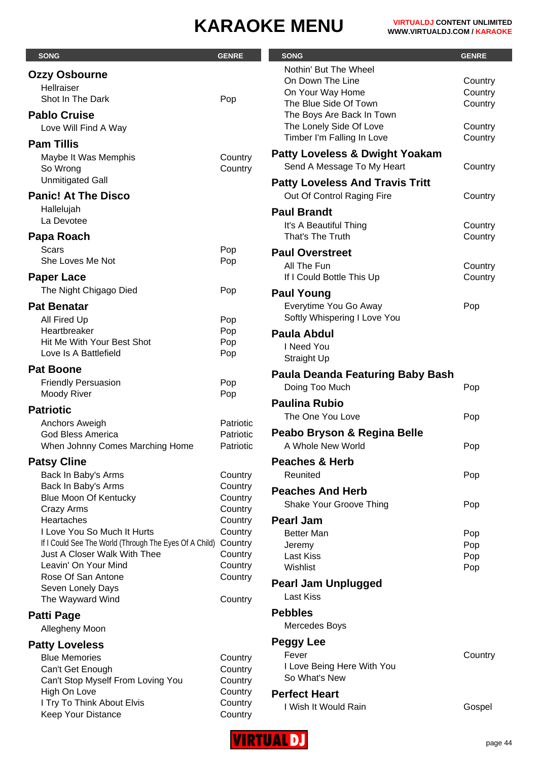# KARAOKE MENU

| SONG | GENRE |
|---|---|
| **Ozzy Osbourne** | |
| Hellraiser | |
| Shot In The Dark | Pop |
| **Pablo Cruise** | |
| Love Will Find A Way | |
| **Pam Tillis** | |
| Maybe It Was Memphis | Country |
| So Wrong | Country |
| Unmitigated Gall | |
| **Panic! At The Disco** | |
| Hallelujah | |
| La Devotee | |
| **Papa Roach** | |
| Scars | Pop |
| She Loves Me Not | Pop |
| **Paper Lace** | |
| The Night Chigago Died | Pop |
| **Pat Benatar** | |
| All Fired Up | Pop |
| Heartbreaker | Pop |
| Hit Me With Your Best Shot | Pop |
| Love Is A Battlefield | Pop |
| **Pat Boone** | |
| Friendly Persuasion | Pop |
| Moody River | Pop |
| **Patriotic** | |
| Anchors Aweigh | Patriotic |
| God Bless America | Patriotic |
| When Johnny Comes Marching Home | Patriotic |
| **Patsy Cline** | |
| Back In Baby's Arms | Country |
| Back In Baby's Arms | Country |
| Blue Moon Of Kentucky | Country |
| Crazy Arms | Country |
| Heartaches | Country |
| I Love You So Much It Hurts | Country |
| If I Could See The World (Through The Eyes Of A Child) | Country |
| Just A Closer Walk With Thee | Country |
| Leavin' On Your Mind | Country |
| Rose Of San Antone | Country |
| Seven Lonely Days | |
| The Wayward Wind | Country |
| **Patti Page** | |
| Allegheny Moon | |
| **Patty Loveless** | |
| Blue Memories | Country |
| Can't Get Enough | Country |
| Can't Stop Myself From Loving You | Country |
| High On Love | Country |
| I Try To Think About Elvis | Country |
| Keep Your Distance | Country |
| Nothin' But The Wheel | |
| On Down The Line | Country |
| On Your Way Home | Country |
| The Blue Side Of Town | Country |
| The Boys Are Back In Town | |
| The Lonely Side Of Love | Country |
| Timber I'm Falling In Love | Country |
| **Patty Loveless & Dwight Yoakam** | |
| Send A Message To My Heart | Country |
| **Patty Loveless And Travis Tritt** | |
| Out Of Control Raging Fire | Country |
| **Paul Brandt** | |
| It's A Beautiful Thing | Country |
| That's The Truth | Country |
| **Paul Overstreet** | |
| All The Fun | Country |
| If I Could Bottle This Up | Country |
| **Paul Young** | |
| Everytime You Go Away | Pop |
| Softly Whispering I Love You | |
| **Paula Abdul** | |
| I Need You | |
| Straight Up | |
| **Paula Deanda Featuring Baby Bash** | |
| Doing Too Much | Pop |
| **Paulina Rubio** | |
| The One You Love | Pop |
| **Peabo Bryson & Regina Belle** | |
| A Whole New World | Pop |
| **Peaches & Herb** | |
| Reunited | Pop |
| **Peaches And Herb** | |
| Shake Your Groove Thing | Pop |
| **Pearl Jam** | |
| Better Man | Pop |
| Jeremy | Pop |
| Last Kiss | Pop |
| Wishlist | Pop |
| **Pearl Jam Unplugged** | |
| Last Kiss | |
| **Pebbles** | |
| Mercedes Boys | |
| **Peggy Lee** | |
| Fever | Country |
| I Love Being Here With You | |
| So What's New | |
| **Perfect Heart** | |
| I Wish It Would Rain | Gospel |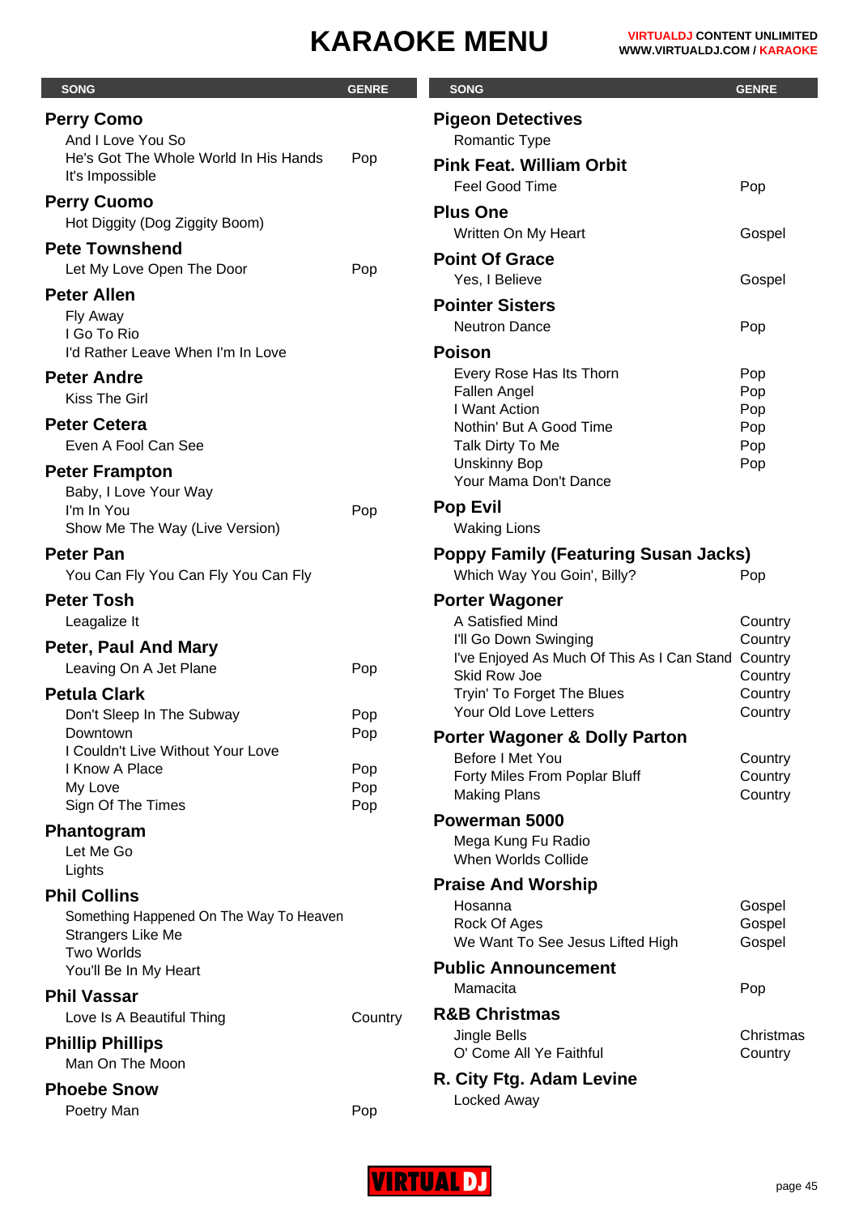# KARAOKE MENU

VIRTUALDJ CONTENT UNLIMITED
WWW.VIRTUALDJ.COM / KARAOKE

| SONG | GENRE |
|---|---|
| **Perry Como** | |
| And I Love You So | |
| He's Got The Whole World In His Hands | Pop |
| It's Impossible | |
| **Perry Cuomo** | |
| Hot Diggity (Dog Ziggity Boom) | |
| **Pete Townshend** | |
| Let My Love Open The Door | Pop |
| **Peter Allen** | |
| Fly Away | |
| I Go To Rio | |
| I'd Rather Leave When I'm In Love | |
| **Peter Andre** | |
| Kiss The Girl | |
| **Peter Cetera** | |
| Even A Fool Can See | |
| **Peter Frampton** | |
| Baby, I Love Your Way | |
| I'm In You | Pop |
| Show Me The Way (Live Version) | |
| **Peter Pan** | |
| You Can Fly You Can Fly You Can Fly | |
| **Peter Tosh** | |
| Leagalize It | |
| **Peter, Paul And Mary** | |
| Leaving On A Jet Plane | Pop |
| **Petula Clark** | |
| Don't Sleep In The Subway | Pop |
| Downtown | Pop |
| I Couldn't Live Without Your Love | |
| I Know A Place | Pop |
| My Love | Pop |
| Sign Of The Times | Pop |
| **Phantogram** | |
| Let Me Go | |
| Lights | |
| **Phil Collins** | |
| Something Happened On The Way To Heaven | |
| Strangers Like Me | |
| Two Worlds | |
| You'll Be In My Heart | |
| **Phil Vassar** | |
| Love Is A Beautiful Thing | Country |
| **Phillip Phillips** | |
| Man On The Moon | |
| **Phoebe Snow** | |
| Poetry Man | Pop |
| **Pigeon Detectives** | |
| Romantic Type | |
| **Pink Feat. William Orbit** | |
| Feel Good Time | Pop |
| **Plus One** | |
| Written On My Heart | Gospel |
| **Point Of Grace** | |
| Yes, I Believe | Gospel |
| **Pointer Sisters** | |
| Neutron Dance | Pop |
| **Poison** | |
| Every Rose Has Its Thorn | Pop |
| Fallen Angel | Pop |
| I Want Action | Pop |
| Nothin' But A Good Time | Pop |
| Talk Dirty To Me | Pop |
| Unskinny Bop | Pop |
| Your Mama Don't Dance | |
| **Pop Evil** | |
| Waking Lions | |
| **Poppy Family (Featuring Susan Jacks)** | |
| Which Way You Goin', Billy? | Pop |
| **Porter Wagoner** | |
| A Satisfied Mind | Country |
| I'll Go Down Swinging | Country |
| I've Enjoyed As Much Of This As I Can Stand | Country |
| Skid Row Joe | Country |
| Tryin' To Forget The Blues | Country |
| Your Old Love Letters | Country |
| **Porter Wagoner & Dolly Parton** | |
| Before I Met You | Country |
| Forty Miles From Poplar Bluff | Country |
| Making Plans | Country |
| **Powerman 5000** | |
| Mega Kung Fu Radio | |
| When Worlds Collide | |
| **Praise And Worship** | |
| Hosanna | Gospel |
| Rock Of Ages | Gospel |
| We Want To See Jesus Lifted High | Gospel |
| **Public Announcement** | |
| Mamacita | Pop |
| **R&B Christmas** | |
| Jingle Bells | Christmas |
| O' Come All Ye Faithful | Country |
| **R. City Ftg. Adam Levine** | |
| Locked Away | |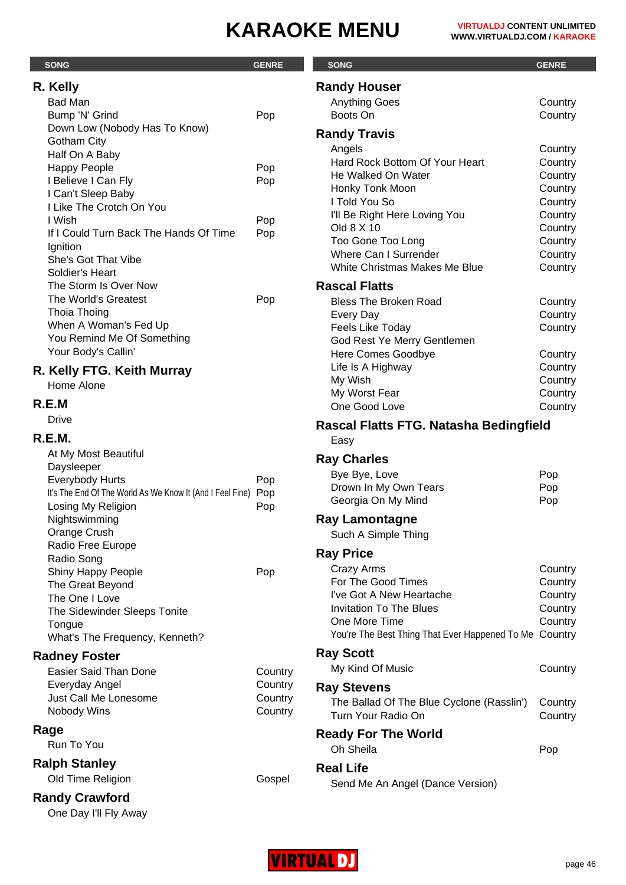# KARAOKE MENU

| SONG | GENRE |
|---|---|
| **R. Kelly** | |
| Bad Man | |
| Bump 'N' Grind | Pop |
| Down Low (Nobody Has To Know) | |
| Gotham City | |
| Half On A Baby | |
| Happy People | Pop |
| I Believe I Can Fly | Pop |
| I Can't Sleep Baby | |
| I Like The Crotch On You | |
| I Wish | Pop |
| If I Could Turn Back The Hands Of Time | Pop |
| Ignition | |
| She's Got That Vibe | |
| Soldier's Heart | |
| The Storm Is Over Now | |
| The World's Greatest | Pop |
| Thoia Thoing | |
| When A Woman's Fed Up | |
| You Remind Me Of Something | |
| Your Body's Callin' | |
| **R. Kelly FTG. Keith Murray** | |
| Home Alone | |
| **R.E.M** | |
| Drive | |
| **R.E.M.** | |
| At My Most Beautiful | |
| Daysleeper | |
| Everybody Hurts | Pop |
| It's The End Of The World As We Know It (And I Feel Fine) | Pop |
| Losing My Religion | Pop |
| Nightswimming | |
| Orange Crush | |
| Radio Free Europe | |
| Radio Song | |
| Shiny Happy People | Pop |
| The Great Beyond | |
| The One I Love | |
| The Sidewinder Sleeps Tonite | |
| Tongue | |
| What's The Frequency, Kenneth? | |
| **Radney Foster** | |
| Easier Said Than Done | Country |
| Everyday Angel | Country |
| Just Call Me Lonesome | Country |
| Nobody Wins | Country |
| **Rage** | |
| Run To You | |
| **Ralph Stanley** | |
| Old Time Religion | Gospel |
| **Randy Crawford** | |
| One Day I'll Fly Away | |
| **Randy Houser** | |
| Anything Goes | Country |
| Boots On | Country |
| **Randy Travis** | |
| Angels | Country |
| Hard Rock Bottom Of Your Heart | Country |
| He Walked On Water | Country |
| Honky Tonk Moon | Country |
| I Told You So | Country |
| I'll Be Right Here Loving You | Country |
| Old 8 X 10 | Country |
| Too Gone Too Long | Country |
| Where Can I Surrender | Country |
| White Christmas Makes Me Blue | Country |
| **Rascal Flatts** | |
| Bless The Broken Road | Country |
| Every Day | Country |
| Feels Like Today | Country |
| God Rest Ye Merry Gentlemen | |
| Here Comes Goodbye | Country |
| Life Is A Highway | Country |
| My Wish | Country |
| My Worst Fear | Country |
| One Good Love | Country |
| **Rascal Flatts FTG. Natasha Bedingfield** | |
| Easy | |
| **Ray Charles** | |
| Bye Bye, Love | Pop |
| Drown In My Own Tears | Pop |
| Georgia On My Mind | Pop |
| **Ray Lamontagne** | |
| Such A Simple Thing | |
| **Ray Price** | |
| Crazy Arms | Country |
| For The Good Times | Country |
| I've Got A New Heartache | Country |
| Invitation To The Blues | Country |
| One More Time | Country |
| You're The Best Thing That Ever Happened To Me | Country |
| **Ray Scott** | |
| My Kind Of Music | Country |
| **Ray Stevens** | |
| The Ballad Of The Blue Cyclone (Rasslin') | Country |
| Turn Your Radio On | Country |
| **Ready For The World** | |
| Oh Sheila | Pop |
| **Real Life** | |
| Send Me An Angel (Dance Version) | |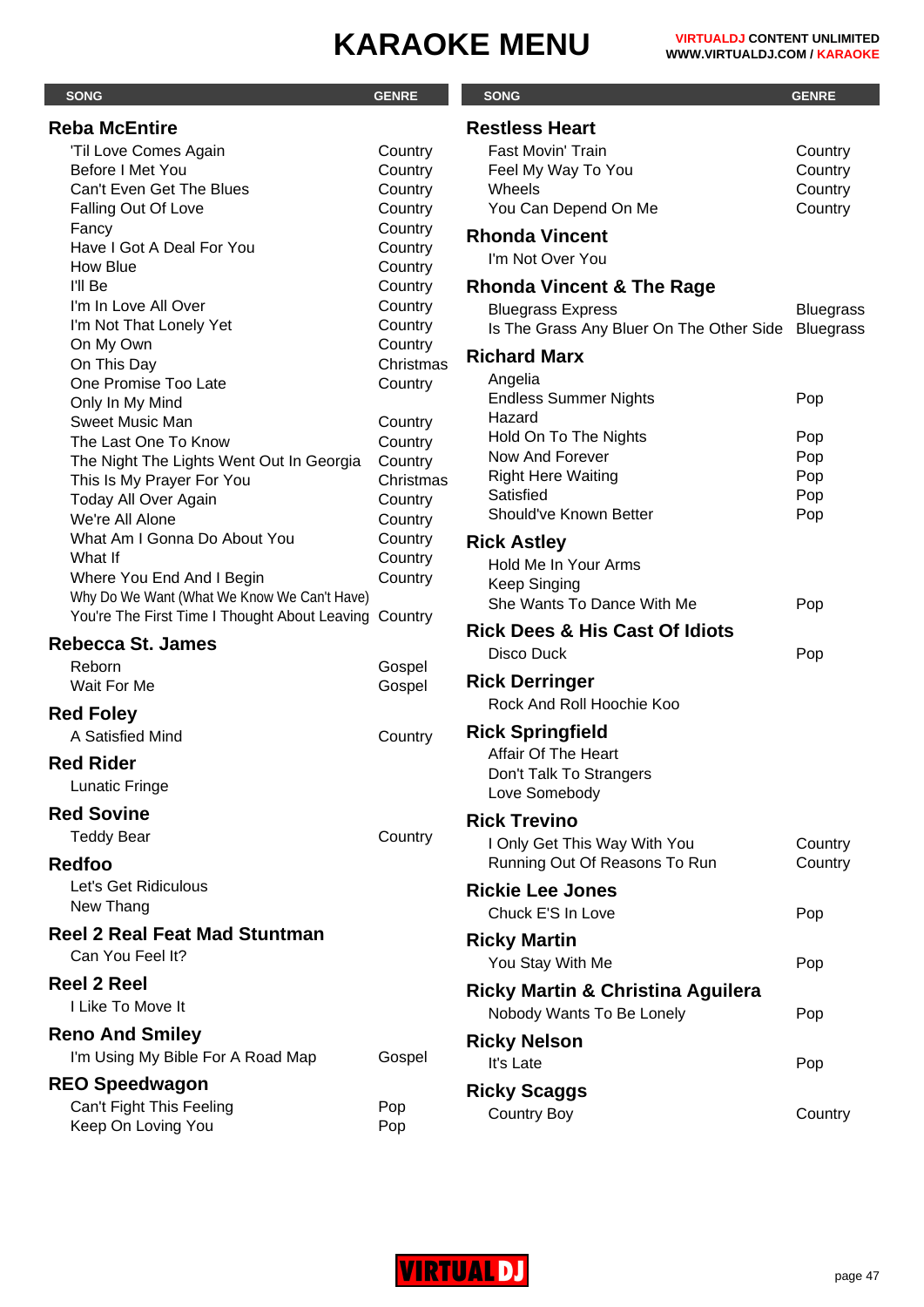# KARAOKE MENU

| SONG | GENRE |
|---|---|
| **Reba McEntire** | |
| 'Til Love Comes Again | Country |
| Before I Met You | Country |
| Can't Even Get The Blues | Country |
| Falling Out Of Love | Country |
| Fancy | Country |
| Have I Got A Deal For You | Country |
| How Blue | Country |
| I'll Be | Country |
| I'm In Love All Over | Country |
| I'm Not That Lonely Yet | Country |
| On My Own | Country |
| On This Day | Christmas |
| One Promise Too Late | Country |
| Only In My Mind | |
| Sweet Music Man | Country |
| The Last One To Know | Country |
| The Night The Lights Went Out In Georgia | Country |
| This Is My Prayer For You | Christmas |
| Today All Over Again | Country |
| We're All Alone | Country |
| What Am I Gonna Do About You | Country |
| What If | Country |
| Where You End And I Begin | Country |
| Why Do We Want (What We Know We Can't Have) | |
| You're The First Time I Thought About Leaving | Country |
| **Rebecca St. James** | |
| Reborn | Gospel |
| Wait For Me | Gospel |
| **Red Foley** | |
| A Satisfied Mind | Country |
| **Red Rider** | |
| Lunatic Fringe | |
| **Red Sovine** | |
| Teddy Bear | Country |
| **Redfoo** | |
| Let's Get Ridiculous | |
| New Thang | |
| **Reel 2 Real Feat Mad Stuntman** | |
| Can You Feel It? | |
| **Reel 2 Reel** | |
| I Like To Move It | |
| **Reno And Smiley** | |
| I'm Using My Bible For A Road Map | Gospel |
| **REO Speedwagon** | |
| Can't Fight This Feeling | Pop |
| Keep On Loving You | Pop |
| **Restless Heart** | |
| Fast Movin' Train | Country |
| Feel My Way To You | Country |
| Wheels | Country |
| You Can Depend On Me | Country |
| **Rhonda Vincent** | |
| I'm Not Over You | |
| **Rhonda Vincent & The Rage** | |
| Bluegrass Express | Bluegrass |
| Is The Grass Any Bluer On The Other Side | Bluegrass |
| **Richard Marx** | |
| Angelia | |
| Endless Summer Nights | Pop |
| Hazard | |
| Hold On To The Nights | Pop |
| Now And Forever | Pop |
| Right Here Waiting | Pop |
| Satisfied | Pop |
| Should've Known Better | Pop |
| **Rick Astley** | |
| Hold Me In Your Arms | |
| Keep Singing | |
| She Wants To Dance With Me | Pop |
| **Rick Dees & His Cast Of Idiots** | |
| Disco Duck | Pop |
| **Rick Derringer** | |
| Rock And Roll Hoochie Koo | |
| **Rick Springfield** | |
| Affair Of The Heart | |
| Don't Talk To Strangers | |
| Love Somebody | |
| **Rick Trevino** | |
| I Only Get This Way With You | Country |
| Running Out Of Reasons To Run | Country |
| **Rickie Lee Jones** | |
| Chuck E'S In Love | Pop |
| **Ricky Martin** | |
| You Stay With Me | Pop |
| **Ricky Martin & Christina Aguilera** | |
| Nobody Wants To Be Lonely | Pop |
| **Ricky Nelson** | |
| It's Late | Pop |
| **Ricky Scaggs** | |
| Country Boy | Country |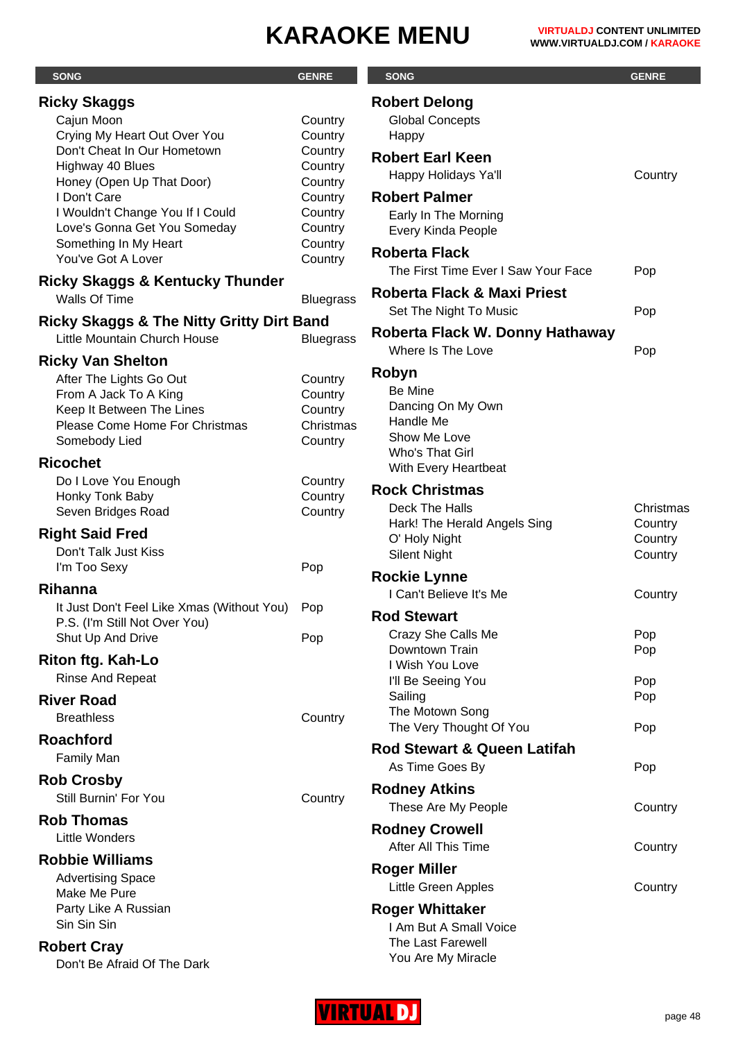# KARAOKE MENU

VIRTUALDJ CONTENT UNLIMITED
WWW.VIRTUALDJ.COM / KARAOKE

| SONG | GENRE |
| --- | --- |
| **Ricky Skaggs** | |
| Cajun Moon | Country |
| Crying My Heart Out Over You | Country |
| Don't Cheat In Our Hometown | Country |
| Highway 40 Blues | Country |
| Honey (Open Up That Door) | Country |
| I Don't Care | Country |
| I Wouldn't Change You If I Could | Country |
| Love's Gonna Get You Someday | Country |
| Something In My Heart | Country |
| You've Got A Lover | Country |
| **Ricky Skaggs & Kentucky Thunder** | |
| Walls Of Time | Bluegrass |
| **Ricky Skaggs & The Nitty Gritty Dirt Band** | |
| Little Mountain Church House | Bluegrass |
| **Ricky Van Shelton** | |
| After The Lights Go Out | Country |
| From A Jack To A King | Country |
| Keep It Between The Lines | Country |
| Please Come Home For Christmas | Christmas |
| Somebody Lied | Country |
| **Ricochet** | |
| Do I Love You Enough | Country |
| Honky Tonk Baby | Country |
| Seven Bridges Road | Country |
| **Right Said Fred** | |
| Don't Talk Just Kiss | |
| I'm Too Sexy | Pop |
| **Rihanna** | |
| It Just Don't Feel Like Xmas (Without You) | Pop |
| P.S. (I'm Still Not Over You) | |
| Shut Up And Drive | Pop |
| **Riton ftg. Kah-Lo** | |
| Rinse And Repeat | |
| **River Road** | |
| Breathless | Country |
| **Roachford** | |
| Family Man | |
| **Rob Crosby** | |
| Still Burnin' For You | Country |
| **Rob Thomas** | |
| Little Wonders | |
| **Robbie Williams** | |
| Advertising Space | |
| Make Me Pure | |
| Party Like A Russian | |
| Sin Sin Sin | |
| **Robert Cray** | |
| Don't Be Afraid Of The Dark | |
| **Robert Delong** | |
| Global Concepts | |
| Happy | |
| **Robert Earl Keen** | |
| Happy Holidays Ya'll | Country |
| **Robert Palmer** | |
| Early In The Morning | |
| Every Kinda People | |
| **Roberta Flack** | |
| The First Time Ever I Saw Your Face | Pop |
| **Roberta Flack & Maxi Priest** | |
| Set The Night To Music | Pop |
| **Roberta Flack W. Donny Hathaway** | |
| Where Is The Love | Pop |
| **Robyn** | |
| Be Mine | |
| Dancing On My Own | |
| Handle Me | |
| Show Me Love | |
| Who's That Girl | |
| With Every Heartbeat | |
| **Rock Christmas** | |
| Deck The Halls | Christmas |
| Hark! The Herald Angels Sing | Country |
| O' Holy Night | Country |
| Silent Night | Country |
| **Rockie Lynne** | |
| I Can't Believe It's Me | Country |
| **Rod Stewart** | |
| Crazy She Calls Me | Pop |
| Downtown Train | Pop |
| I Wish You Love | |
| I'll Be Seeing You | Pop |
| Sailing | Pop |
| The Motown Song | |
| The Very Thought Of You | Pop |
| **Rod Stewart & Queen Latifah** | |
| As Time Goes By | Pop |
| **Rodney Atkins** | |
| These Are My People | Country |
| **Rodney Crowell** | |
| After All This Time | Country |
| **Roger Miller** | |
| Little Green Apples | Country |
| **Roger Whittaker** | |
| I Am But A Small Voice | |
| The Last Farewell | |
| You Are My Miracle | |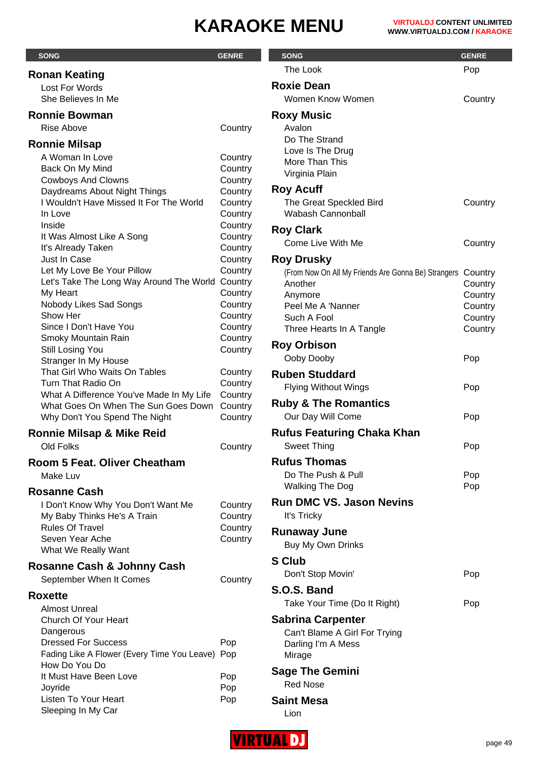# KARAOKE MENU

VIRTUALDJ CONTENT UNLIMITED
WWW.VIRTUALDJ.COM / KARAOKE

| SONG | GENRE |
|---|---|
| **Ronan Keating** | |
| Lost For Words | |
| She Believes In Me | |
| **Ronnie Bowman** | |
| Rise Above | Country |
| **Ronnie Milsap** | |
| A Woman In Love | Country |
| Back On My Mind | Country |
| Cowboys And Clowns | Country |
| Daydreams About Night Things | Country |
| I Wouldn't Have Missed It For The World | Country |
| In Love | Country |
| Inside | Country |
| It Was Almost Like A Song | Country |
| It's Already Taken | Country |
| Just In Case | Country |
| Let My Love Be Your Pillow | Country |
| Let's Take The Long Way Around The World | Country |
| My Heart | Country |
| Nobody Likes Sad Songs | Country |
| Show Her | Country |
| Since I Don't Have You | Country |
| Smoky Mountain Rain | Country |
| Still Losing You | Country |
| Stranger In My House | |
| That Girl Who Waits On Tables | Country |
| Turn That Radio On | Country |
| What A Difference You've Made In My Life | Country |
| What Goes On When The Sun Goes Down | Country |
| Why Don't You Spend The Night | Country |
| **Ronnie Milsap & Mike Reid** | |
| Old Folks | Country |
| **Room 5 Feat. Oliver Cheatham** | |
| Make Luv | |
| **Rosanne Cash** | |
| I Don't Know Why You Don't Want Me | Country |
| My Baby Thinks He's A Train | Country |
| Rules Of Travel | Country |
| Seven Year Ache | Country |
| What We Really Want | |
| **Rosanne Cash & Johnny Cash** | |
| September When It Comes | Country |
| **Roxette** | |
| Almost Unreal | |
| Church Of Your Heart | |
| Dangerous | |
| Dressed For Success | Pop |
| Fading Like A Flower (Every Time You Leave) | Pop |
| How Do You Do | |
| It Must Have Been Love | Pop |
| Joyride | Pop |
| Listen To Your Heart | Pop |
| Sleeping In My Car | |
| The Look | Pop |
| **Roxie Dean** | |
| Women Know Women | Country |
| **Roxy Music** | |
| Avalon | |
| Do The Strand | |
| Love Is The Drug | |
| More Than This | |
| Virginia Plain | |
| **Roy Acuff** | |
| The Great Speckled Bird | Country |
| Wabash Cannonball | |
| **Roy Clark** | |
| Come Live With Me | Country |
| **Roy Drusky** | |
| (From Now On All My Friends Are Gonna Be) Strangers | Country |
| Another | Country |
| Anymore | Country |
| Peel Me A 'Nanner | Country |
| Such A Fool | Country |
| Three Hearts In A Tangle | Country |
| **Roy Orbison** | |
| Ooby Dooby | Pop |
| **Ruben Studdard** | |
| Flying Without Wings | Pop |
| **Ruby & The Romantics** | |
| Our Day Will Come | Pop |
| **Rufus Featuring Chaka Khan** | |
| Sweet Thing | Pop |
| **Rufus Thomas** | |
| Do The Push & Pull | Pop |
| Walking The Dog | Pop |
| **Run DMC VS. Jason Nevins** | |
| It's Tricky | |
| **Runaway June** | |
| Buy My Own Drinks | |
| **S Club** | |
| Don't Stop Movin' | Pop |
| **S.O.S. Band** | |
| Take Your Time (Do It Right) | Pop |
| **Sabrina Carpenter** | |
| Can't Blame A Girl For Trying | |
| Darling I'm A Mess | |
| Mirage | |
| **Sage The Gemini** | |
| Red Nose | |
| **Saint Mesa** | |
| Lion | |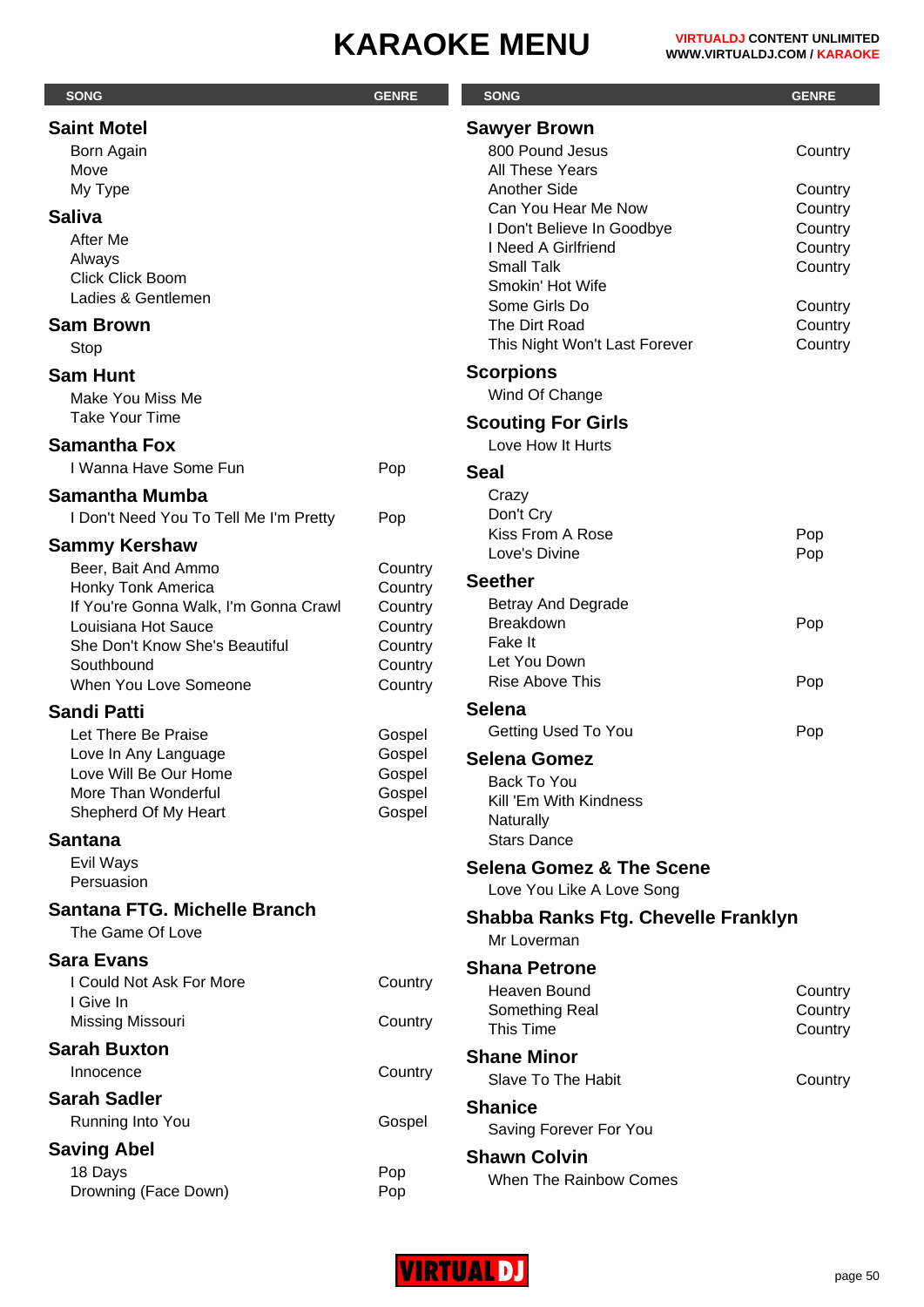# KARAOKE MENU

| SONG | GENRE |
|---|---|
| **Saint Motel** | |
| Born Again | |
| Move | |
| My Type | |
| **Saliva** | |
| After Me | |
| Always | |
| Click Click Boom | |
| Ladies & Gentlemen | |
| **Sam Brown** | |
| Stop | |
| **Sam Hunt** | |
| Make You Miss Me | |
| Take Your Time | |
| **Samantha Fox** | |
| I Wanna Have Some Fun | Pop |
| **Samantha Mumba** | |
| I Don't Need You To Tell Me I'm Pretty | Pop |
| **Sammy Kershaw** | |
| Beer, Bait And Ammo | Country |
| Honky Tonk America | Country |
| If You're Gonna Walk, I'm Gonna Crawl | Country |
| Louisiana Hot Sauce | Country |
| She Don't Know She's Beautiful | Country |
| Southbound | Country |
| When You Love Someone | Country |
| **Sandi Patti** | |
| Let There Be Praise | Gospel |
| Love In Any Language | Gospel |
| Love Will Be Our Home | Gospel |
| More Than Wonderful | Gospel |
| Shepherd Of My Heart | Gospel |
| **Santana** | |
| Evil Ways | |
| Persuasion | |
| **Santana FTG. Michelle Branch** | |
| The Game Of Love | |
| **Sara Evans** | |
| I Could Not Ask For More | Country |
| I Give In | |
| Missing Missouri | Country |
| **Sarah Buxton** | |
| Innocence | Country |
| **Sarah Sadler** | |
| Running Into You | Gospel |
| **Saving Abel** | |
| 18 Days | Pop |
| Drowning (Face Down) | Pop |
| **Sawyer Brown** | |
| 800 Pound Jesus | Country |
| All These Years | |
| Another Side | Country |
| Can You Hear Me Now | Country |
| I Don't Believe In Goodbye | Country |
| I Need A Girlfriend | Country |
| Small Talk | Country |
| Smokin' Hot Wife | |
| Some Girls Do | Country |
| The Dirt Road | Country |
| This Night Won't Last Forever | Country |
| **Scorpions** | |
| Wind Of Change | |
| **Scouting For Girls** | |
| Love How It Hurts | |
| **Seal** | |
| Crazy | |
| Don't Cry | |
| Kiss From A Rose | Pop |
| Love's Divine | Pop |
| **Seether** | |
| Betray And Degrade | |
| Breakdown | Pop |
| Fake It | |
| Let You Down | |
| Rise Above This | Pop |
| **Selena** | |
| Getting Used To You | Pop |
| **Selena Gomez** | |
| Back To You | |
| Kill 'Em With Kindness | |
| Naturally | |
| Stars Dance | |
| **Selena Gomez & The Scene** | |
| Love You Like A Love Song | |
| **Shabba Ranks Ftg. Chevelle Franklyn** | |
| Mr Loverman | |
| **Shana Petrone** | |
| Heaven Bound | Country |
| Something Real | Country |
| This Time | Country |
| **Shane Minor** | |
| Slave To The Habit | Country |
| **Shanice** | |
| Saving Forever For You | |
| **Shawn Colvin** | |
| When The Rainbow Comes | |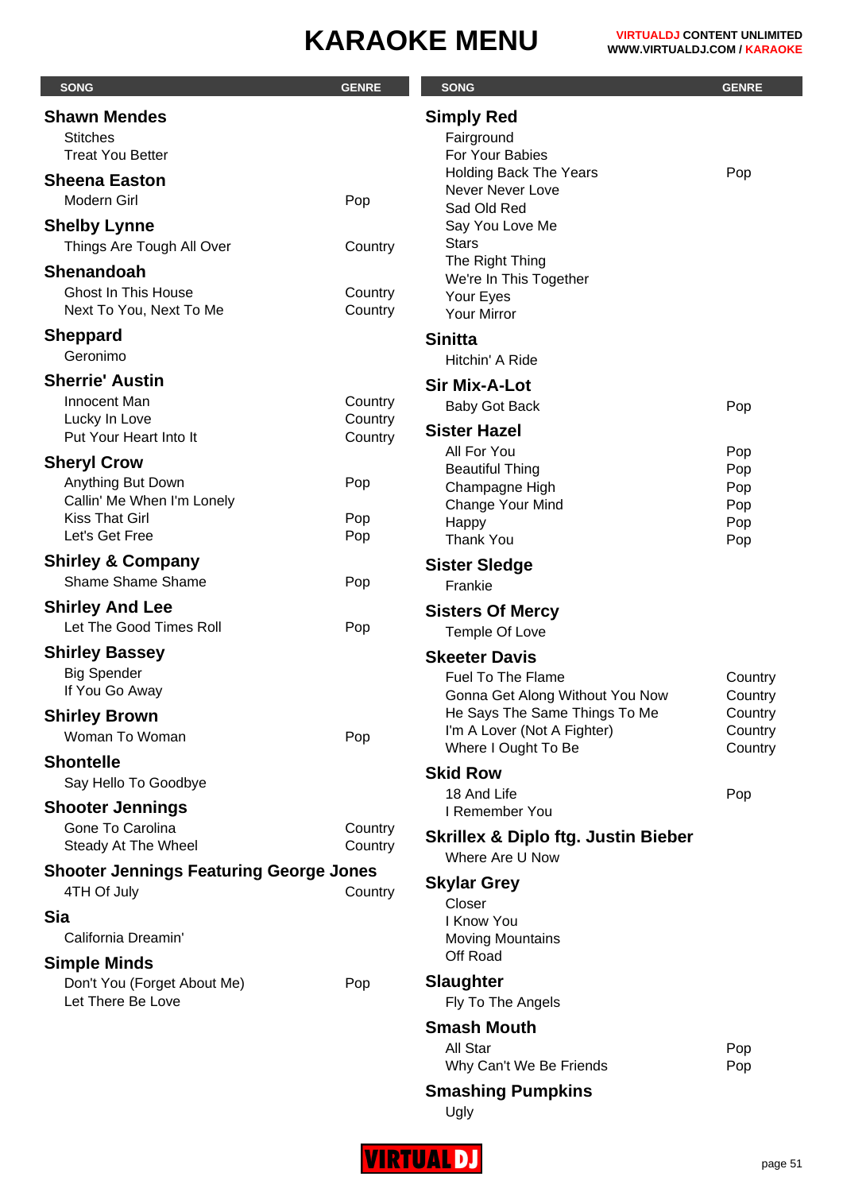# KARAOKE MENU

| SONG | GENRE |
|---|---|
| **Shawn Mendes** | |
| Stitches | |
| Treat You Better | |
| **Sheena Easton** | |
| Modern Girl | Pop |
| **Shelby Lynne** | |
| Things Are Tough All Over | Country |
| **Shenandoah** | |
| Ghost In This House | Country |
| Next To You, Next To Me | Country |
| **Sheppard** | |
| Geronimo | |
| **Sherrie' Austin** | |
| Innocent Man | Country |
| Lucky In Love | Country |
| Put Your Heart Into It | Country |
| **Sheryl Crow** | |
| Anything But Down | Pop |
| Callin' Me When I'm Lonely | |
| Kiss That Girl | Pop |
| Let's Get Free | Pop |
| **Shirley & Company** | |
| Shame Shame Shame | Pop |
| **Shirley And Lee** | |
| Let The Good Times Roll | Pop |
| **Shirley Bassey** | |
| Big Spender | |
| If You Go Away | |
| **Shirley Brown** | |
| Woman To Woman | Pop |
| **Shontelle** | |
| Say Hello To Goodbye | |
| **Shooter Jennings** | |
| Gone To Carolina | Country |
| Steady At The Wheel | Country |
| **Shooter Jennings Featuring George Jones** | |
| 4TH Of July | Country |
| **Sia** | |
| California Dreamin' | |
| **Simple Minds** | |
| Don't You (Forget About Me) | Pop |
| Let There Be Love | |
| **Simply Red** | |
| Fairground | |
| For Your Babies | |
| Holding Back The Years | Pop |
| Never Never Love | |
| Sad Old Red | |
| Say You Love Me | |
| Stars | |
| The Right Thing | |
| We're In This Together | |
| Your Eyes | |
| Your Mirror | |
| **Sinitta** | |
| Hitchin' A Ride | |
| **Sir Mix-A-Lot** | |
| Baby Got Back | Pop |
| **Sister Hazel** | |
| All For You | Pop |
| Beautiful Thing | Pop |
| Champagne High | Pop |
| Change Your Mind | Pop |
| Happy | Pop |
| Thank You | Pop |
| **Sister Sledge** | |
| Frankie | |
| **Sisters Of Mercy** | |
| Temple Of Love | |
| **Skeeter Davis** | |
| Fuel To The Flame | Country |
| Gonna Get Along Without You Now | Country |
| He Says The Same Things To Me | Country |
| I'm A Lover (Not A Fighter) | Country |
| Where I Ought To Be | Country |
| **Skid Row** | |
| 18 And Life | Pop |
| I Remember You | |
| **Skrillex & Diplo ftg. Justin Bieber** | |
| Where Are U Now | |
| **Skylar Grey** | |
| Closer | |
| I Know You | |
| Moving Mountains | |
| Off Road | |
| **Slaughter** | |
| Fly To The Angels | |
| **Smash Mouth** | |
| All Star | Pop |
| Why Can't We Be Friends | Pop |
| **Smashing Pumpkins** | |
| Ugly | |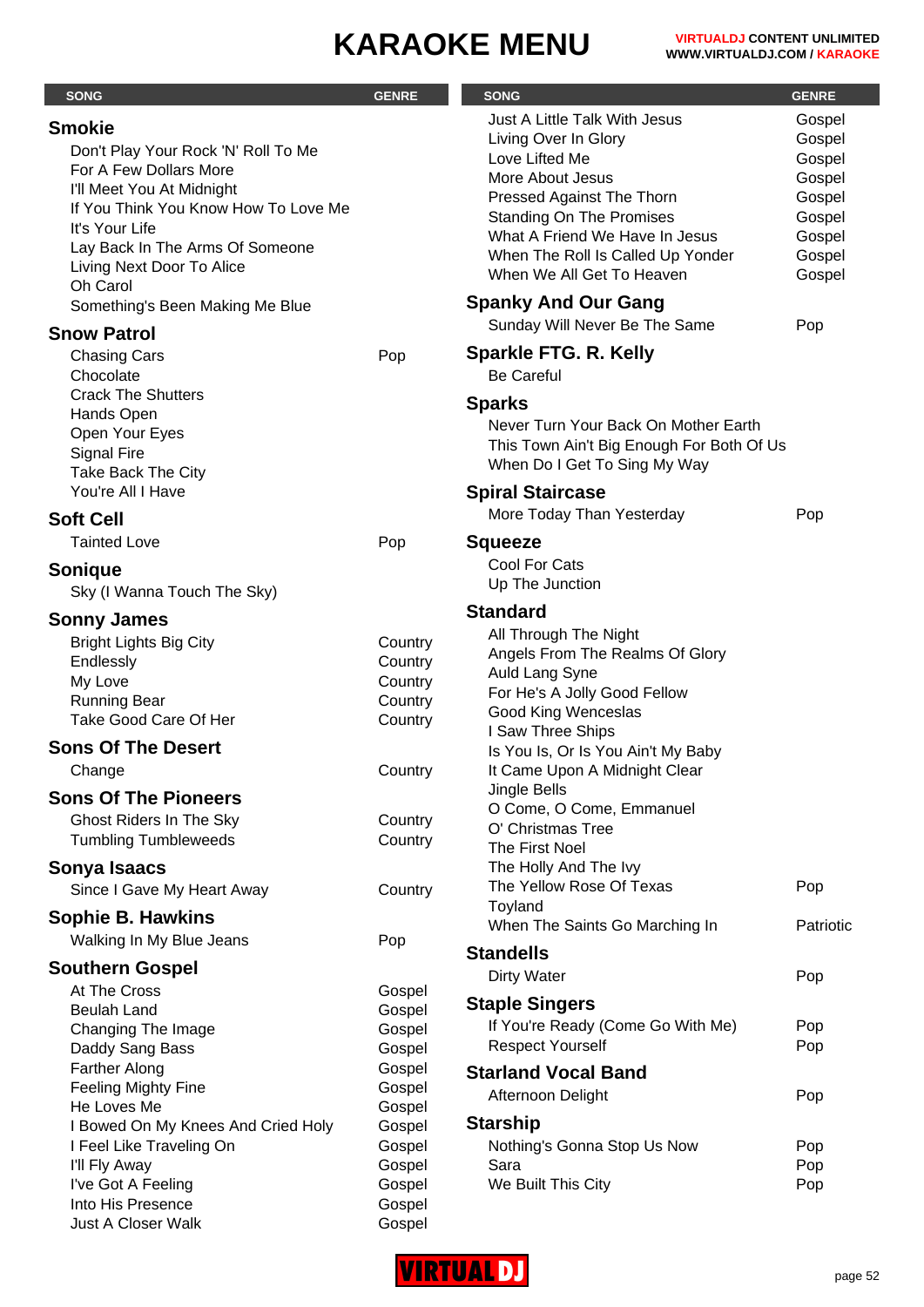# KARAOKE MENU

| SONG | GENRE |
|---|---|
| **Smokie** | |
| Don't Play Your Rock 'N' Roll To Me | |
| For A Few Dollars More | |
| I'll Meet You At Midnight | |
| If You Think You Know How To Love Me | |
| It's Your Life | |
| Lay Back In The Arms Of Someone | |
| Living Next Door To Alice | |
| Oh Carol | |
| Something's Been Making Me Blue | |
| **Snow Patrol** | |
| Chasing Cars | Pop |
| Chocolate | |
| Crack The Shutters | |
| Hands Open | |
| Open Your Eyes | |
| Signal Fire | |
| Take Back The City | |
| You're All I Have | |
| **Soft Cell** | |
| Tainted Love | Pop |
| **Sonique** | |
| Sky (I Wanna Touch The Sky) | |
| **Sonny James** | |
| Bright Lights Big City | Country |
| Endlessly | Country |
| My Love | Country |
| Running Bear | Country |
| Take Good Care Of Her | Country |
| **Sons Of The Desert** | |
| Change | Country |
| **Sons Of The Pioneers** | |
| Ghost Riders In The Sky | Country |
| Tumbling Tumbleweeds | Country |
| **Sonya Isaacs** | |
| Since I Gave My Heart Away | Country |
| **Sophie B. Hawkins** | |
| Walking In My Blue Jeans | Pop |
| **Southern Gospel** | |
| At The Cross | Gospel |
| Beulah Land | Gospel |
| Changing The Image | Gospel |
| Daddy Sang Bass | Gospel |
| Farther Along | Gospel |
| Feeling Mighty Fine | Gospel |
| He Loves Me | Gospel |
| I Bowed On My Knees And Cried Holy | Gospel |
| I Feel Like Traveling On | Gospel |
| I'll Fly Away | Gospel |
| I've Got A Feeling | Gospel |
| Into His Presence | Gospel |
| Just A Closer Walk | Gospel |
| Just A Little Talk With Jesus | Gospel |
| Living Over In Glory | Gospel |
| Love Lifted Me | Gospel |
| More About Jesus | Gospel |
| Pressed Against The Thorn | Gospel |
| Standing On The Promises | Gospel |
| What A Friend We Have In Jesus | Gospel |
| When The Roll Is Called Up Yonder | Gospel |
| When We All Get To Heaven | Gospel |
| **Spanky And Our Gang** | |
| Sunday Will Never Be The Same | Pop |
| **Sparkle FTG. R. Kelly** | |
| Be Careful | |
| **Sparks** | |
| Never Turn Your Back On Mother Earth | |
| This Town Ain't Big Enough For Both Of Us | |
| When Do I Get To Sing My Way | |
| **Spiral Staircase** | |
| More Today Than Yesterday | Pop |
| **Squeeze** | |
| Cool For Cats | |
| Up The Junction | |
| **Standard** | |
| All Through The Night | |
| Angels From The Realms Of Glory | |
| Auld Lang Syne | |
| For He's A Jolly Good Fellow | |
| Good King Wenceslas | |
| I Saw Three Ships | |
| Is You Is, Or Is You Ain't My Baby | |
| It Came Upon A Midnight Clear | |
| Jingle Bells | |
| O Come, O Come, Emmanuel | |
| O' Christmas Tree | |
| The First Noel | |
| The Holly And The Ivy | |
| The Yellow Rose Of Texas | Pop |
| Toyland | |
| When The Saints Go Marching In | Patriotic |
| **Standells** | |
| Dirty Water | Pop |
| **Staple Singers** | |
| If You're Ready (Come Go With Me) | Pop |
| Respect Yourself | Pop |
| **Starland Vocal Band** | |
| Afternoon Delight | Pop |
| **Starship** | |
| Nothing's Gonna Stop Us Now | Pop |
| Sara | Pop |
| We Built This City | Pop |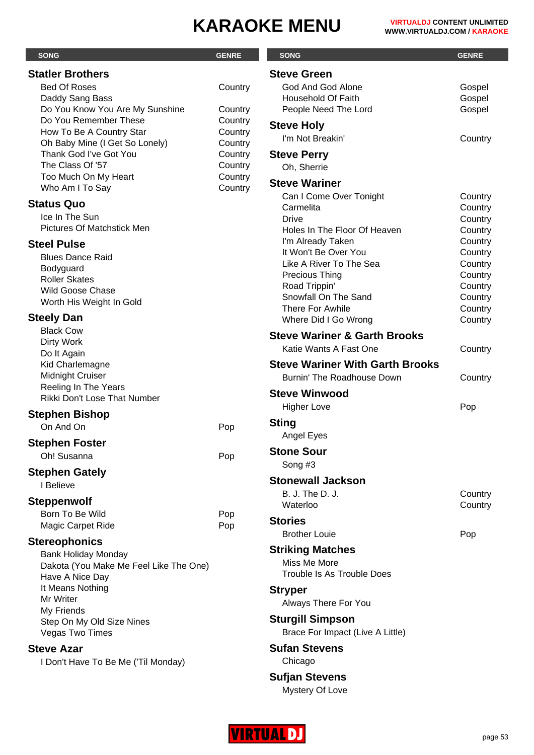# KARAOKE MENU

| SONG | GENRE |
| --- | --- |
| **Statler Brothers** | |
| Bed Of Roses | Country |
| Daddy Sang Bass | |
| Do You Know You Are My Sunshine | Country |
| Do You Remember These | Country |
| How To Be A Country Star | Country |
| Oh Baby Mine (I Get So Lonely) | Country |
| Thank God I've Got You | Country |
| The Class Of '57 | Country |
| Too Much On My Heart | Country |
| Who Am I To Say | Country |
| **Status Quo** | |
| Ice In The Sun | |
| Pictures Of Matchstick Men | |
| **Steel Pulse** | |
| Blues Dance Raid | |
| Bodyguard | |
| Roller Skates | |
| Wild Goose Chase | |
| Worth His Weight In Gold | |
| **Steely Dan** | |
| Black Cow | |
| Dirty Work | |
| Do It Again | |
| Kid Charlemagne | |
| Midnight Cruiser | |
| Reeling In The Years | |
| Rikki Don't Lose That Number | |
| **Stephen Bishop** | |
| On And On | Pop |
| **Stephen Foster** | |
| Oh! Susanna | Pop |
| **Stephen Gately** | |
| I Believe | |
| **Steppenwolf** | |
| Born To Be Wild | Pop |
| Magic Carpet Ride | Pop |
| **Stereophonics** | |
| Bank Holiday Monday | |
| Dakota (You Make Me Feel Like The One) | |
| Have A Nice Day | |
| It Means Nothing | |
| Mr Writer | |
| My Friends | |
| Step On My Old Size Nines | |
| Vegas Two Times | |
| **Steve Azar** | |
| I Don't Have To Be Me ('Til Monday) | |
| **Steve Green** | |
| God And God Alone | Gospel |
| Household Of Faith | Gospel |
| People Need The Lord | Gospel |
| **Steve Holy** | |
| I'm Not Breakin' | Country |
| **Steve Perry** | |
| Oh, Sherrie | |
| **Steve Wariner** | |
| Can I Come Over Tonight | Country |
| Carmelita | Country |
| Drive | Country |
| Holes In The Floor Of Heaven | Country |
| I'm Already Taken | Country |
| It Won't Be Over You | Country |
| Like A River To The Sea | Country |
| Precious Thing | Country |
| Road Trippin' | Country |
| Snowfall On The Sand | Country |
| There For Awhile | Country |
| Where Did I Go Wrong | Country |
| **Steve Wariner & Garth Brooks** | |
| Katie Wants A Fast One | Country |
| **Steve Wariner With Garth Brooks** | |
| Burnin' The Roadhouse Down | Country |
| **Steve Winwood** | |
| Higher Love | Pop |
| **Sting** | |
| Angel Eyes | |
| **Stone Sour** | |
| Song #3 | |
| **Stonewall Jackson** | |
| B. J. The D. J. | Country |
| Waterloo | Country |
| **Stories** | |
| Brother Louie | Pop |
| **Striking Matches** | |
| Miss Me More | |
| Trouble Is As Trouble Does | |
| **Stryper** | |
| Always There For You | |
| **Sturgill Simpson** | |
| Brace For Impact (Live A Little) | |
| **Sufan Stevens** | |
| Chicago | |
| **Sufjan Stevens** | |
| Mystery Of Love | |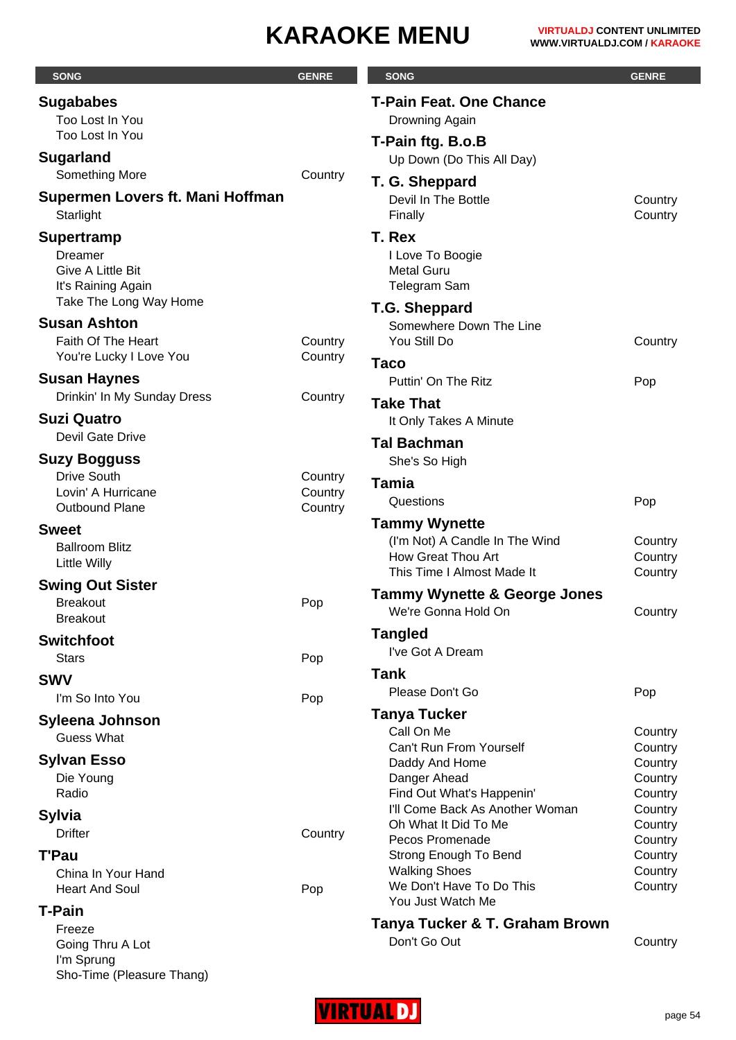# KARAOKE MENU

| SONG | GENRE |
|---|---|
| **Sugababes** | |
| Too Lost In You | |
| Too Lost In You | |
| **Sugarland** | |
| Something More | Country |
| **Supermen Lovers ft. Mani Hoffman** | |
| Starlight | |
| **Supertramp** | |
| Dreamer | |
| Give A Little Bit | |
| It's Raining Again | |
| Take The Long Way Home | |
| **Susan Ashton** | |
| Faith Of The Heart | Country |
| You're Lucky I Love You | Country |
| **Susan Haynes** | |
| Drinkin' In My Sunday Dress | Country |
| **Suzi Quatro** | |
| Devil Gate Drive | |
| **Suzy Bogguss** | |
| Drive South | Country |
| Lovin' A Hurricane | Country |
| Outbound Plane | Country |
| **Sweet** | |
| Ballroom Blitz | |
| Little Willy | |
| **Swing Out Sister** | |
| Breakout | Pop |
| Breakout | |
| **Switchfoot** | |
| Stars | Pop |
| **SWV** | |
| I'm So Into You | Pop |
| **Syleena Johnson** | |
| Guess What | |
| **Sylvan Esso** | |
| Die Young | |
| Radio | |
| **Sylvia** | |
| Drifter | Country |
| **T'Pau** | |
| China In Your Hand | |
| Heart And Soul | Pop |
| **T-Pain** | |
| Freeze | |
| Going Thru A Lot | |
| I'm Sprung | |
| Sho-Time (Pleasure Thang) | |
| **T-Pain Feat. One Chance** | |
| Drowning Again | |
| **T-Pain ftg. B.o.B** | |
| Up Down (Do This All Day) | |
| **T. G. Sheppard** | |
| Devil In The Bottle | Country |
| Finally | Country |
| **T. Rex** | |
| I Love To Boogie | |
| Metal Guru | |
| Telegram Sam | |
| **T.G. Sheppard** | |
| Somewhere Down The Line | |
| You Still Do | Country |
| **Taco** | |
| Puttin' On The Ritz | Pop |
| **Take That** | |
| It Only Takes A Minute | |
| **Tal Bachman** | |
| She's So High | |
| **Tamia** | |
| Questions | Pop |
| **Tammy Wynette** | |
| (I'm Not) A Candle In The Wind | Country |
| How Great Thou Art | Country |
| This Time I Almost Made It | Country |
| **Tammy Wynette & George Jones** | |
| We're Gonna Hold On | Country |
| **Tangled** | |
| I've Got A Dream | |
| **Tank** | |
| Please Don't Go | Pop |
| **Tanya Tucker** | |
| Call On Me | Country |
| Can't Run From Yourself | Country |
| Daddy And Home | Country |
| Danger Ahead | Country |
| Find Out What's Happenin' | Country |
| I'll Come Back As Another Woman | Country |
| Oh What It Did To Me | Country |
| Pecos Promenade | Country |
| Strong Enough To Bend | Country |
| Walking Shoes | Country |
| We Don't Have To Do This | Country |
| You Just Watch Me | |
| **Tanya Tucker & T. Graham Brown** | |
| Don't Go Out | Country |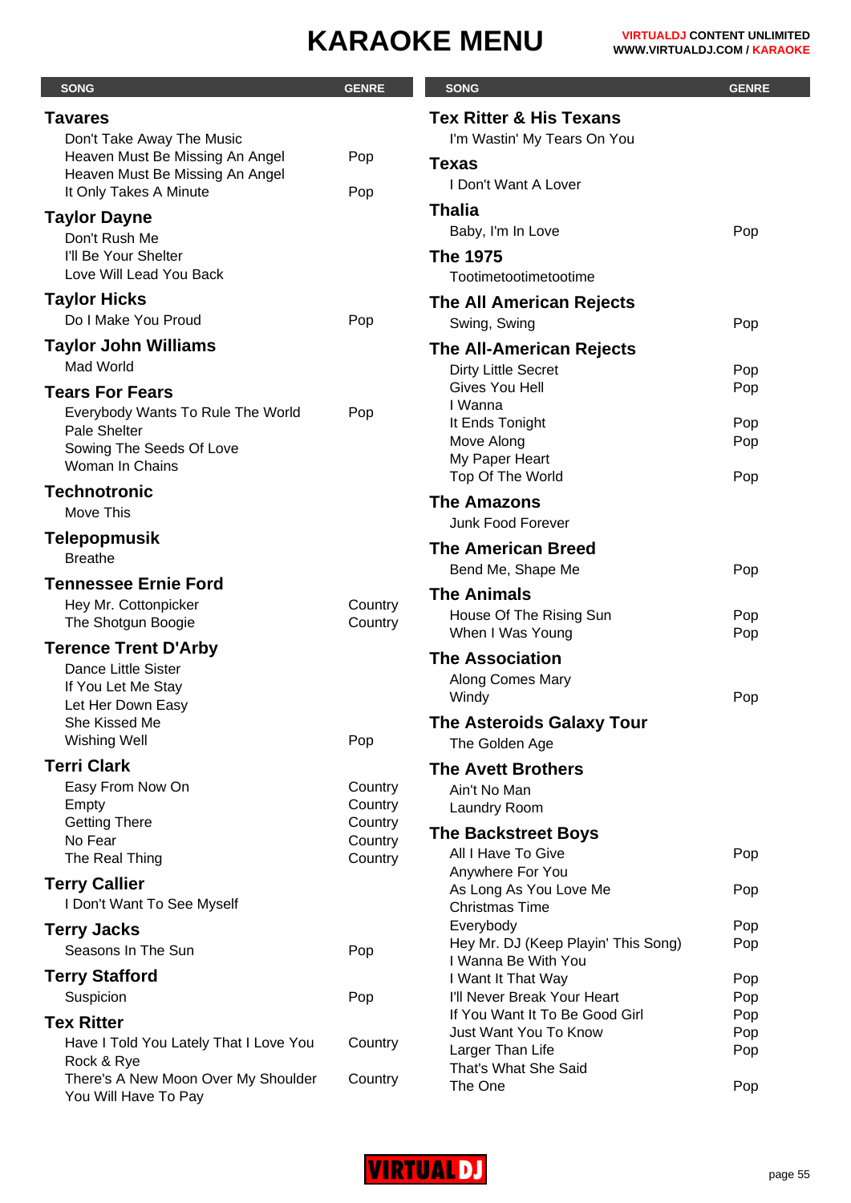# KARAOKE MENU

| SONG | GENRE |
|---|---|
| **Tavares** | |
| Don't Take Away The Music | |
| Heaven Must Be Missing An Angel | Pop |
| Heaven Must Be Missing An Angel | |
| It Only Takes A Minute | Pop |
| **Taylor Dayne** | |
| Don't Rush Me | |
| I'll Be Your Shelter | |
| Love Will Lead You Back | |
| **Taylor Hicks** | |
| Do I Make You Proud | Pop |
| **Taylor John Williams** | |
| Mad World | |
| **Tears For Fears** | |
| Everybody Wants To Rule The World | Pop |
| Pale Shelter | |
| Sowing The Seeds Of Love | |
| Woman In Chains | |
| **Technotronic** | |
| Move This | |
| **Telepopmusik** | |
| Breathe | |
| **Tennessee Ernie Ford** | |
| Hey Mr. Cottonpicker | Country |
| The Shotgun Boogie | Country |
| **Terence Trent D'Arby** | |
| Dance Little Sister | |
| If You Let Me Stay | |
| Let Her Down Easy | |
| She Kissed Me | |
| Wishing Well | Pop |
| **Terri Clark** | |
| Easy From Now On | Country |
| Empty | Country |
| Getting There | Country |
| No Fear | Country |
| The Real Thing | Country |
| **Terry Callier** | |
| I Don't Want To See Myself | |
| **Terry Jacks** | |
| Seasons In The Sun | Pop |
| **Terry Stafford** | |
| Suspicion | Pop |
| **Tex Ritter** | |
| Have I Told You Lately That I Love You | Country |
| Rock & Rye | |
| There's A New Moon Over My Shoulder | Country |
| You Will Have To Pay | |
| **Tex Ritter & His Texans** | |
| I'm Wastin' My Tears On You | |
| **Texas** | |
| I Don't Want A Lover | |
| **Thalia** | |
| Baby, I'm In Love | Pop |
| **The 1975** | |
| Tootimetootimetootime | |
| **The All American Rejects** | |
| Swing, Swing | Pop |
| **The All-American Rejects** | |
| Dirty Little Secret | Pop |
| Gives You Hell | Pop |
| I Wanna | |
| It Ends Tonight | Pop |
| Move Along | Pop |
| My Paper Heart | |
| Top Of The World | Pop |
| **The Amazons** | |
| Junk Food Forever | |
| **The American Breed** | |
| Bend Me, Shape Me | Pop |
| **The Animals** | |
| House Of The Rising Sun | Pop |
| When I Was Young | Pop |
| **The Association** | |
| Along Comes Mary | |
| Windy | Pop |
| **The Asteroids Galaxy Tour** | |
| The Golden Age | |
| **The Avett Brothers** | |
| Ain't No Man | |
| Laundry Room | |
| **The Backstreet Boys** | |
| All I Have To Give | Pop |
| Anywhere For You | |
| As Long As You Love Me | Pop |
| Christmas Time | |
| Everybody | Pop |
| Hey Mr. DJ (Keep Playin' This Song) | Pop |
| I Wanna Be With You | |
| I Want It That Way | Pop |
| I'll Never Break Your Heart | Pop |
| If You Want It To Be Good Girl | Pop |
| Just Want You To Know | Pop |
| Larger Than Life | Pop |
| That's What She Said | |
| The One | Pop |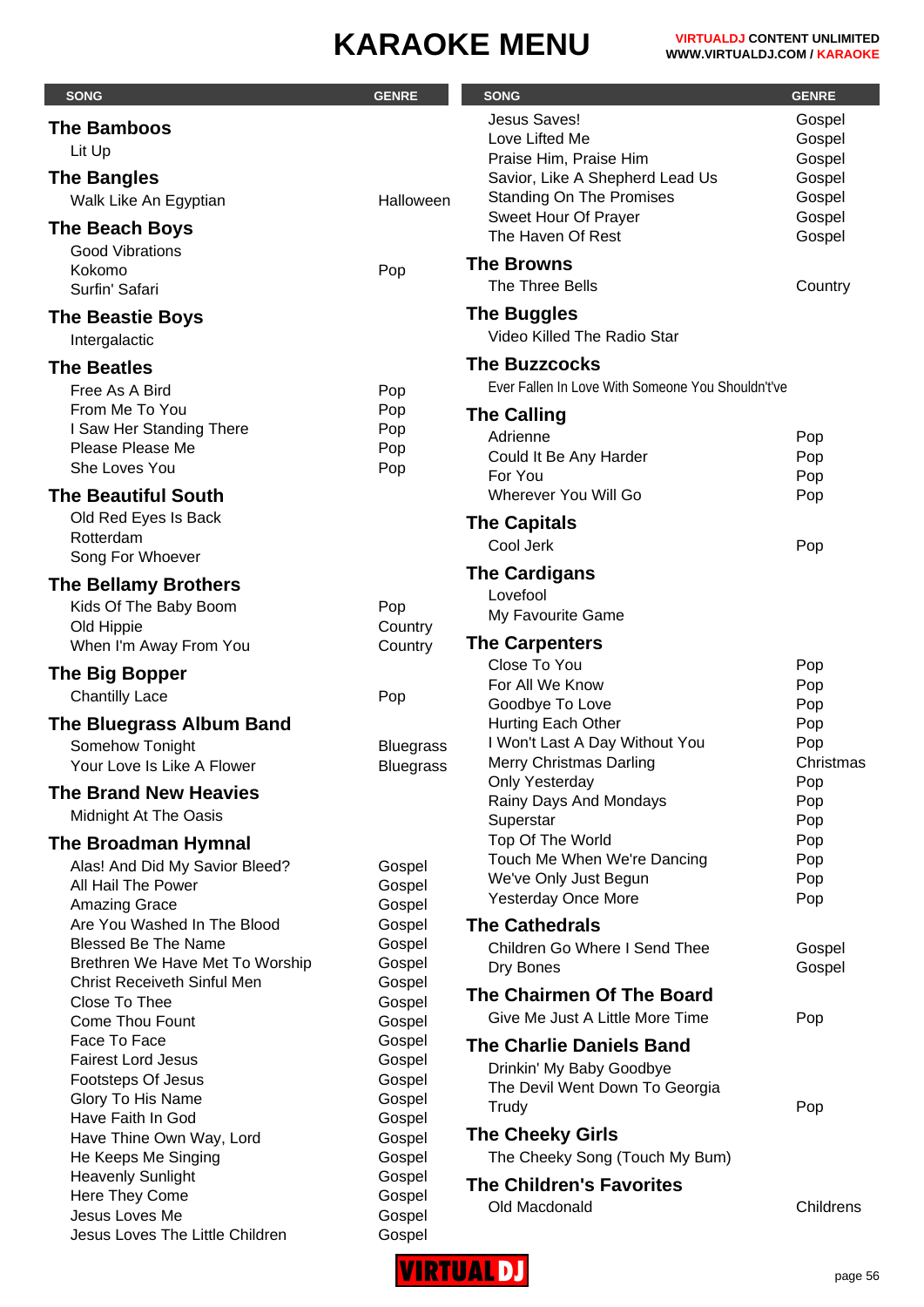# KARAOKE MENU

**VIRTUALDJ CONTENT UNLIMITED**
**WWW.VIRTUALDJ.COM / KARAOKE**

| SONG | GENRE |
|---|---|
| **The Bamboos** | |
| Lit Up | |
| **The Bangles** | |
| Walk Like An Egyptian | Halloween |
| **The Beach Boys** | |
| Good Vibrations | |
| Kokomo | Pop |
| Surfin' Safari | |
| **The Beastie Boys** | |
| Intergalactic | |
| **The Beatles** | |
| Free As A Bird | Pop |
| From Me To You | Pop |
| I Saw Her Standing There | Pop |
| Please Please Me | Pop |
| She Loves You | Pop |
| **The Beautiful South** | |
| Old Red Eyes Is Back | |
| Rotterdam | |
| Song For Whoever | |
| **The Bellamy Brothers** | |
| Kids Of The Baby Boom | Pop |
| Old Hippie | Country |
| When I'm Away From You | Country |
| **The Big Bopper** | |
| Chantilly Lace | Pop |
| **The Bluegrass Album Band** | |
| Somehow Tonight | Bluegrass |
| Your Love Is Like A Flower | Bluegrass |
| **The Brand New Heavies** | |
| Midnight At The Oasis | |
| **The Broadman Hymnal** | |
| Alas! And Did My Savior Bleed? | Gospel |
| All Hail The Power | Gospel |
| Amazing Grace | Gospel |
| Are You Washed In The Blood | Gospel |
| Blessed Be The Name | Gospel |
| Brethren We Have Met To Worship | Gospel |
| Christ Receiveth Sinful Men | Gospel |
| Close To Thee | Gospel |
| Come Thou Fount | Gospel |
| Face To Face | Gospel |
| Fairest Lord Jesus | Gospel |
| Footsteps Of Jesus | Gospel |
| Glory To His Name | Gospel |
| Have Faith In God | Gospel |
| Have Thine Own Way, Lord | Gospel |
| He Keeps Me Singing | Gospel |
| Heavenly Sunlight | Gospel |
| Here They Come | Gospel |
| Jesus Loves Me | Gospel |
| Jesus Loves The Little Children | Gospel |
| Jesus Saves! | Gospel |
| Love Lifted Me | Gospel |
| Praise Him, Praise Him | Gospel |
| Savior, Like A Shepherd Lead Us | Gospel |
| Standing On The Promises | Gospel |
| Sweet Hour Of Prayer | Gospel |
| The Haven Of Rest | Gospel |
| **The Browns** | |
| The Three Bells | Country |
| **The Buggles** | |
| Video Killed The Radio Star | |
| **The Buzzcocks** | |
| Ever Fallen In Love With Someone You Shouldn't've | |
| **The Calling** | |
| Adrienne | Pop |
| Could It Be Any Harder | Pop |
| For You | Pop |
| Wherever You Will Go | Pop |
| **The Capitals** | |
| Cool Jerk | Pop |
| **The Cardigans** | |
| Lovefool | |
| My Favourite Game | |
| **The Carpenters** | |
| Close To You | Pop |
| For All We Know | Pop |
| Goodbye To Love | Pop |
| Hurting Each Other | Pop |
| I Won't Last A Day Without You | Pop |
| Merry Christmas Darling | Christmas |
| Only Yesterday | Pop |
| Rainy Days And Mondays | Pop |
| Superstar | Pop |
| Top Of The World | Pop |
| Touch Me When We're Dancing | Pop |
| We've Only Just Begun | Pop |
| Yesterday Once More | Pop |
| **The Cathedrals** | |
| Children Go Where I Send Thee | Gospel |
| Dry Bones | Gospel |
| **The Chairmen Of The Board** | |
| Give Me Just A Little More Time | Pop |
| **The Charlie Daniels Band** | |
| Drinkin' My Baby Goodbye | |
| The Devil Went Down To Georgia | |
| Trudy | Pop |
| **The Cheeky Girls** | |
| The Cheeky Song (Touch My Bum) | |
| **The Children's Favorites** | |
| Old Macdonald | Childrens |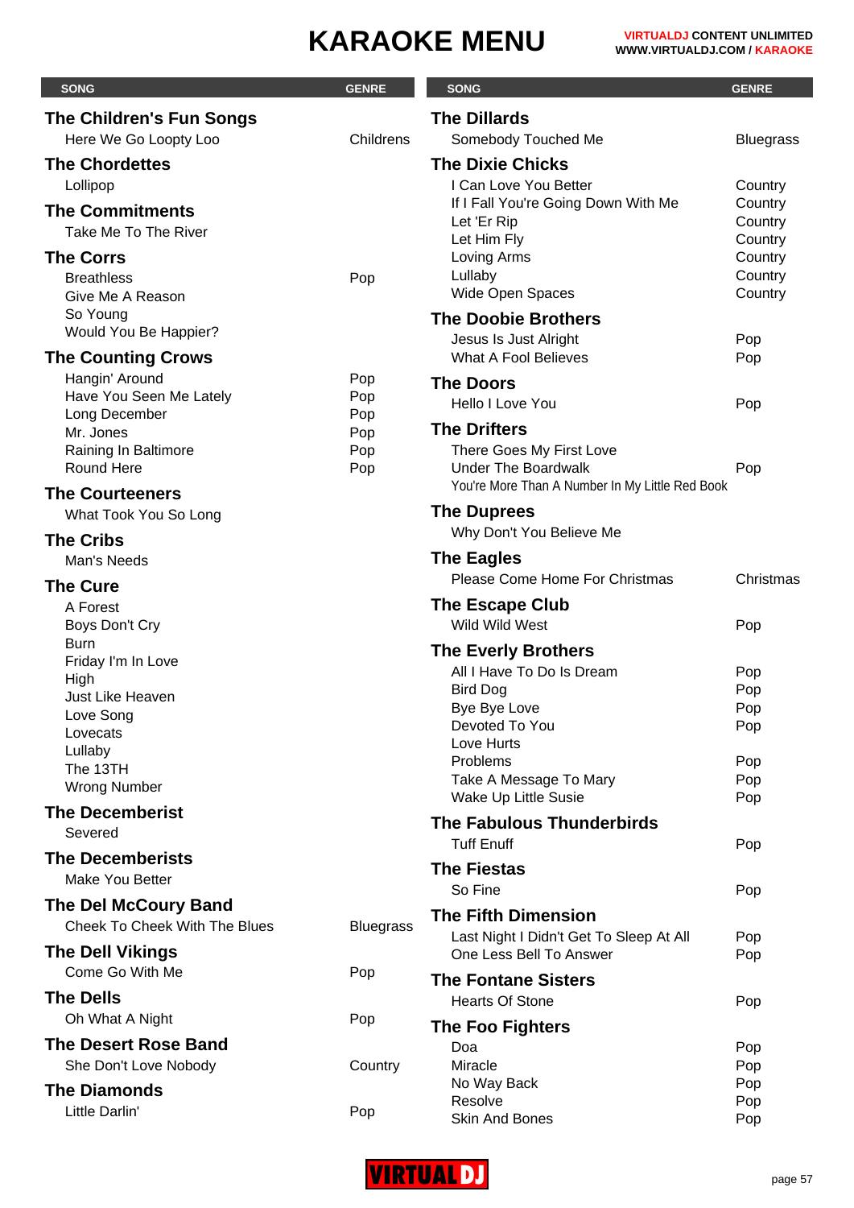# KARAOKE MENU

| SONG | GENRE |
|---|---|
| **The Children's Fun Songs** | |
| Here We Go Loopty Loo | Childrens |
| **The Chordettes** | |
| Lollipop | |
| **The Commitments** | |
| Take Me To The River | |
| **The Corrs** | |
| Breathless | Pop |
| Give Me A Reason | |
| So Young | |
| Would You Be Happier? | |
| **The Counting Crows** | |
| Hangin' Around | Pop |
| Have You Seen Me Lately | Pop |
| Long December | Pop |
| Mr. Jones | Pop |
| Raining In Baltimore | Pop |
| Round Here | Pop |
| **The Courteeners** | |
| What Took You So Long | |
| **The Cribs** | |
| Man's Needs | |
| **The Cure** | |
| A Forest | |
| Boys Don't Cry | |
| Burn | |
| Friday I'm In Love | |
| High | |
| Just Like Heaven | |
| Love Song | |
| Lovecats | |
| Lullaby | |
| The 13TH | |
| Wrong Number | |
| **The Decemberist** | |
| Severed | |
| **The Decemberists** | |
| Make You Better | |
| **The Del McCoury Band** | |
| Cheek To Cheek With The Blues | Bluegrass |
| **The Dell Vikings** | |
| Come Go With Me | Pop |
| **The Dells** | |
| Oh What A Night | Pop |
| **The Desert Rose Band** | |
| She Don't Love Nobody | Country |
| **The Diamonds** | |
| Little Darlin' | Pop |
| **The Dillards** | |
| Somebody Touched Me | Bluegrass |
| **The Dixie Chicks** | |
| I Can Love You Better | Country |
| If I Fall You're Going Down With Me | Country |
| Let 'Er Rip | Country |
| Let Him Fly | Country |
| Loving Arms | Country |
| Lullaby | Country |
| Wide Open Spaces | Country |
| **The Doobie Brothers** | |
| Jesus Is Just Alright | Pop |
| What A Fool Believes | Pop |
| **The Doors** | |
| Hello I Love You | Pop |
| **The Drifters** | |
| There Goes My First Love | |
| Under The Boardwalk | Pop |
| You're More Than A Number In My Little Red Book | |
| **The Duprees** | |
| Why Don't You Believe Me | |
| **The Eagles** | |
| Please Come Home For Christmas | Christmas |
| **The Escape Club** | |
| Wild Wild West | Pop |
| **The Everly Brothers** | |
| All I Have To Do Is Dream | Pop |
| Bird Dog | Pop |
| Bye Bye Love | Pop |
| Devoted To You | Pop |
| Love Hurts | |
| Problems | Pop |
| Take A Message To Mary | Pop |
| Wake Up Little Susie | Pop |
| **The Fabulous Thunderbirds** | |
| Tuff Enuff | Pop |
| **The Fiestas** | |
| So Fine | Pop |
| **The Fifth Dimension** | |
| Last Night I Didn't Get To Sleep At All | Pop |
| One Less Bell To Answer | Pop |
| **The Fontane Sisters** | |
| Hearts Of Stone | Pop |
| **The Foo Fighters** | |
| Doa | Pop |
| Miracle | Pop |
| No Way Back | Pop |
| Resolve | Pop |
| Skin And Bones | Pop |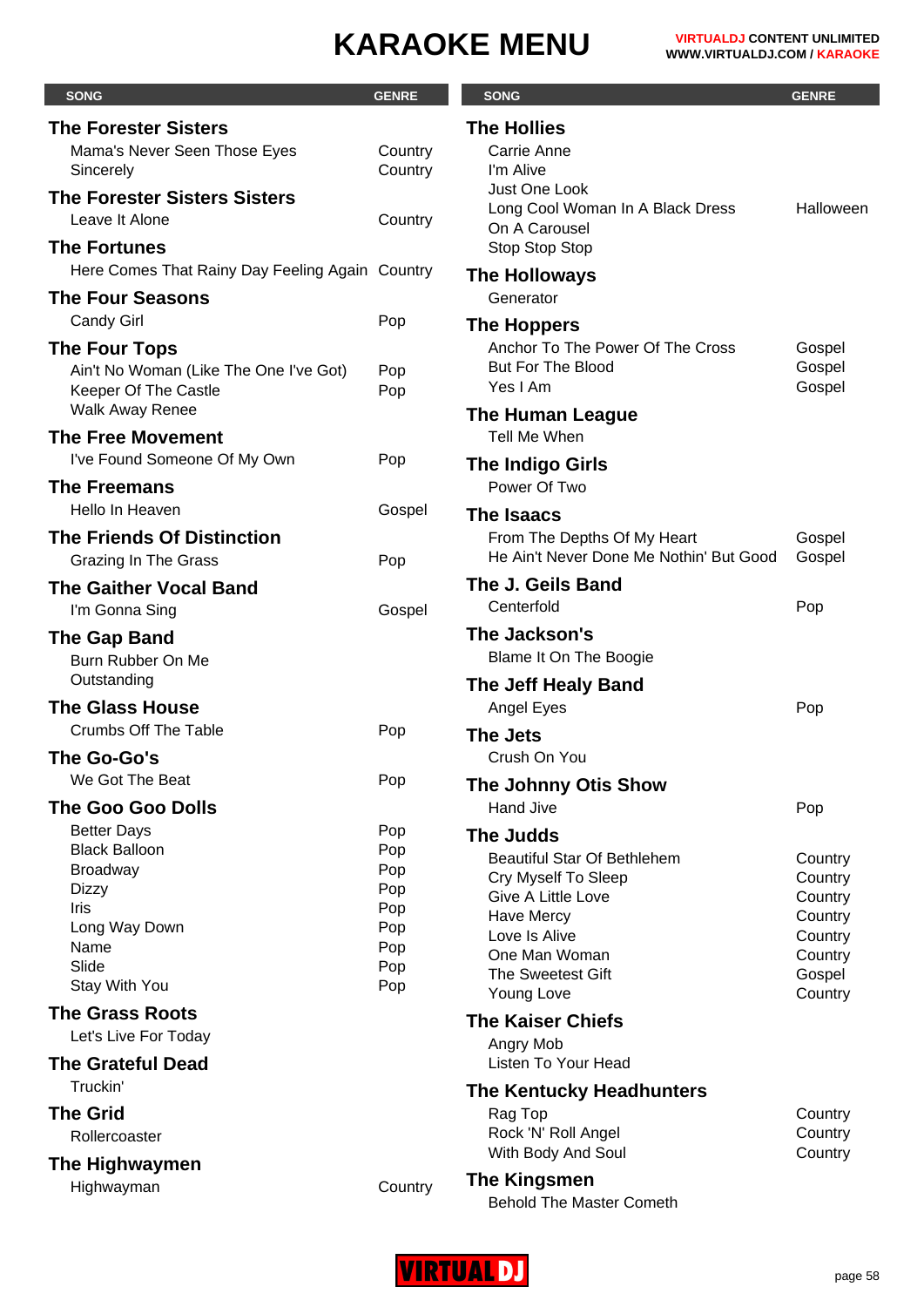# KARAOKE MENU

| SONG | GENRE |
| --- | --- |
| **The Forester Sisters** | |
| Mama's Never Seen Those Eyes | Country |
| Sincerely | Country |
| **The Forester Sisters Sisters** | |
| Leave It Alone | Country |
| **The Fortunes** | |
| Here Comes That Rainy Day Feeling Again | Country |
| **The Four Seasons** | |
| Candy Girl | Pop |
| **The Four Tops** | |
| Ain't No Woman (Like The One I've Got) | Pop |
| Keeper Of The Castle | Pop |
| Walk Away Renee | |
| **The Free Movement** | |
| I've Found Someone Of My Own | Pop |
| **The Freemans** | |
| Hello In Heaven | Gospel |
| **The Friends Of Distinction** | |
| Grazing In The Grass | Pop |
| **The Gaither Vocal Band** | |
| I'm Gonna Sing | Gospel |
| **The Gap Band** | |
| Burn Rubber On Me | |
| Outstanding | |
| **The Glass House** | |
| Crumbs Off The Table | Pop |
| **The Go-Go's** | |
| We Got The Beat | Pop |
| **The Goo Goo Dolls** | |
| Better Days | Pop |
| Black Balloon | Pop |
| Broadway | Pop |
| Dizzy | Pop |
| Iris | Pop |
| Long Way Down | Pop |
| Name | Pop |
| Slide | Pop |
| Stay With You | Pop |
| **The Grass Roots** | |
| Let's Live For Today | |
| **The Grateful Dead** | |
| Truckin' | |
| **The Grid** | |
| Rollercoaster | |
| **The Highwaymen** | |
| Highwayman | Country |
| **The Hollies** | |
| Carrie Anne | |
| I'm Alive | |
| Just One Look | |
| Long Cool Woman In A Black Dress | Halloween |
| On A Carousel | |
| Stop Stop Stop | |
| **The Holloways** | |
| Generator | |
| **The Hoppers** | |
| Anchor To The Power Of The Cross | Gospel |
| But For The Blood | Gospel |
| Yes I Am | Gospel |
| **The Human League** | |
| Tell Me When | |
| **The Indigo Girls** | |
| Power Of Two | |
| **The Isaacs** | |
| From The Depths Of My Heart | Gospel |
| He Ain't Never Done Me Nothin' But Good | Gospel |
| **The J. Geils Band** | |
| Centerfold | Pop |
| **The Jackson's** | |
| Blame It On The Boogie | |
| **The Jeff Healy Band** | |
| Angel Eyes | Pop |
| **The Jets** | |
| Crush On You | |
| **The Johnny Otis Show** | |
| Hand Jive | Pop |
| **The Judds** | |
| Beautiful Star Of Bethlehem | Country |
| Cry Myself To Sleep | Country |
| Give A Little Love | Country |
| Have Mercy | Country |
| Love Is Alive | Country |
| One Man Woman | Country |
| The Sweetest Gift | Gospel |
| Young Love | Country |
| **The Kaiser Chiefs** | |
| Angry Mob | |
| Listen To Your Head | |
| **The Kentucky Headhunters** | |
| Rag Top | Country |
| Rock 'N' Roll Angel | Country |
| With Body And Soul | Country |
| **The Kingsmen** | |
| Behold The Master Cometh | |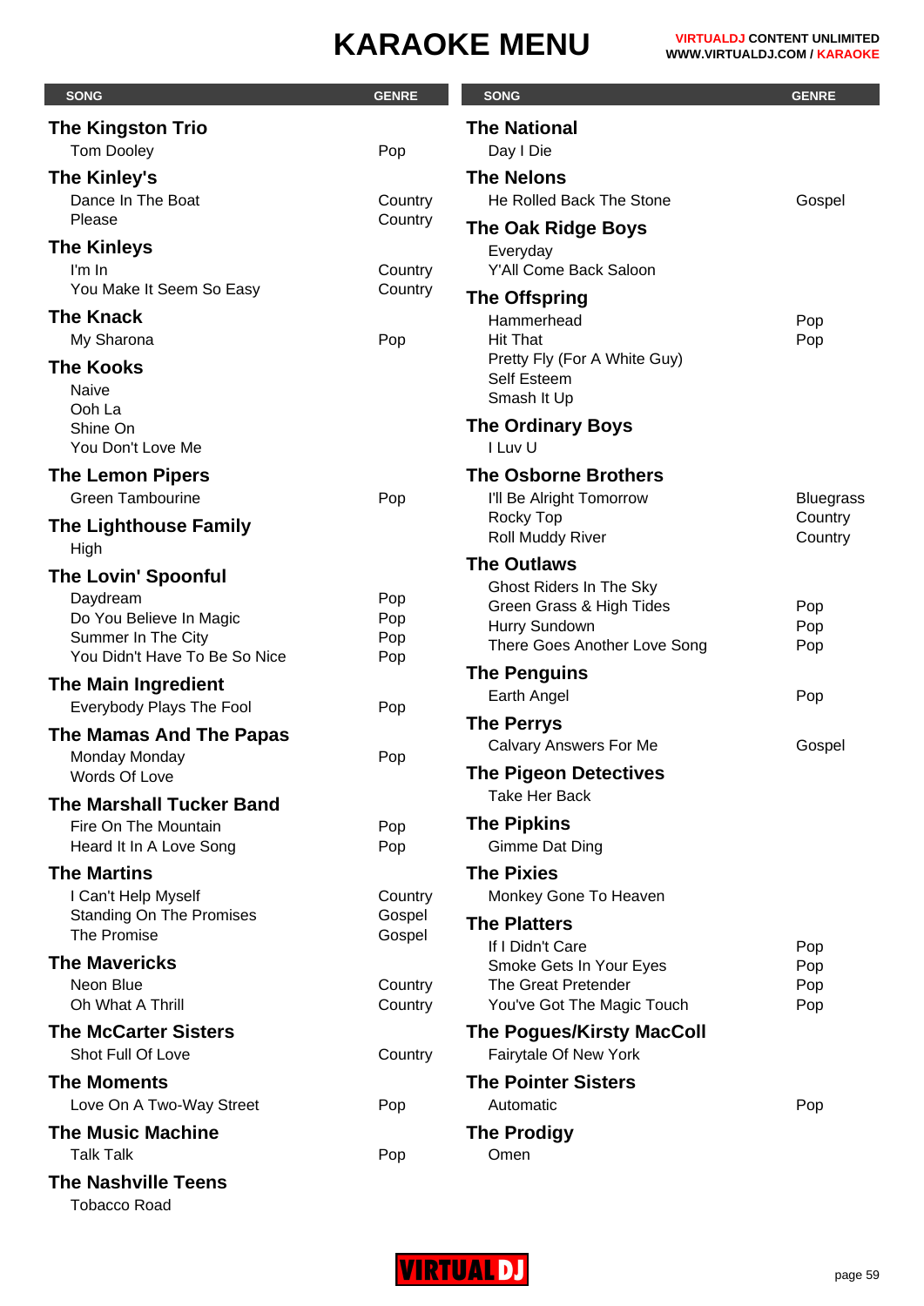# KARAOKE MENU

| SONG | GENRE |
|---|---|
| **The Kingston Trio** | |
| Tom Dooley | Pop |
| **The Kinley's** | |
| Dance In The Boat | Country |
| Please | Country |
| **The Kinleys** | |
| I'm In | Country |
| You Make It Seem So Easy | Country |
| **The Knack** | |
| My Sharona | Pop |
| **The Kooks** | |
| Naive | |
| Ooh La | |
| Shine On | |
| You Don't Love Me | |
| **The Lemon Pipers** | |
| Green Tambourine | Pop |
| **The Lighthouse Family** | |
| High | |
| **The Lovin' Spoonful** | |
| Daydream | Pop |
| Do You Believe In Magic | Pop |
| Summer In The City | Pop |
| You Didn't Have To Be So Nice | Pop |
| **The Main Ingredient** | |
| Everybody Plays The Fool | Pop |
| **The Mamas And The Papas** | |
| Monday Monday | Pop |
| Words Of Love | |
| **The Marshall Tucker Band** | |
| Fire On The Mountain | Pop |
| Heard It In A Love Song | Pop |
| **The Martins** | |
| I Can't Help Myself | Country |
| Standing On The Promises | Gospel |
| The Promise | Gospel |
| **The Mavericks** | |
| Neon Blue | Country |
| Oh What A Thrill | Country |
| **The McCarter Sisters** | |
| Shot Full Of Love | Country |
| **The Moments** | |
| Love On A Two-Way Street | Pop |
| **The Music Machine** | |
| Talk Talk | Pop |
| **The Nashville Teens** | |
| Tobacco Road | |
| **The National** | |
| Day I Die | |
| **The Nelons** | |
| He Rolled Back The Stone | Gospel |
| **The Oak Ridge Boys** | |
| Everyday | |
| Y'All Come Back Saloon | |
| **The Offspring** | |
| Hammerhead | Pop |
| Hit That | Pop |
| Pretty Fly (For A White Guy) | |
| Self Esteem | |
| Smash It Up | |
| **The Ordinary Boys** | |
| I Luv U | |
| **The Osborne Brothers** | |
| I'll Be Alright Tomorrow | Bluegrass |
| Rocky Top | Country |
| Roll Muddy River | Country |
| **The Outlaws** | |
| Ghost Riders In The Sky | |
| Green Grass & High Tides | Pop |
| Hurry Sundown | Pop |
| There Goes Another Love Song | Pop |
| **The Penguins** | |
| Earth Angel | Pop |
| **The Perrys** | |
| Calvary Answers For Me | Gospel |
| **The Pigeon Detectives** | |
| Take Her Back | |
| **The Pipkins** | |
| Gimme Dat Ding | |
| **The Pixies** | |
| Monkey Gone To Heaven | |
| **The Platters** | |
| If I Didn't Care | Pop |
| Smoke Gets In Your Eyes | Pop |
| The Great Pretender | Pop |
| You've Got The Magic Touch | Pop |
| **The Pogues/Kirsty MacColl** | |
| Fairytale Of New York | |
| **The Pointer Sisters** | |
| Automatic | Pop |
| **The Prodigy** | |
| Omen | |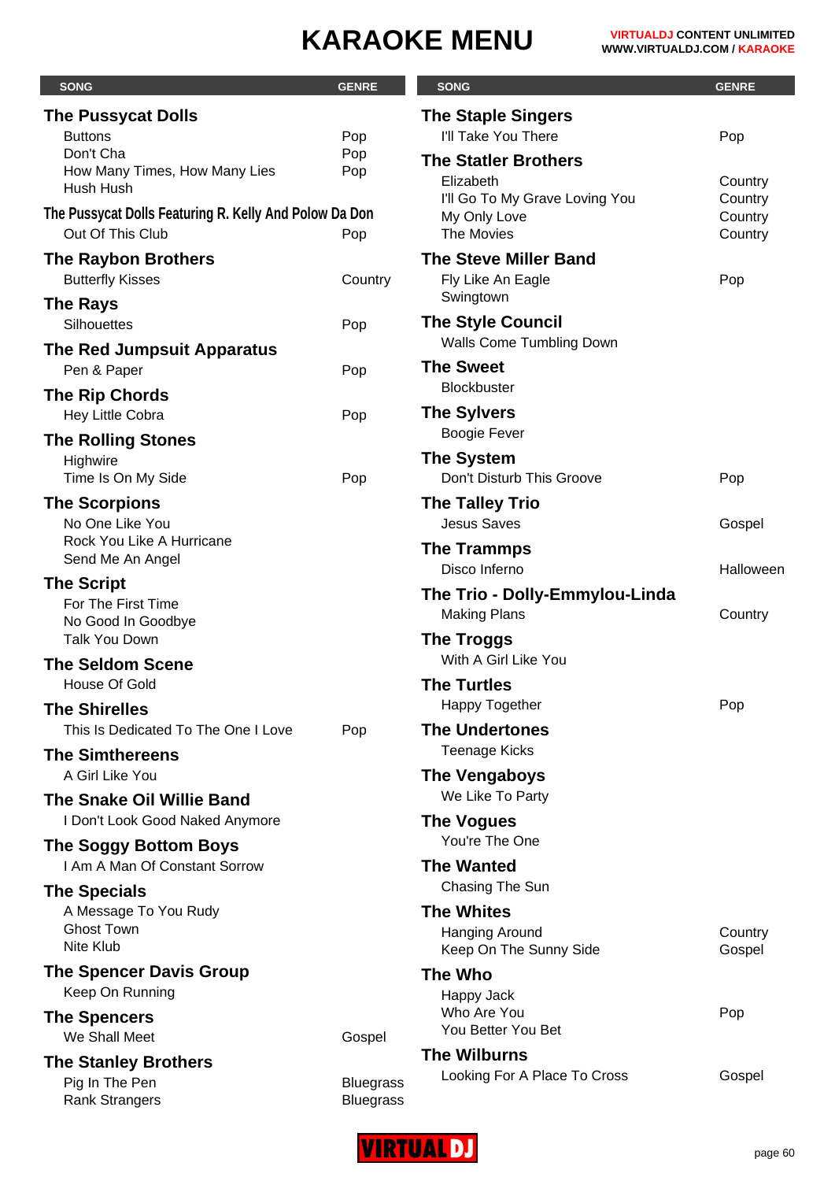# KARAOKE MENU

| SONG | GENRE |
|---|---|
| **The Pussycat Dolls** | |
| Buttons | Pop |
| Don't Cha | Pop |
| How Many Times, How Many Lies | Pop |
| Hush Hush | |
| **The Pussycat Dolls Featuring R. Kelly And Polow Da Don** | |
| Out Of This Club | Pop |
| **The Raybon Brothers** | |
| Butterfly Kisses | Country |
| **The Rays** | |
| Silhouettes | Pop |
| **The Red Jumpsuit Apparatus** | |
| Pen & Paper | Pop |
| **The Rip Chords** | |
| Hey Little Cobra | Pop |
| **The Rolling Stones** | |
| Highwire | |
| Time Is On My Side | Pop |
| **The Scorpions** | |
| No One Like You | |
| Rock You Like A Hurricane | |
| Send Me An Angel | |
| **The Script** | |
| For The First Time | |
| No Good In Goodbye | |
| Talk You Down | |
| **The Seldom Scene** | |
| House Of Gold | |
| **The Shirelles** | |
| This Is Dedicated To The One I Love | Pop |
| **The Simthereens** | |
| A Girl Like You | |
| **The Snake Oil Willie Band** | |
| I Don't Look Good Naked Anymore | |
| **The Soggy Bottom Boys** | |
| I Am A Man Of Constant Sorrow | |
| **The Specials** | |
| A Message To You Rudy | |
| Ghost Town | |
| Nite Klub | |
| **The Spencer Davis Group** | |
| Keep On Running | |
| **The Spencers** | |
| We Shall Meet | Gospel |
| **The Stanley Brothers** | |
| Pig In The Pen | Bluegrass |
| Rank Strangers | Bluegrass |
| **The Staple Singers** | |
| I'll Take You There | Pop |
| **The Statler Brothers** | |
| Elizabeth | Country |
| I'll Go To My Grave Loving You | Country |
| My Only Love | Country |
| The Movies | Country |
| **The Steve Miller Band** | |
| Fly Like An Eagle | Pop |
| Swingtown | |
| **The Style Council** | |
| Walls Come Tumbling Down | |
| **The Sweet** | |
| Blockbuster | |
| **The Sylvers** | |
| Boogie Fever | |
| **The System** | |
| Don't Disturb This Groove | Pop |
| **The Talley Trio** | |
| Jesus Saves | Gospel |
| **The Trammps** | |
| Disco Inferno | Halloween |
| **The Trio - Dolly-Emmylou-Linda** | |
| Making Plans | Country |
| **The Troggs** | |
| With A Girl Like You | |
| **The Turtles** | |
| Happy Together | Pop |
| **The Undertones** | |
| Teenage Kicks | |
| **The Vengaboys** | |
| We Like To Party | |
| **The Vogues** | |
| You're The One | |
| **The Wanted** | |
| Chasing The Sun | |
| **The Whites** | |
| Hanging Around | Country |
| Keep On The Sunny Side | Gospel |
| **The Who** | |
| Happy Jack | |
| Who Are You | Pop |
| You Better You Bet | |
| **The Wilburns** | |
| Looking For A Place To Cross | Gospel |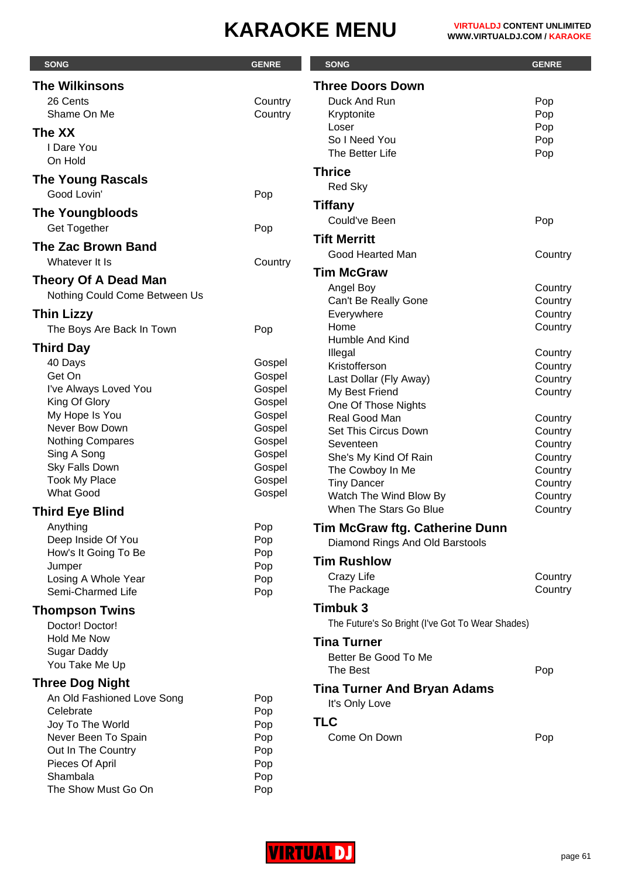# KARAOKE MENU

| SONG | GENRE |
|---|---|
| **The Wilkinsons** | |
| 26 Cents | Country |
| Shame On Me | Country |
| **The XX** | |
| I Dare You | |
| On Hold | |
| **The Young Rascals** | |
| Good Lovin' | Pop |
| **The Youngbloods** | |
| Get Together | Pop |
| **The Zac Brown Band** | |
| Whatever It Is | Country |
| **Theory Of A Dead Man** | |
| Nothing Could Come Between Us | |
| **Thin Lizzy** | |
| The Boys Are Back In Town | Pop |
| **Third Day** | |
| 40 Days | Gospel |
| Get On | Gospel |
| I've Always Loved You | Gospel |
| King Of Glory | Gospel |
| My Hope Is You | Gospel |
| Never Bow Down | Gospel |
| Nothing Compares | Gospel |
| Sing A Song | Gospel |
| Sky Falls Down | Gospel |
| Took My Place | Gospel |
| What Good | Gospel |
| **Third Eye Blind** | |
| Anything | Pop |
| Deep Inside Of You | Pop |
| How's It Going To Be | Pop |
| Jumper | Pop |
| Losing A Whole Year | Pop |
| Semi-Charmed Life | Pop |
| **Thompson Twins** | |
| Doctor! Doctor! | |
| Hold Me Now | |
| Sugar Daddy | |
| You Take Me Up | |
| **Three Dog Night** | |
| An Old Fashioned Love Song | Pop |
| Celebrate | Pop |
| Joy To The World | Pop |
| Never Been To Spain | Pop |
| Out In The Country | Pop |
| Pieces Of April | Pop |
| Shambala | Pop |
| The Show Must Go On | Pop |
| **Three Doors Down** | |
| Duck And Run | Pop |
| Kryptonite | Pop |
| Loser | Pop |
| So I Need You | Pop |
| The Better Life | Pop |
| **Thrice** | |
| Red Sky | |
| **Tiffany** | |
| Could've Been | Pop |
| **Tift Merritt** | |
| Good Hearted Man | Country |
| **Tim McGraw** | |
| Angel Boy | Country |
| Can't Be Really Gone | Country |
| Everywhere | Country |
| Home | Country |
| Humble And Kind | |
| Illegal | Country |
| Kristofferson | Country |
| Last Dollar (Fly Away) | Country |
| My Best Friend | Country |
| One Of Those Nights | |
| Real Good Man | Country |
| Set This Circus Down | Country |
| Seventeen | Country |
| She's My Kind Of Rain | Country |
| The Cowboy In Me | Country |
| Tiny Dancer | Country |
| Watch The Wind Blow By | Country |
| When The Stars Go Blue | Country |
| **Tim McGraw ftg. Catherine Dunn** | |
| Diamond Rings And Old Barstools | |
| **Tim Rushlow** | |
| Crazy Life | Country |
| The Package | Country |
| **Timbuk 3** | |
| The Future's So Bright (I've Got To Wear Shades) | |
| **Tina Turner** | |
| Better Be Good To Me | |
| The Best | Pop |
| **Tina Turner And Bryan Adams** | |
| It's Only Love | |
| **TLC** | |
| Come On Down | Pop |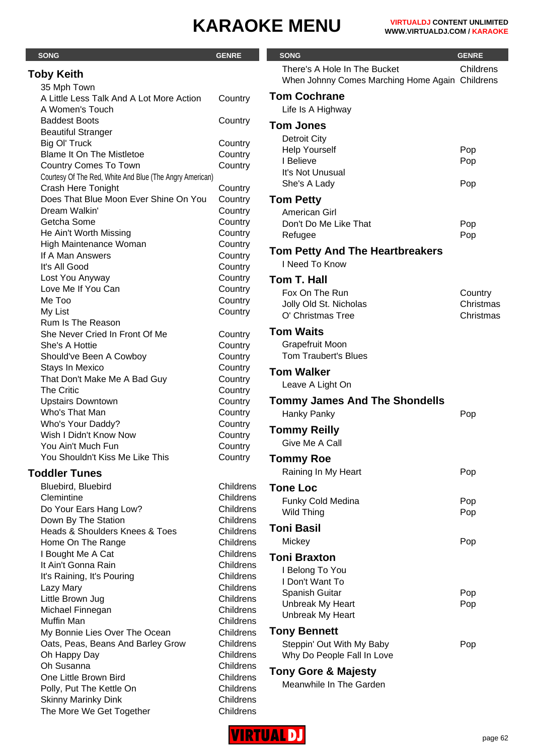# KARAOKE MENU

**VIRTUALDJ CONTENT UNLIMITED**
**WWW.VIRTUALDJ.COM / KARAOKE**

| SONG | GENRE |
|---|---|
| **Toby Keith** | |
| 35 Mph Town | |
| A Little Less Talk And A Lot More Action | Country |
| A Women's Touch | |
| Baddest Boots | Country |
| Beautiful Stranger | |
| Big Ol' Truck | Country |
| Blame It On The Mistletoe | Country |
| Country Comes To Town | Country |
| Courtesy Of The Red, White And Blue (The Angry American) | |
| Crash Here Tonight | Country |
| Does That Blue Moon Ever Shine On You | Country |
| Dream Walkin' | Country |
| Getcha Some | Country |
| He Ain't Worth Missing | Country |
| High Maintenance Woman | Country |
| If A Man Answers | Country |
| It's All Good | Country |
| Lost You Anyway | Country |
| Love Me If You Can | Country |
| Me Too | Country |
| My List | Country |
| Rum Is The Reason | |
| She Never Cried In Front Of Me | Country |
| She's A Hottie | Country |
| Should've Been A Cowboy | Country |
| Stays In Mexico | Country |
| That Don't Make Me A Bad Guy | Country |
| The Critic | Country |
| Upstairs Downtown | Country |
| Who's That Man | Country |
| Who's Your Daddy? | Country |
| Wish I Didn't Know Now | Country |
| You Ain't Much Fun | Country |
| You Shouldn't Kiss Me Like This | Country |
| **Toddler Tunes** | |
| Bluebird, Bluebird | Childrens |
| Clemintine | Childrens |
| Do Your Ears Hang Low? | Childrens |
| Down By The Station | Childrens |
| Heads & Shoulders Knees & Toes | Childrens |
| Home On The Range | Childrens |
| I Bought Me A Cat | Childrens |
| It Ain't Gonna Rain | Childrens |
| It's Raining, It's Pouring | Childrens |
| Lazy Mary | Childrens |
| Little Brown Jug | Childrens |
| Michael Finnegan | Childrens |
| Muffin Man | Childrens |
| My Bonnie Lies Over The Ocean | Childrens |
| Oats, Peas, Beans And Barley Grow | Childrens |
| Oh Happy Day | Childrens |
| Oh Susanna | Childrens |
| One Little Brown Bird | Childrens |
| Polly, Put The Kettle On | Childrens |
| Skinny Marinky Dink | Childrens |
| The More We Get Together | Childrens |
| There's A Hole In The Bucket | Childrens |
| When Johnny Comes Marching Home Again | Childrens |
| **Tom Cochrane** | |
| Life Is A Highway | |
| **Tom Jones** | |
| Detroit City | |
| Help Yourself | Pop |
| I Believe | Pop |
| It's Not Unusual | |
| She's A Lady | Pop |
| **Tom Petty** | |
| American Girl | |
| Don't Do Me Like That | Pop |
| Refugee | Pop |
| **Tom Petty And The Heartbreakers** | |
| I Need To Know | |
| **Tom T. Hall** | |
| Fox On The Run | Country |
| Jolly Old St. Nicholas | Christmas |
| O' Christmas Tree | Christmas |
| **Tom Waits** | |
| Grapefruit Moon | |
| Tom Traubert's Blues | |
| **Tom Walker** | |
| Leave A Light On | |
| **Tommy James And The Shondells** | |
| Hanky Panky | Pop |
| **Tommy Reilly** | |
| Give Me A Call | |
| **Tommy Roe** | |
| Raining In My Heart | Pop |
| **Tone Loc** | |
| Funky Cold Medina | Pop |
| Wild Thing | Pop |
| **Toni Basil** | |
| Mickey | Pop |
| **Toni Braxton** | |
| I Belong To You | |
| I Don't Want To | |
| Spanish Guitar | Pop |
| Unbreak My Heart | Pop |
| Unbreak My Heart | |
| **Tony Bennett** | |
| Steppin' Out With My Baby | Pop |
| Why Do People Fall In Love | |
| **Tony Gore & Majesty** | |
| Meanwhile In The Garden | |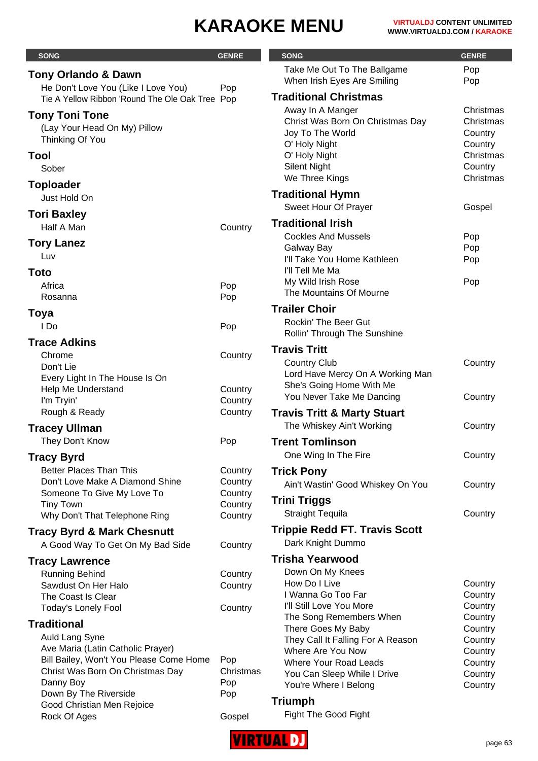# KARAOKE MENU

| SONG | GENRE |
|---|---|
| **Tony Orlando & Dawn** | |
| He Don't Love You (Like I Love You) | Pop |
| Tie A Yellow Ribbon 'Round The Ole Oak Tree | Pop |
| **Tony Toni Tone** | |
| (Lay Your Head On My) Pillow | |
| Thinking Of You | |
| **Tool** | |
| Sober | |
| **Toploader** | |
| Just Hold On | |
| **Tori Baxley** | |
| Half A Man | Country |
| **Tory Lanez** | |
| Luv | |
| **Toto** | |
| Africa | Pop |
| Rosanna | Pop |
| **Toya** | |
| I Do | Pop |
| **Trace Adkins** | |
| Chrome | Country |
| Don't Lie | |
| Every Light In The House Is On | |
| Help Me Understand | Country |
| I'm Tryin' | Country |
| Rough & Ready | Country |
| **Tracey Ullman** | |
| They Don't Know | Pop |
| **Tracy Byrd** | |
| Better Places Than This | Country |
| Don't Love Make A Diamond Shine | Country |
| Someone To Give My Love To | Country |
| Tiny Town | Country |
| Why Don't That Telephone Ring | Country |
| **Tracy Byrd & Mark Chesnutt** | |
| A Good Way To Get On My Bad Side | Country |
| **Tracy Lawrence** | |
| Running Behind | Country |
| Sawdust On Her Halo | Country |
| The Coast Is Clear | |
| Today's Lonely Fool | Country |
| **Traditional** | |
| Auld Lang Syne | |
| Ave Maria (Latin Catholic Prayer) | |
| Bill Bailey, Won't You Please Come Home | Pop |
| Christ Was Born On Christmas Day | Christmas |
| Danny Boy | Pop |
| Down By The Riverside | Pop |
| Good Christian Men Rejoice | |
| Rock Of Ages | Gospel |
| Take Me Out To The Ballgame | Pop |
| When Irish Eyes Are Smiling | Pop |
| **Traditional Christmas** | |
| Away In A Manger | Christmas |
| Christ Was Born On Christmas Day | Christmas |
| Joy To The World | Country |
| O' Holy Night | Country |
| O' Holy Night | Christmas |
| Silent Night | Country |
| We Three Kings | Christmas |
| **Traditional Hymn** | |
| Sweet Hour Of Prayer | Gospel |
| **Traditional Irish** | |
| Cockles And Mussels | Pop |
| Galway Bay | Pop |
| I'll Take You Home Kathleen | Pop |
| I'll Tell Me Ma | |
| My Wild Irish Rose | Pop |
| The Mountains Of Mourne | |
| **Trailer Choir** | |
| Rockin' The Beer Gut | |
| Rollin' Through The Sunshine | |
| **Travis Tritt** | |
| Country Club | Country |
| Lord Have Mercy On A Working Man | |
| She's Going Home With Me | |
| You Never Take Me Dancing | Country |
| **Travis Tritt & Marty Stuart** | |
| The Whiskey Ain't Working | Country |
| **Trent Tomlinson** | |
| One Wing In The Fire | Country |
| **Trick Pony** | |
| Ain't Wastin' Good Whiskey On You | Country |
| **Trini Triggs** | |
| Straight Tequila | Country |
| **Trippie Redd FT. Travis Scott** | |
| Dark Knight Dummo | |
| **Trisha Yearwood** | |
| Down On My Knees | |
| How Do I Live | Country |
| I Wanna Go Too Far | Country |
| I'll Still Love You More | Country |
| The Song Remembers When | Country |
| There Goes My Baby | Country |
| They Call It Falling For A Reason | Country |
| Where Are You Now | Country |
| Where Your Road Leads | Country |
| You Can Sleep While I Drive | Country |
| You're Where I Belong | Country |
| **Triumph** | |
| Fight The Good Fight | |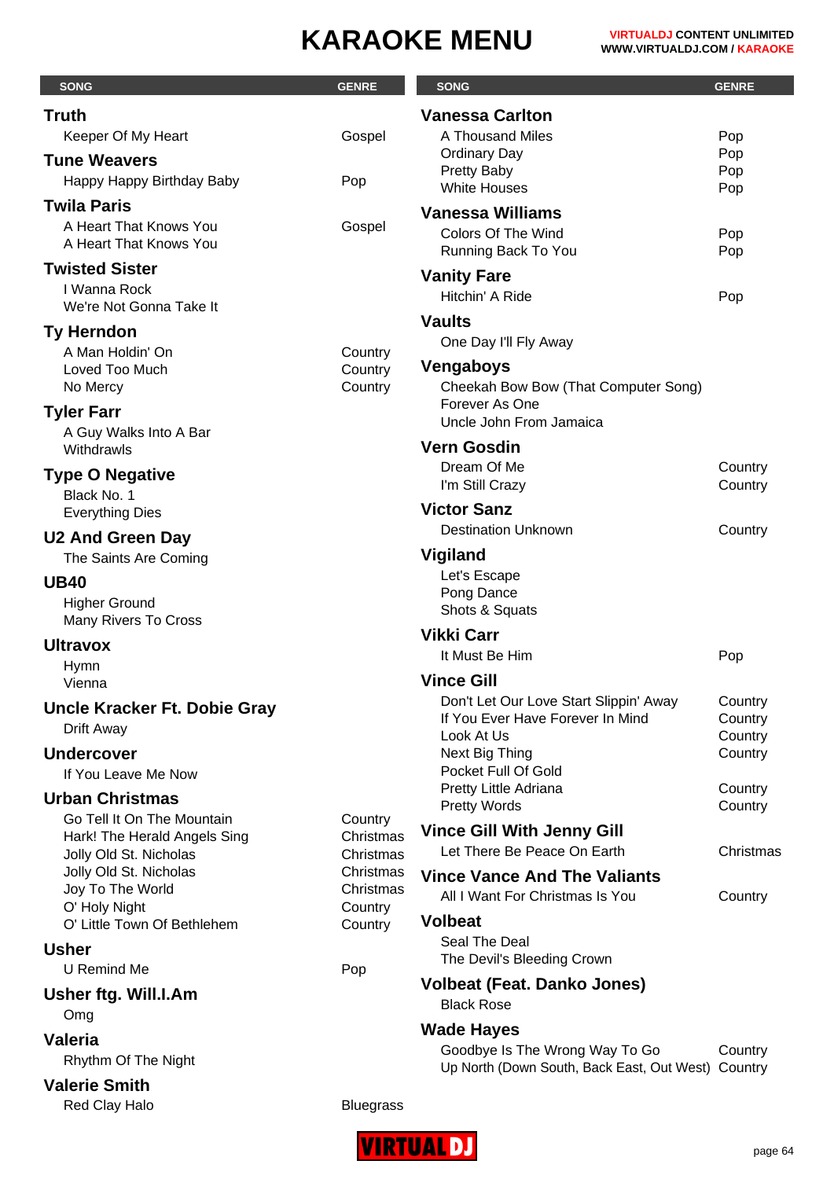# KARAOKE MENU

VIRTUALDJ CONTENT UNLIMITED
WWW.VIRTUALDJ.COM / KARAOKE

| SONG | GENRE |
|---|---|
| **Truth** | |
| Keeper Of My Heart | Gospel |
| **Tune Weavers** | |
| Happy Happy Birthday Baby | Pop |
| **Twila Paris** | |
| A Heart That Knows You | Gospel |
| A Heart That Knows You | |
| **Twisted Sister** | |
| I Wanna Rock | |
| We're Not Gonna Take It | |
| **Ty Herndon** | |
| A Man Holdin' On | Country |
| Loved Too Much | Country |
| No Mercy | Country |
| **Tyler Farr** | |
| A Guy Walks Into A Bar | |
| Withdrawls | |
| **Type O Negative** | |
| Black No. 1 | |
| Everything Dies | |
| **U2 And Green Day** | |
| The Saints Are Coming | |
| **UB40** | |
| Higher Ground | |
| Many Rivers To Cross | |
| **Ultravox** | |
| Hymn | |
| Vienna | |
| **Uncle Kracker Ft. Dobie Gray** | |
| Drift Away | |
| **Undercover** | |
| If You Leave Me Now | |
| **Urban Christmas** | |
| Go Tell It On The Mountain | Country |
| Hark! The Herald Angels Sing | Christmas |
| Jolly Old St. Nicholas | Christmas |
| Jolly Old St. Nicholas | Christmas |
| Joy To The World | Christmas |
| O' Holy Night | Country |
| O' Little Town Of Bethlehem | Country |
| **Usher** | |
| U Remind Me | Pop |
| **Usher ftg. Will.I.Am** | |
| Omg | |
| **Valeria** | |
| Rhythm Of The Night | |
| **Valerie Smith** | |
| Red Clay Halo | Bluegrass |
| **Vanessa Carlton** | |
| A Thousand Miles | Pop |
| Ordinary Day | Pop |
| Pretty Baby | Pop |
| White Houses | Pop |
| **Vanessa Williams** | |
| Colors Of The Wind | Pop |
| Running Back To You | Pop |
| **Vanity Fare** | |
| Hitchin' A Ride | Pop |
| **Vaults** | |
| One Day I'll Fly Away | |
| **Vengaboys** | |
| Cheekah Bow Bow (That Computer Song) | |
| Forever As One | |
| Uncle John From Jamaica | |
| **Vern Gosdin** | |
| Dream Of Me | Country |
| I'm Still Crazy | Country |
| **Victor Sanz** | |
| Destination Unknown | Country |
| **Vigiland** | |
| Let's Escape | |
| Pong Dance | |
| Shots & Squats | |
| **Vikki Carr** | |
| It Must Be Him | Pop |
| **Vince Gill** | |
| Don't Let Our Love Start Slippin' Away | Country |
| If You Ever Have Forever In Mind | Country |
| Look At Us | Country |
| Next Big Thing | Country |
| Pocket Full Of Gold | |
| Pretty Little Adriana | Country |
| Pretty Words | Country |
| **Vince Gill With Jenny Gill** | |
| Let There Be Peace On Earth | Christmas |
| **Vince Vance And The Valiants** | |
| All I Want For Christmas Is You | Country |
| **Volbeat** | |
| Seal The Deal | |
| The Devil's Bleeding Crown | |
| **Volbeat (Feat. Danko Jones)** | |
| Black Rose | |
| **Wade Hayes** | |
| Goodbye Is The Wrong Way To Go | Country |
| Up North (Down South, Back East, Out West) | Country |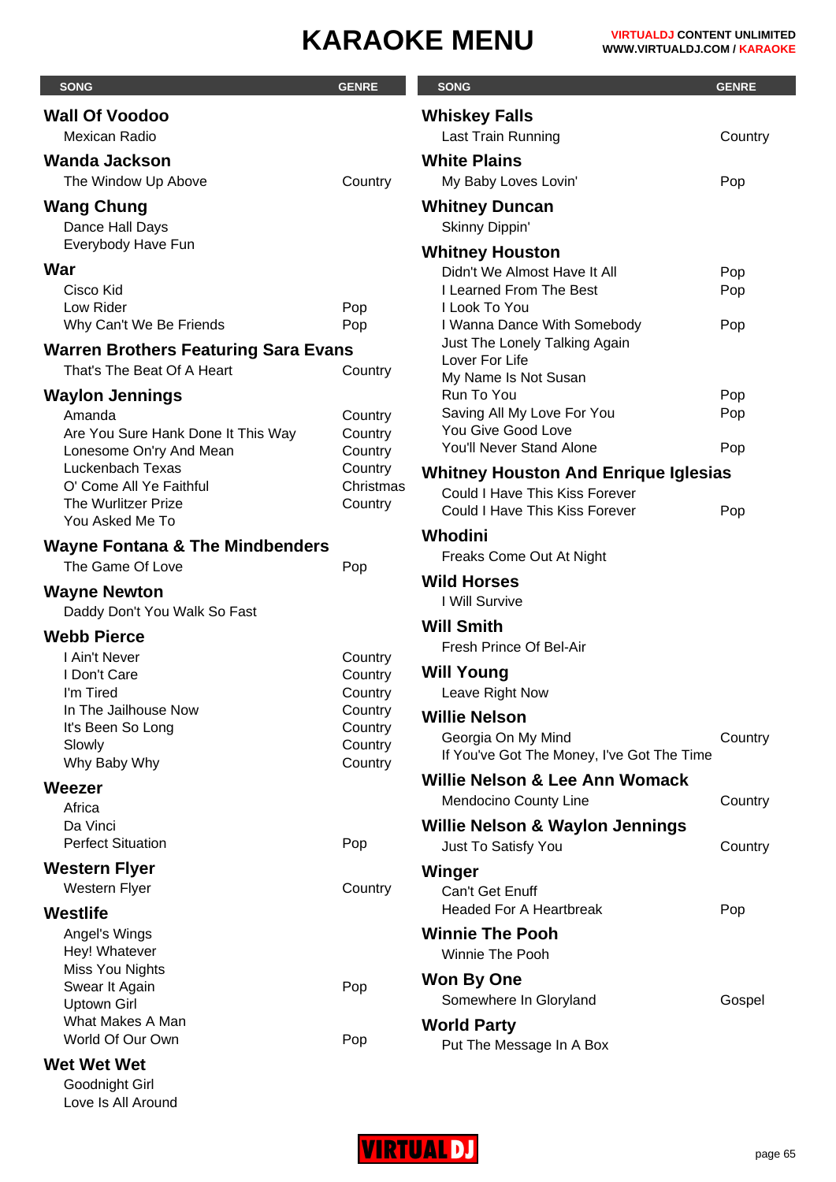# KARAOKE MENU

| SONG | GENRE |
| --- | --- |
| **Wall Of Voodoo** | |
| Mexican Radio | |
| **Wanda Jackson** | |
| The Window Up Above | Country |
| **Wang Chung** | |
| Dance Hall Days | |
| Everybody Have Fun | |
| **War** | |
| Cisco Kid | |
| Low Rider | Pop |
| Why Can't We Be Friends | Pop |
| **Warren Brothers Featuring Sara Evans** | |
| That's The Beat Of A Heart | Country |
| **Waylon Jennings** | |
| Amanda | Country |
| Are You Sure Hank Done It This Way | Country |
| Lonesome On'ry And Mean | Country |
| Luckenbach Texas | Country |
| O' Come All Ye Faithful | Christmas |
| The Wurlitzer Prize | Country |
| You Asked Me To | |
| **Wayne Fontana & The Mindbenders** | |
| The Game Of Love | Pop |
| **Wayne Newton** | |
| Daddy Don't You Walk So Fast | |
| **Webb Pierce** | |
| I Ain't Never | Country |
| I Don't Care | Country |
| I'm Tired | Country |
| In The Jailhouse Now | Country |
| It's Been So Long | Country |
| Slowly | Country |
| Why Baby Why | Country |
| **Weezer** | |
| Africa | |
| Da Vinci | |
| Perfect Situation | Pop |
| **Western Flyer** | |
| Western Flyer | Country |
| **Westlife** | |
| Angel's Wings | |
| Hey! Whatever | |
| Miss You Nights | |
| Swear It Again | Pop |
| Uptown Girl | |
| What Makes A Man | |
| World Of Our Own | Pop |
| **Wet Wet Wet** | |
| Goodnight Girl | |
| Love Is All Around | |
| **Whiskey Falls** | |
| Last Train Running | Country |
| **White Plains** | |
| My Baby Loves Lovin' | Pop |
| **Whitney Duncan** | |
| Skinny Dippin' | |
| **Whitney Houston** | |
| Didn't We Almost Have It All | Pop |
| I Learned From The Best | Pop |
| I Look To You | |
| I Wanna Dance With Somebody | Pop |
| Just The Lonely Talking Again | |
| Lover For Life | |
| My Name Is Not Susan | |
| Run To You | Pop |
| Saving All My Love For You | Pop |
| You Give Good Love | |
| You'll Never Stand Alone | Pop |
| **Whitney Houston And Enrique Iglesias** | |
| Could I Have This Kiss Forever | |
| Could I Have This Kiss Forever | Pop |
| **Whodini** | |
| Freaks Come Out At Night | |
| **Wild Horses** | |
| I Will Survive | |
| **Will Smith** | |
| Fresh Prince Of Bel-Air | |
| **Will Young** | |
| Leave Right Now | |
| **Willie Nelson** | |
| Georgia On My Mind | Country |
| If You've Got The Money, I've Got The Time | |
| **Willie Nelson & Lee Ann Womack** | |
| Mendocino County Line | Country |
| **Willie Nelson & Waylon Jennings** | |
| Just To Satisfy You | Country |
| **Winger** | |
| Can't Get Enuff | |
| Headed For A Heartbreak | Pop |
| **Winnie The Pooh** | |
| Winnie The Pooh | |
| **Won By One** | |
| Somewhere In Gloryland | Gospel |
| **World Party** | |
| Put The Message In A Box | |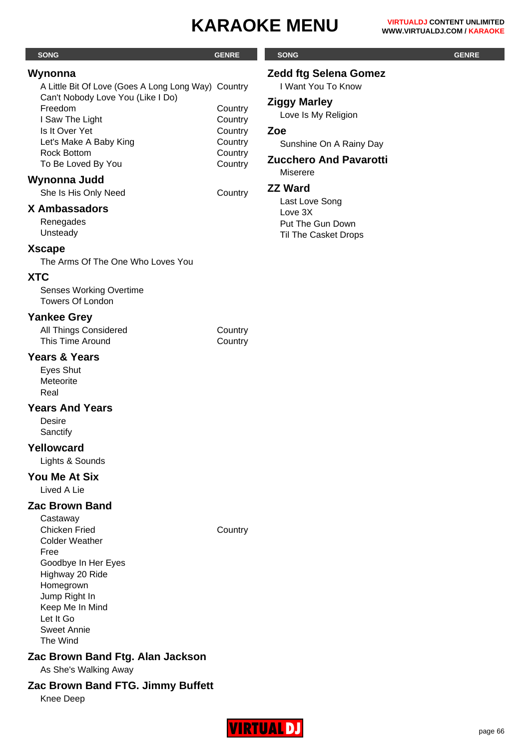# KARAOKE MENU

VIRTUALDJ CONTENT UNLIMITED
WWW.VIRTUALDJ.COM / KARAOKE

| SONG | GENRE |
|---|---|
| **Wynonna** | |
| A Little Bit Of Love (Goes A Long Long Way) | Country |
| Can't Nobody Love You (Like I Do) | |
| Freedom | Country |
| I Saw The Light | Country |
| Is It Over Yet | Country |
| Let's Make A Baby King | Country |
| Rock Bottom | Country |
| To Be Loved By You | Country |
| **Wynonna Judd** | |
| She Is His Only Need | Country |
| **X Ambassadors** | |
| Renegades | |
| Unsteady | |
| **Xscape** | |
| The Arms Of The One Who Loves You | |
| **XTC** | |
| Senses Working Overtime | |
| Towers Of London | |
| **Yankee Grey** | |
| All Things Considered | Country |
| This Time Around | Country |
| **Years & Years** | |
| Eyes Shut | |
| Meteorite | |
| Real | |
| **Years And Years** | |
| Desire | |
| Sanctify | |
| **Yellowcard** | |
| Lights & Sounds | |
| **You Me At Six** | |
| Lived A Lie | |
| **Zac Brown Band** | |
| Castaway | |
| Chicken Fried | Country |
| Colder Weather | |
| Free | |
| Goodbye In Her Eyes | |
| Highway 20 Ride | |
| Homegrown | |
| Jump Right In | |
| Keep Me In Mind | |
| Let It Go | |
| Sweet Annie | |
| The Wind | |
| **Zac Brown Band Ftg. Alan Jackson** | |
| As She's Walking Away | |
| **Zac Brown Band FTG. Jimmy Buffett** | |
| Knee Deep | |
| **Zedd ftg Selena Gomez** | |
| I Want You To Know | |
| **Ziggy Marley** | |
| Love Is My Religion | |
| **Zoe** | |
| Sunshine On A Rainy Day | |
| **Zucchero And Pavarotti** | |
| Miserere | |
| **ZZ Ward** | |
| Last Love Song | |
| Love 3X | |
| Put The Gun Down | |
| Til The Casket Drops | |